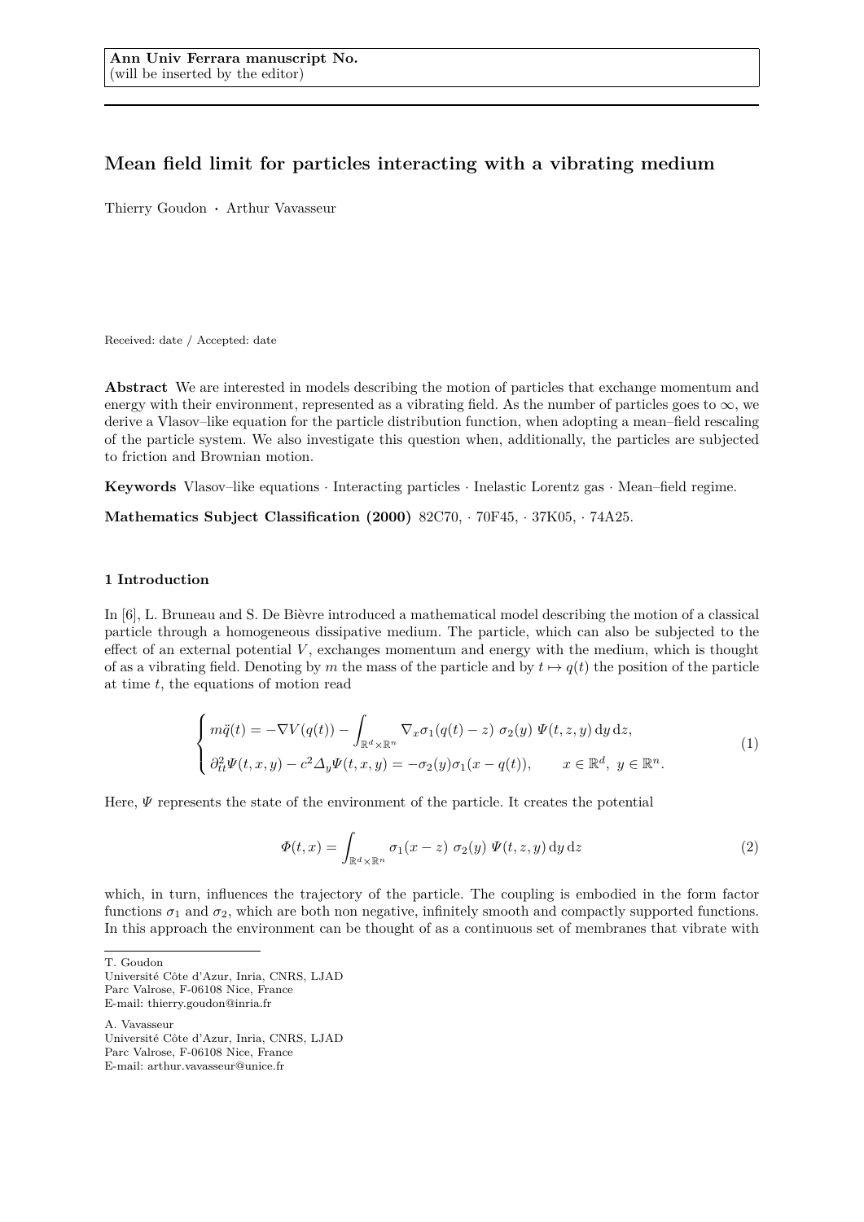Ann Univ Ferrara manuscript No.
(will be inserted by the editor)

# Mean field limit for particles interacting with a vibrating medium

Thierry Goudon · Arthur Vavasseur

Received: date / Accepted: date

**Abstract** We are interested in models describing the motion of particles that exchange momentum and energy with their environment, represented as a vibrating field. As the number of particles goes to $\infty$, we derive a Vlasov–like equation for the particle distribution function, when adopting a mean–field rescaling of the particle system. We also investigate this question when, additionally, the particles are subjected to friction and Brownian motion.

**Keywords** Vlasov–like equations · Interacting particles · Inelastic Lorentz gas · Mean–field regime.

**Mathematics Subject Classification (2000)** 82C70, · 70F45, · 37K05, · 74A25.

## 1 Introduction

In [6], L. Bruneau and S. De Bièvre introduced a mathematical model describing the motion of a classical particle through a homogeneous dissipative medium. The particle, which can also be subjected to the effect of an external potential $V$, exchanges momentum and energy with the medium, which is thought of as a vibrating field. Denoting by $m$ the mass of the particle and by $t \mapsto q(t)$ the position of the particle at time $t$, the equations of motion read

$$
\begin{cases}
m\ddot{q}(t) = -\nabla V(q(t)) - \displaystyle\int_{\mathbb{R}^d \times \mathbb{R}^n} \nabla_x \sigma_1(q(t) - z)\ \sigma_2(y)\ \Psi(t, z, y)\,\mathrm{d}y\,\mathrm{d}z, \\
\partial_{tt}^2 \Psi(t, x, y) - c^2 \Delta_y \Psi(t, x, y) = -\sigma_2(y)\sigma_1(x - q(t)), \qquad x \in \mathbb{R}^d,\ y \in \mathbb{R}^n.
\end{cases}
\tag{1}
$$

Here, $\Psi$ represents the state of the environment of the particle. It creates the potential

$$
\Phi(t, x) = \int_{\mathbb{R}^d \times \mathbb{R}^n} \sigma_1(x - z)\ \sigma_2(y)\ \Psi(t, z, y)\,\mathrm{d}y\,\mathrm{d}z \tag{2}
$$

which, in turn, influences the trajectory of the particle. The coupling is embodied in the form factor functions $\sigma_1$ and $\sigma_2$, which are both non negative, infinitely smooth and compactly supported functions. In this approach the environment can be thought of as a continuous set of membranes that vibrate with

T. Goudon
Université Côte d'Azur, Inria, CNRS, LJAD
Parc Valrose, F-06108 Nice, France
E-mail: thierry.goudon@inria.fr

A. Vavasseur
Université Côte d'Azur, Inria, CNRS, LJAD
Parc Valrose, F-06108 Nice, France
E-mail: arthur.vavasseur@unice.fr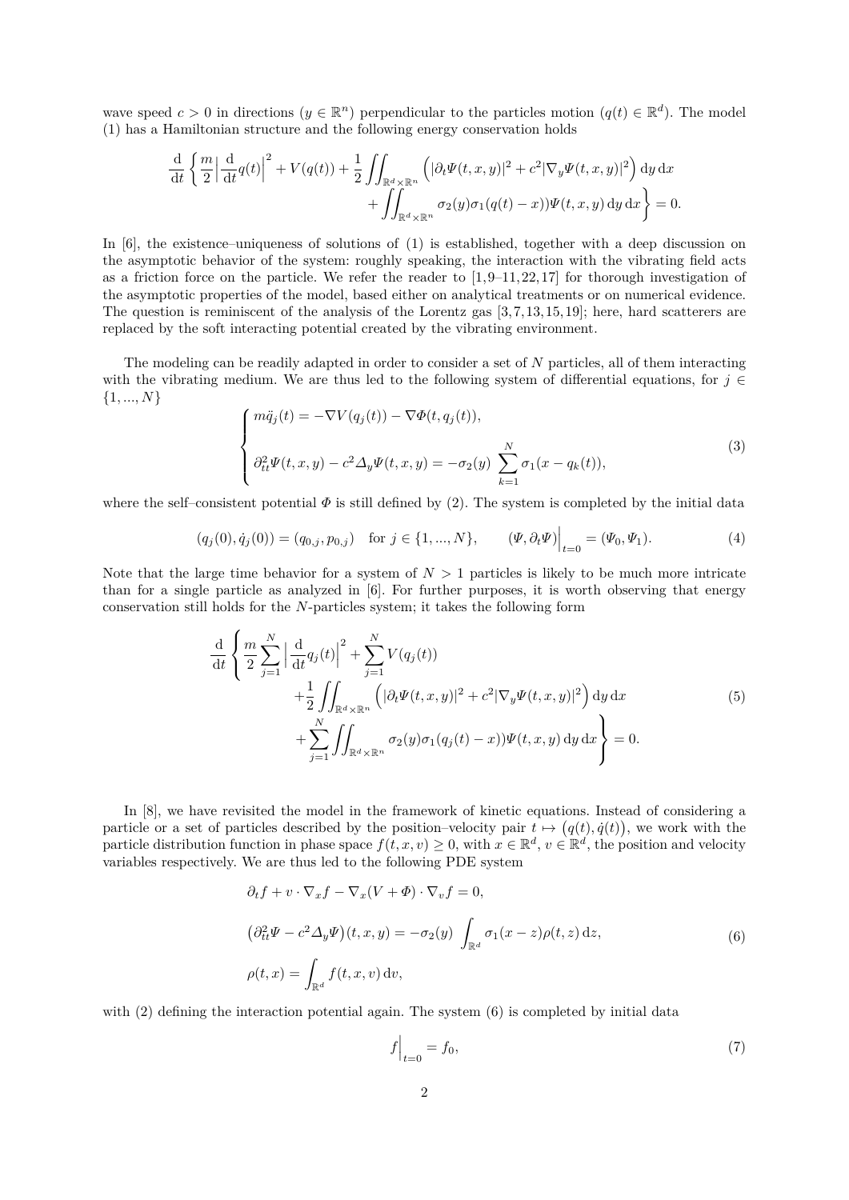wave speed $c > 0$ in directions ($y \in \mathbb{R}^n$) perpendicular to the particles motion ($q(t) \in \mathbb{R}^d$). The model (1) has a Hamiltonian structure and the following energy conservation holds

$$
\frac{\mathrm{d}}{\mathrm{d}t}\left\{ \frac{m}{2}\Big|\frac{\mathrm{d}}{\mathrm{d}t}q(t)\Big|^2 + V(q(t)) + \frac{1}{2}\iint_{\mathbb{R}^d\times\mathbb{R}^n}\Big(|\partial_t\Psi(t,x,y)|^2 + c^2|\nabla_y\Psi(t,x,y)|^2\Big)\,\mathrm{d}y\,\mathrm{d}x \right.
$$
$$
\left. + \iint_{\mathbb{R}^d\times\mathbb{R}^n}\sigma_2(y)\sigma_1(q(t)-x))\Psi(t,x,y)\,\mathrm{d}y\,\mathrm{d}x \right\} = 0.
$$

In [6], the existence–uniqueness of solutions of (1) is established, together with a deep discussion on the asymptotic behavior of the system: roughly speaking, the interaction with the vibrating field acts as a friction force on the particle. We refer the reader to [1,9–11,22,17] for thorough investigation of the asymptotic properties of the model, based either on analytical treatments or on numerical evidence. The question is reminiscent of the analysis of the Lorentz gas [3,7,13,15,19]; here, hard scatterers are replaced by the soft interacting potential created by the vibrating environment.

The modeling can be readily adapted in order to consider a set of $N$ particles, all of them interacting with the vibrating medium. We are thus led to the following system of differential equations, for $j \in \{1,...,N\}$

$$
\begin{cases}
m\ddot{q}_j(t) = -\nabla V(q_j(t)) - \nabla\Phi(t,q_j(t)), \\[2mm]
\partial^2_{tt}\Psi(t,x,y) - c^2\Delta_y\Psi(t,x,y) = -\sigma_2(y)\displaystyle\sum_{k=1}^N \sigma_1(x-q_k(t)),
\end{cases}
\tag{3}
$$

where the self–consistent potential $\Phi$ is still defined by (2). The system is completed by the initial data

$$
(q_j(0),\dot{q}_j(0)) = (q_{0,j},p_{0,j}) \quad \text{for } j\in\{1,...,N\}, \qquad (\Psi,\partial_t\Psi)\Big|_{t=0} = (\Psi_0,\Psi_1). \tag{4}
$$

Note that the large time behavior for a system of $N > 1$ particles is likely to be much more intricate than for a single particle as analyzed in [6]. For further purposes, it is worth observing that energy conservation still holds for the $N$-particles system; it takes the following form

$$
\begin{aligned}
\frac{\mathrm{d}}{\mathrm{d}t}\Bigg\{ &\frac{m}{2}\sum_{j=1}^N\Big|\frac{\mathrm{d}}{\mathrm{d}t}q_j(t)\Big|^2 + \sum_{j=1}^N V(q_j(t)) \\
&+\frac{1}{2}\iint_{\mathbb{R}^d\times\mathbb{R}^n}\Big(|\partial_t\Psi(t,x,y)|^2 + c^2|\nabla_y\Psi(t,x,y)|^2\Big)\,\mathrm{d}y\,\mathrm{d}x \\
&+\sum_{j=1}^N\iint_{\mathbb{R}^d\times\mathbb{R}^n}\sigma_2(y)\sigma_1(q_j(t)-x))\Psi(t,x,y)\,\mathrm{d}y\,\mathrm{d}x\Bigg\} = 0.
\end{aligned}
\tag{5}
$$

In [8], we have revisited the model in the framework of kinetic equations. Instead of considering a particle or a set of particles described by the position–velocity pair $t\mapsto\big(q(t),\dot{q}(t)\big)$, we work with the particle distribution function in phase space $f(t,x,v)\geq 0$, with $x\in\mathbb{R}^d$, $v\in\mathbb{R}^d$, the position and velocity variables respectively. We are thus led to the following PDE system

$$
\begin{aligned}
&\partial_t f + v\cdot\nabla_x f - \nabla_x(V+\Phi)\cdot\nabla_v f = 0, \\
&\big(\partial^2_{tt}\Psi - c^2\Delta_y\Psi\big)(t,x,y) = -\sigma_2(y)\int_{\mathbb{R}^d}\sigma_1(x-z)\rho(t,z)\,\mathrm{d}z, \\
&\rho(t,x) = \int_{\mathbb{R}^d} f(t,x,v)\,\mathrm{d}v,
\end{aligned}
\tag{6}
$$

with (2) defining the interaction potential again. The system (6) is completed by initial data

$$
f\Big|_{t=0} = f_0, \tag{7}
$$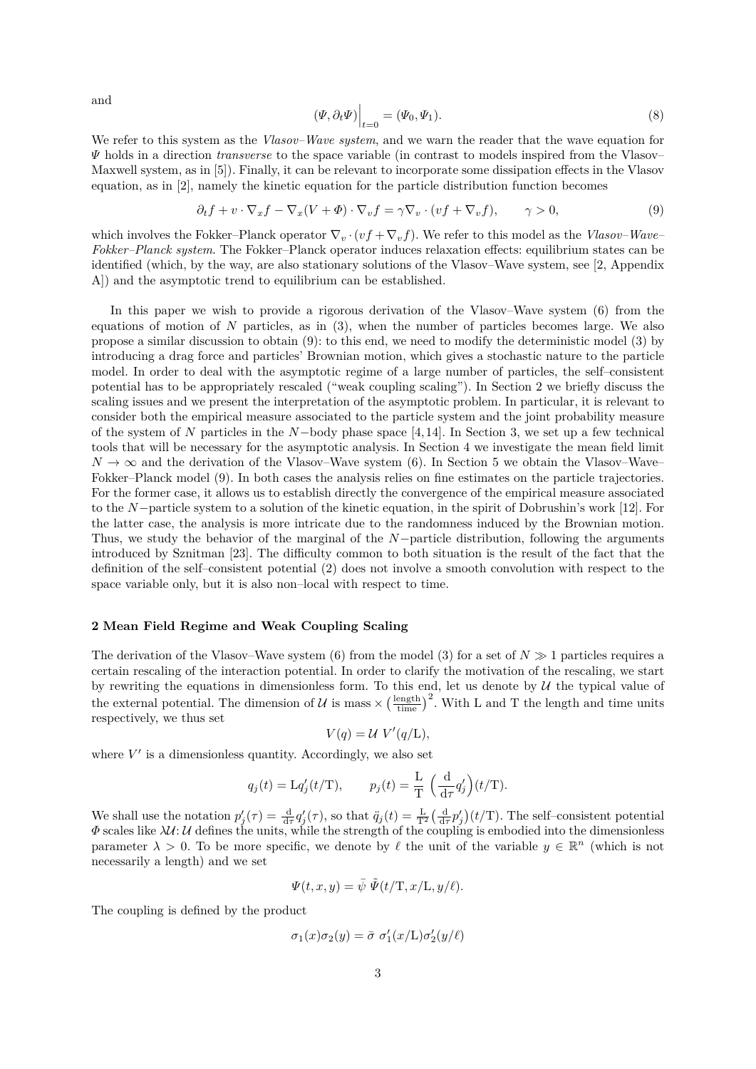and

$$(\Psi, \partial_t \Psi)\Big|_{t=0} = (\Psi_0, \Psi_1). \tag{8}$$

We refer to this system as the *Vlasov–Wave system*, and we warn the reader that the wave equation for $\Psi$ holds in a direction *transverse* to the space variable (in contrast to models inspired from the Vlasov–Maxwell system, as in [5]). Finally, it can be relevant to incorporate some dissipation effects in the Vlasov equation, as in [2], namely the kinetic equation for the particle distribution function becomes

$$\partial_t f + v \cdot \nabla_x f - \nabla_x (V + \Phi) \cdot \nabla_v f = \gamma \nabla_v \cdot (vf + \nabla_v f), \qquad \gamma > 0, \tag{9}$$

which involves the Fokker–Planck operator $\nabla_v \cdot (vf + \nabla_v f)$. We refer to this model as the *Vlasov–Wave–Fokker–Planck system*. The Fokker–Planck operator induces relaxation effects: equilibrium states can be identified (which, by the way, are also stationary solutions of the Vlasov–Wave system, see [2, Appendix A]) and the asymptotic trend to equilibrium can be established.

In this paper we wish to provide a rigorous derivation of the Vlasov–Wave system (6) from the equations of motion of $N$ particles, as in (3), when the number of particles becomes large. We also propose a similar discussion to obtain (9): to this end, we need to modify the deterministic model (3) by introducing a drag force and particles' Brownian motion, which gives a stochastic nature to the particle model. In order to deal with the asymptotic regime of a large number of particles, the self–consistent potential has to be appropriately rescaled ("weak coupling scaling"). In Section 2 we briefly discuss the scaling issues and we present the interpretation of the asymptotic problem. In particular, it is relevant to consider both the empirical measure associated to the particle system and the joint probability measure of the system of $N$ particles in the $N-$body phase space [4,14]. In Section 3, we set up a few technical tools that will be necessary for the asymptotic analysis. In Section 4 we investigate the mean field limit $N \to \infty$ and the derivation of the Vlasov–Wave system (6). In Section 5 we obtain the Vlasov–Wave–Fokker–Planck model (9). In both cases the analysis relies on fine estimates on the particle trajectories. For the former case, it allows us to establish directly the convergence of the empirical measure associated to the $N-$particle system to a solution of the kinetic equation, in the spirit of Dobrushin's work [12]. For the latter case, the analysis is more intricate due to the randomness induced by the Brownian motion. Thus, we study the behavior of the marginal of the $N-$particle distribution, following the arguments introduced by Sznitman [23]. The difficulty common to both situation is the result of the fact that the definition of the self–consistent potential (2) does not involve a smooth convolution with respect to the space variable only, but it is also non–local with respect to time.

## 2 Mean Field Regime and Weak Coupling Scaling

The derivation of the Vlasov–Wave system (6) from the model (3) for a set of $N \gg 1$ particles requires a certain rescaling of the interaction potential. In order to clarify the motivation of the rescaling, we start by rewriting the equations in dimensionless form. To this end, let us denote by $\mathcal{U}$ the typical value of the external potential. The dimension of $\mathcal{U}$ is mass $\times \left(\frac{\text{length}}{\text{time}}\right)^2$. With L and T the length and time units respectively, we thus set

$$V(q) = \mathcal{U}\ V'(q/\mathrm{L}),$$

where $V'$ is a dimensionless quantity. Accordingly, we also set

$$q_j(t) = \mathrm{L} q'_j(t/\mathrm{T}), \qquad p_j(t) = \frac{\mathrm{L}}{\mathrm{T}}\left(\frac{\mathrm{d}}{\mathrm{d}\tau} q'_j\right)(t/\mathrm{T}).$$

We shall use the notation $p'_j(\tau) = \frac{\mathrm{d}}{\mathrm{d}\tau} q'_j(\tau)$, so that $\ddot{q}_j(t) = \frac{\mathrm{L}}{\mathrm{T}^2}\left(\frac{\mathrm{d}}{\mathrm{d}\tau} p'_j\right)(t/\mathrm{T})$. The self–consistent potential $\Phi$ scales like $\lambda \mathcal{U}$: $\mathcal{U}$ defines the units, while the strength of the coupling is embodied into the dimensionless parameter $\lambda > 0$. To be more specific, we denote by $\ell$ the unit of the variable $y \in \mathbb{R}^n$ (which is not necessarily a length) and we set

$$\Psi(t, x, y) = \bar{\psi}\ \tilde{\Psi}(t/\mathrm{T}, x/\mathrm{L}, y/\ell).$$

The coupling is defined by the product

$$\sigma_1(x)\sigma_2(y) = \bar{\sigma}\ \sigma'_1(x/\mathrm{L})\sigma'_2(y/\ell)$$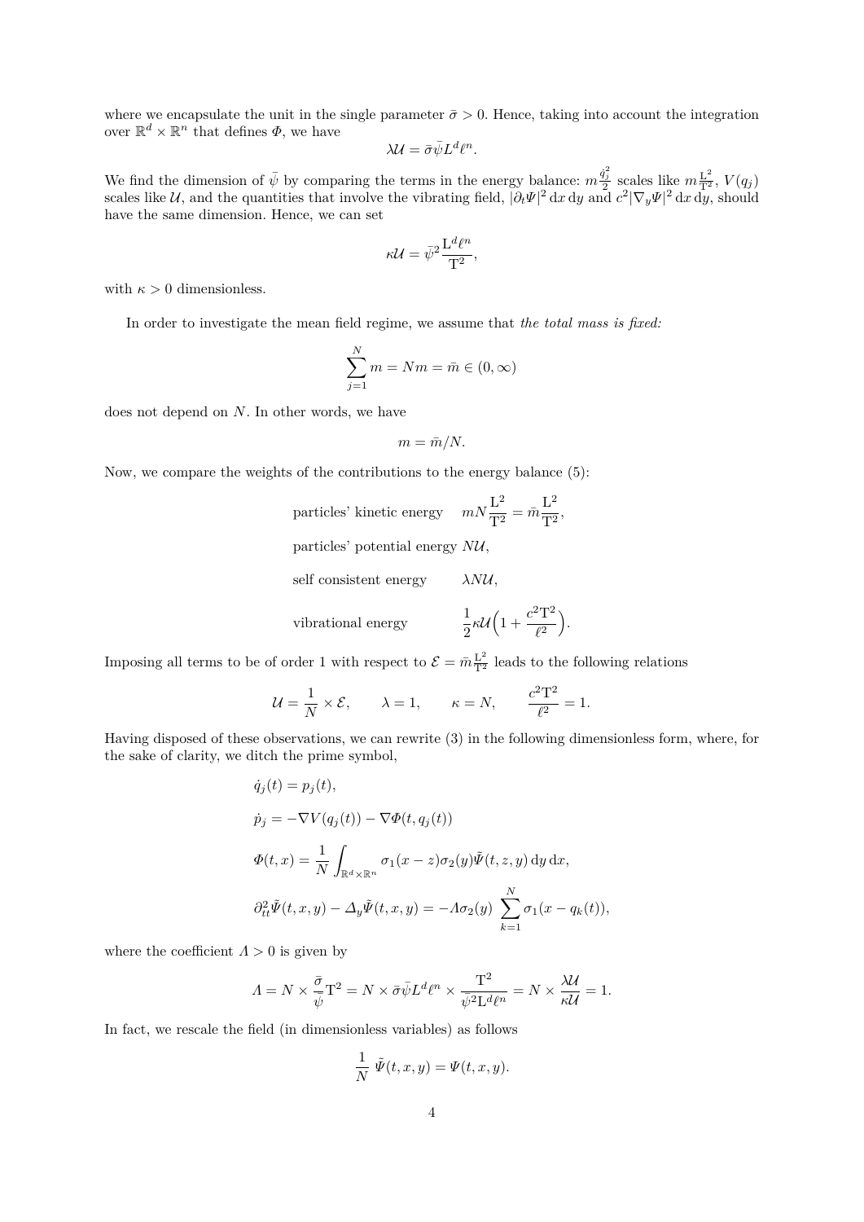where we encapsulate the unit in the single parameter $\bar{\sigma} > 0$. Hence, taking into account the integration over $\mathbb{R}^d \times \mathbb{R}^n$ that defines $\Phi$, we have

$$\lambda \mathcal{U} = \bar{\sigma}\bar{\psi} L^d \ell^n.$$

We find the dimension of $\bar{\psi}$ by comparing the terms in the energy balance: $m\frac{\dot{q}_j^2}{2}$ scales like $m\frac{\mathrm{L}^2}{\mathrm{T}^2}$, $V(q_j)$ scales like $\mathcal{U}$, and the quantities that involve the vibrating field, $|\partial_t \Psi|^2 \, \mathrm{d}x \, \mathrm{d}y$ and $c^2 |\nabla_y \Psi|^2 \, \mathrm{d}x \, \mathrm{d}y$, should have the same dimension. Hence, we can set

$$\kappa \mathcal{U} = \bar{\psi}^2 \frac{\mathrm{L}^d \ell^n}{\mathrm{T}^2},$$

with $\kappa > 0$ dimensionless.

In order to investigate the mean field regime, we assume that *the total mass is fixed:*

$$\sum_{j=1}^{N} m = Nm = \bar{m} \in (0, \infty)$$

does not depend on $N$. In other words, we have

$$m = \bar{m}/N.$$

Now, we compare the weights of the contributions to the energy balance (5):

$$\text{particles' kinetic energy} \quad mN\frac{\mathrm{L}^2}{\mathrm{T}^2} = \bar{m}\frac{\mathrm{L}^2}{\mathrm{T}^2},$$

$$\text{particles' potential energy } N\mathcal{U},$$

$$\text{self consistent energy} \qquad \lambda N \mathcal{U},$$

$$\text{vibrational energy} \qquad \frac{1}{2}\kappa \mathcal{U}\Big(1 + \frac{c^2 \mathrm{T}^2}{\ell^2}\Big).$$

Imposing all terms to be of order 1 with respect to $\mathcal{E} = \bar{m}\frac{\mathrm{L}^2}{\mathrm{T}^2}$ leads to the following relations

$$\mathcal{U} = \frac{1}{N} \times \mathcal{E}, \qquad \lambda = 1, \qquad \kappa = N, \qquad \frac{c^2 \mathrm{T}^2}{\ell^2} = 1.$$

Having disposed of these observations, we can rewrite (3) in the following dimensionless form, where, for the sake of clarity, we ditch the prime symbol,

$$\begin{aligned}
&\dot{q}_j(t) = p_j(t), \\
&\dot{p}_j = -\nabla V(q_j(t)) - \nabla \Phi(t, q_j(t)) \\
&\Phi(t,x) = \frac{1}{N}\int_{\mathbb{R}^d \times \mathbb{R}^n} \sigma_1(x-z)\sigma_2(y)\tilde{\Psi}(t,z,y) \, \mathrm{d}y \, \mathrm{d}x, \\
&\partial^2_{tt}\tilde{\Psi}(t,x,y) - \Delta_y \tilde{\Psi}(t,x,y) = -\Lambda \sigma_2(y) \sum_{k=1}^{N} \sigma_1(x - q_k(t)),
\end{aligned}$$

where the coefficient $\Lambda > 0$ is given by

$$\Lambda = N \times \frac{\bar{\sigma}}{\bar{\psi}}\mathrm{T}^2 = N \times \bar{\sigma}\bar{\psi}L^d\ell^n \times \frac{\mathrm{T}^2}{\bar{\psi}^2 \mathrm{L}^d \ell^n} = N \times \frac{\lambda \mathcal{U}}{\kappa \mathcal{U}} = 1.$$

In fact, we rescale the field (in dimensionless variables) as follows

$$\frac{1}{N}\ \tilde{\Psi}(t,x,y) = \Psi(t,x,y).$$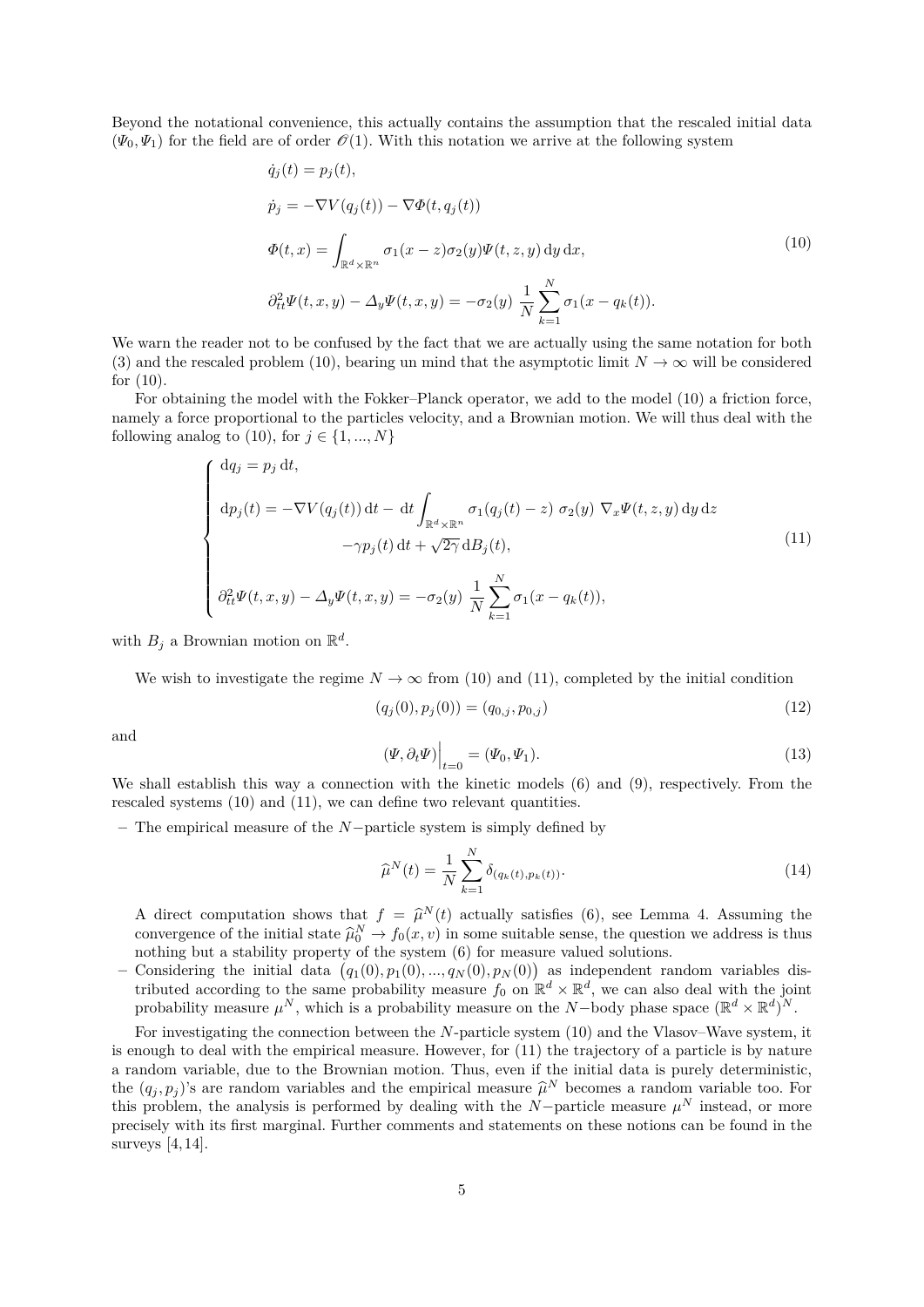Beyond the notational convenience, this actually contains the assumption that the rescaled initial data $(\Psi_0, \Psi_1)$ for the field are of order $\mathscr{O}(1)$. With this notation we arrive at the following system

$$
\begin{aligned}
&\dot{q}_j(t) = p_j(t),\\
&\dot{p}_j = -\nabla V(q_j(t)) - \nabla \Phi(t, q_j(t))\\
&\Phi(t,x) = \int_{\mathbb{R}^d \times \mathbb{R}^n} \sigma_1(x-z)\sigma_2(y)\Psi(t,z,y)\,\mathrm{d}y\,\mathrm{d}x,\\
&\partial^2_{tt}\Psi(t,x,y) - \Delta_y \Psi(t,x,y) = -\sigma_2(y)\ \frac{1}{N}\sum_{k=1}^{N}\sigma_1(x-q_k(t)).
\end{aligned}
\tag{10}
$$

We warn the reader not to be confused by the fact that we are actually using the same notation for both (3) and the rescaled problem (10), bearing un mind that the asymptotic limit $N \to \infty$ will be considered for (10).

For obtaining the model with the Fokker–Planck operator, we add to the model (10) a friction force, namely a force proportional to the particles velocity, and a Brownian motion. We will thus deal with the following analog to (10), for $j \in \{1, ..., N\}$

$$
\left\{
\begin{aligned}
&\mathrm{d}q_j = p_j\,\mathrm{d}t,\\
&\mathrm{d}p_j(t) = -\nabla V(q_j(t))\,\mathrm{d}t - \,\mathrm{d}t \int_{\mathbb{R}^d\times\mathbb{R}^n} \sigma_1(q_j(t)-z)\ \sigma_2(y)\ \nabla_x \Psi(t,z,y)\,\mathrm{d}y\,\mathrm{d}z\\
&\qquad\qquad -\gamma p_j(t)\,\mathrm{d}t + \sqrt{2\gamma}\,\mathrm{d}B_j(t),\\
&\partial^2_{tt}\Psi(t,x,y) - \Delta_y \Psi(t,x,y) = -\sigma_2(y)\ \frac{1}{N}\sum_{k=1}^{N}\sigma_1(x-q_k(t)),
\end{aligned}
\right.
\tag{11}
$$

with $B_j$ a Brownian motion on $\mathbb{R}^d$.

We wish to investigate the regime $N \to \infty$ from (10) and (11), completed by the initial condition

$$
(q_j(0), p_j(0)) = (q_{0,j}, p_{0,j}) \tag{12}
$$

and

$$
(\Psi, \partial_t \Psi)\Big|_{t=0} = (\Psi_0, \Psi_1). \tag{13}
$$

We shall establish this way a connection with the kinetic models (6) and (9), respectively. From the rescaled systems (10) and (11), we can define two relevant quantities.

– The empirical measure of the $N-$particle system is simply defined by

$$
\widehat{\mu}^N(t) = \frac{1}{N}\sum_{k=1}^{N} \delta_{(q_k(t), p_k(t))}. \tag{14}
$$

A direct computation shows that $f = \widehat{\mu}^N(t)$ actually satisfies (6), see Lemma 4. Assuming the convergence of the initial state $\widehat{\mu}^N_0 \to f_0(x,v)$ in some suitable sense, the question we address is thus nothing but a stability property of the system (6) for measure valued solutions.

– Considering the initial data $\big(q_1(0), p_1(0), ..., q_N(0), p_N(0)\big)$ as independent random variables distributed according to the same probability measure $f_0$ on $\mathbb{R}^d \times \mathbb{R}^d$, we can also deal with the joint probability measure $\mu^N$, which is a probability measure on the $N-$body phase space $(\mathbb{R}^d \times \mathbb{R}^d)^N$.

For investigating the connection between the $N$-particle system (10) and the Vlasov–Wave system, it is enough to deal with the empirical measure. However, for (11) the trajectory of a particle is by nature a random variable, due to the Brownian motion. Thus, even if the initial data is purely deterministic, the $(q_j, p_j)$'s are random variables and the empirical measure $\widehat{\mu}^N$ becomes a random variable too. For this problem, the analysis is performed by dealing with the $N-$particle measure $\mu^N$ instead, or more precisely with its first marginal. Further comments and statements on these notions can be found in the surveys [4, 14].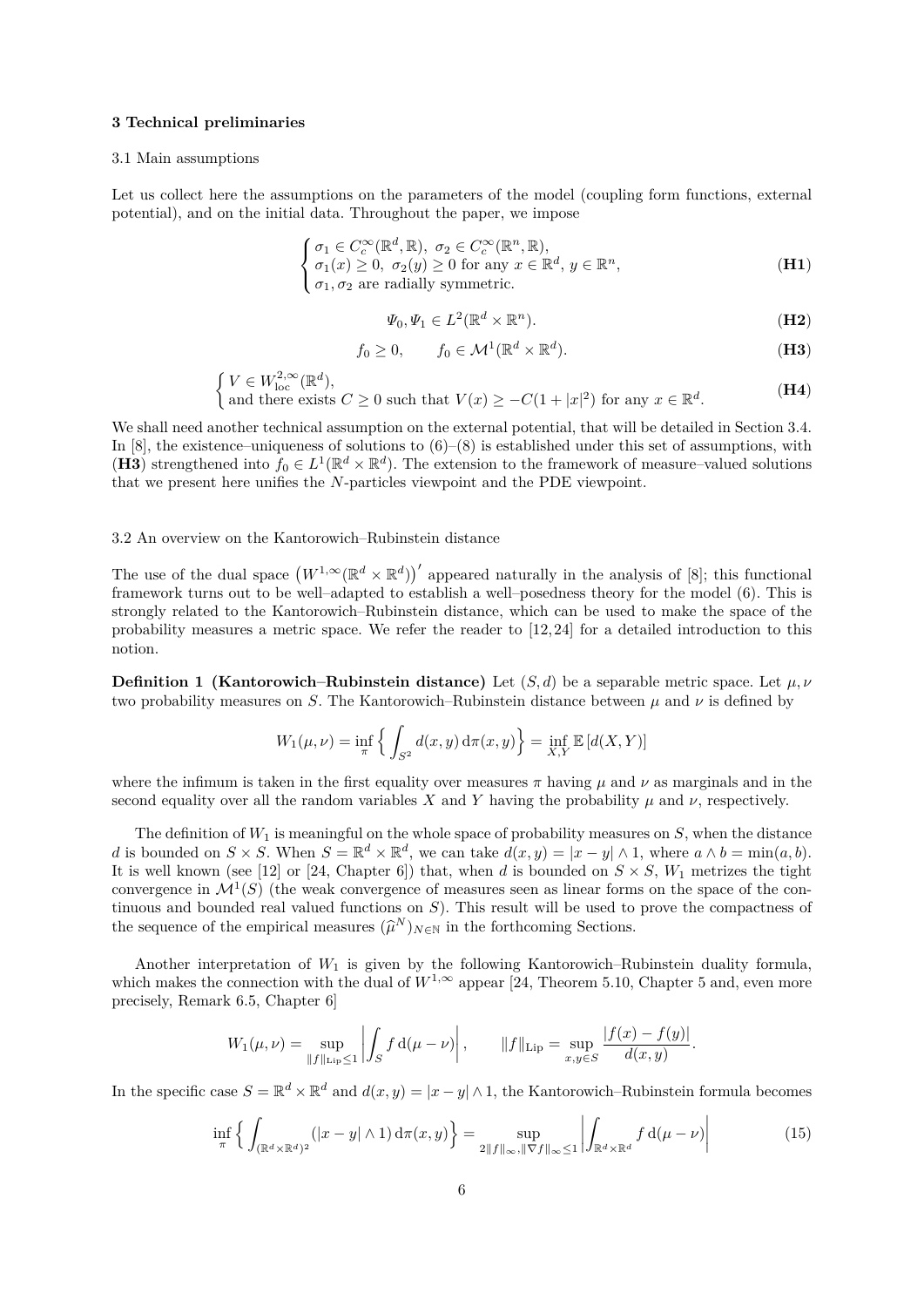## 3 Technical preliminaries

### 3.1 Main assumptions

Let us collect here the assumptions on the parameters of the model (coupling form functions, external potential), and on the initial data. Throughout the paper, we impose

$$\begin{cases} \sigma_1 \in C_c^\infty(\mathbb{R}^d, \mathbb{R}),\ \sigma_2 \in C_c^\infty(\mathbb{R}^n, \mathbb{R}), \\ \sigma_1(x) \geq 0,\ \sigma_2(y) \geq 0 \text{ for any } x \in \mathbb{R}^d,\ y \in \mathbb{R}^n, \\ \sigma_1, \sigma_2 \text{ are radially symmetric.} \end{cases} \tag{H1}$$

$$\Psi_0, \Psi_1 \in L^2(\mathbb{R}^d \times \mathbb{R}^n). \tag{H2}$$

$$f_0 \geq 0, \qquad f_0 \in \mathcal{M}^1(\mathbb{R}^d \times \mathbb{R}^d). \tag{H3}$$

$$\begin{cases} V \in W^{2,\infty}_{\mathrm{loc}}(\mathbb{R}^d), \\ \text{and there exists } C \geq 0 \text{ such that } V(x) \geq -C(1+|x|^2) \text{ for any } x \in \mathbb{R}^d. \end{cases} \tag{H4}$$

We shall need another technical assumption on the external potential, that will be detailed in Section 3.4. In [8], the existence–uniqueness of solutions to (6)–(8) is established under this set of assumptions, with (**H3**) strengthened into $f_0 \in L^1(\mathbb{R}^d \times \mathbb{R}^d)$. The extension to the framework of measure–valued solutions that we present here unifies the $N$-particles viewpoint and the PDE viewpoint.

### 3.2 An overview on the Kantorovich–Rubinstein distance

The use of the dual space $\big(W^{1,\infty}(\mathbb{R}^d \times \mathbb{R}^d)\big)'$ appeared naturally in the analysis of [8]; this functional framework turns out to be well–adapted to establish a well–posedness theory for the model (6). This is strongly related to the Kantorovich–Rubinstein distance, which can be used to make the space of the probability measures a metric space. We refer the reader to [12,24] for a detailed introduction to this notion.

**Definition 1 (Kantorovich–Rubinstein distance)** Let $(S, d)$ be a separable metric space. Let $\mu, \nu$ two probability measures on $S$. The Kantorovich–Rubinstein distance between $\mu$ and $\nu$ is defined by

$$W_1(\mu, \nu) = \inf_\pi \Big\{ \int_{S^2} d(x,y)\,\mathrm{d}\pi(x,y) \Big\} = \inf_{X,Y} \mathbb{E}\left[d(X,Y)\right]$$

where the infimum is taken in the first equality over measures $\pi$ having $\mu$ and $\nu$ as marginals and in the second equality over all the random variables $X$ and $Y$ having the probability $\mu$ and $\nu$, respectively.

The definition of $W_1$ is meaningful on the whole space of probability measures on $S$, when the distance $d$ is bounded on $S \times S$. When $S = \mathbb{R}^d \times \mathbb{R}^d$, we can take $d(x,y) = |x-y| \wedge 1$, where $a \wedge b = \min(a,b)$. It is well known (see [12] or [24, Chapter 6]) that, when $d$ is bounded on $S \times S$, $W_1$ metrizes the tight convergence in $\mathcal{M}^1(S)$ (the weak convergence of measures seen as linear forms on the space of the continuous and bounded real valued functions on $S$). This result will be used to prove the compactness of the sequence of the empirical measures $(\widehat{\mu}^N)_{N\in\mathbb{N}}$ in the forthcoming Sections.

Another interpretation of $W_1$ is given by the following Kantorovich–Rubinstein duality formula, which makes the connection with the dual of $W^{1,\infty}$ appear [24, Theorem 5.10, Chapter 5 and, even more precisely, Remark 6.5, Chapter 6]

$$W_1(\mu,\nu) = \sup_{\|f\|_{\mathrm{Lip}} \leq 1} \left| \int_S f\,\mathrm{d}(\mu - \nu) \right|, \qquad \|f\|_{\mathrm{Lip}} = \sup_{x,y \in S} \frac{|f(x) - f(y)|}{d(x,y)}.$$

In the specific case $S = \mathbb{R}^d \times \mathbb{R}^d$ and $d(x,y) = |x-y| \wedge 1$, the Kantorovich–Rubinstein formula becomes

$$\inf_\pi \Big\{ \int_{(\mathbb{R}^d\times\mathbb{R}^d)^2} (|x-y| \wedge 1)\,\mathrm{d}\pi(x,y) \Big\} = \sup_{2\|f\|_\infty, \|\nabla f\|_\infty \leq 1} \left| \int_{\mathbb{R}^d \times \mathbb{R}^d} f\,\mathrm{d}(\mu - \nu) \right| \tag{15}$$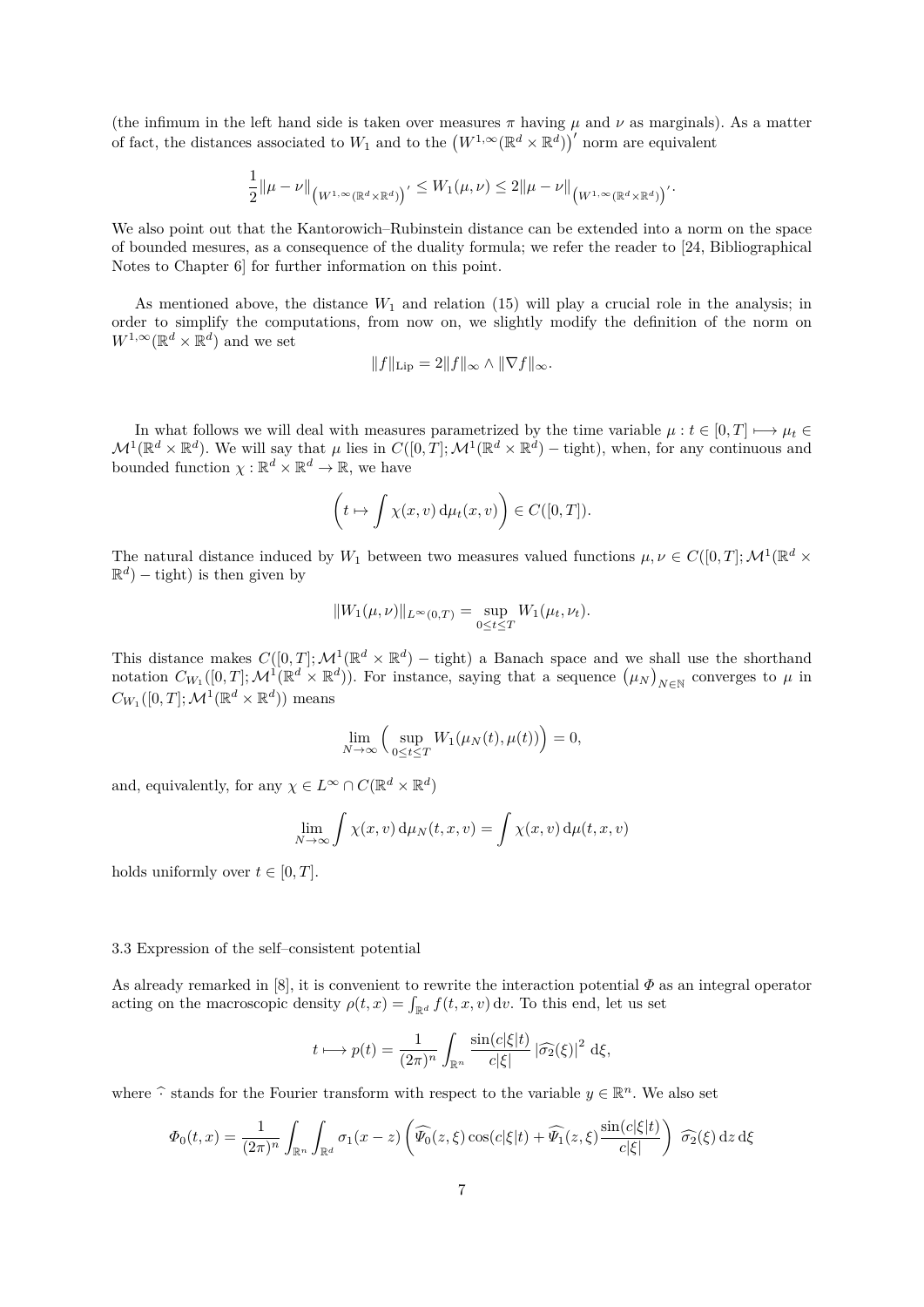(the infimum in the left hand side is taken over measures $\pi$ having $\mu$ and $\nu$ as marginals). As a matter of fact, the distances associated to $W_1$ and to the $\big(W^{1,\infty}(\mathbb{R}^d\times\mathbb{R}^d)\big)'$ norm are equivalent

$$\frac{1}{2}\|\mu-\nu\|_{\left(W^{1,\infty}(\mathbb{R}^d\times\mathbb{R}^d)\right)'} \le W_1(\mu,\nu) \le 2\|\mu-\nu\|_{\left(W^{1,\infty}(\mathbb{R}^d\times\mathbb{R}^d)\right)'}.$$

We also point out that the Kantorowich–Rubinstein distance can be extended into a norm on the space of bounded mesures, as a consequence of the duality formula; we refer the reader to [24, Bibliographical Notes to Chapter 6] for further information on this point.

As mentioned above, the distance $W_1$ and relation (15) will play a crucial role in the analysis; in order to simplify the computations, from now on, we slightly modify the definition of the norm on $W^{1,\infty}(\mathbb{R}^d\times\mathbb{R}^d)$ and we set

$$\|f\|_{\mathrm{Lip}} = 2\|f\|_\infty \wedge \|\nabla f\|_\infty.$$

In what follows we will deal with measures parametrized by the time variable $\mu : t\in[0,T]\longmapsto \mu_t \in \mathcal{M}^1(\mathbb{R}^d\times\mathbb{R}^d)$. We will say that $\mu$ lies in $C([0,T];\mathcal{M}^1(\mathbb{R}^d\times\mathbb{R}^d)-\text{tight})$, when, for any continuous and bounded function $\chi:\mathbb{R}^d\times\mathbb{R}^d\to\mathbb{R}$, we have

$$\left(t\mapsto \int \chi(x,v)\,\mathrm{d}\mu_t(x,v)\right)\in C([0,T]).$$

The natural distance induced by $W_1$ between two measures valued functions $\mu,\nu\in C([0,T];\mathcal{M}^1(\mathbb{R}^d\times\mathbb{R}^d)-\text{tight})$ is then given by

$$\|W_1(\mu,\nu)\|_{L^\infty(0,T)} = \sup_{0\le t\le T} W_1(\mu_t,\nu_t).$$

This distance makes $C([0,T];\mathcal{M}^1(\mathbb{R}^d\times\mathbb{R}^d)-\text{tight})$ a Banach space and we shall use the shorthand notation $C_{W_1}([0,T];\mathcal{M}^1(\mathbb{R}^d\times\mathbb{R}^d))$. For instance, saying that a sequence $\big(\mu_N\big)_{N\in\mathbb{N}}$ converges to $\mu$ in $C_{W_1}([0,T];\mathcal{M}^1(\mathbb{R}^d\times\mathbb{R}^d))$ means

$$\lim_{N\to\infty}\Big(\sup_{0\le t\le T} W_1(\mu_N(t),\mu(t))\Big)=0,$$

and, equivalently, for any $\chi\in L^\infty\cap C(\mathbb{R}^d\times\mathbb{R}^d)$

$$\lim_{N\to\infty}\int \chi(x,v)\,\mathrm{d}\mu_N(t,x,v) = \int\chi(x,v)\,\mathrm{d}\mu(t,x,v)$$

holds uniformly over $t\in[0,T]$.

### 3.3 Expression of the self–consistent potential

As already remarked in [8], it is convenient to rewrite the interaction potential $\Phi$ as an integral operator acting on the macroscopic density $\rho(t,x)=\int_{\mathbb{R}^d} f(t,x,v)\,\mathrm{d}v$. To this end, let us set

$$t\longmapsto p(t) = \frac{1}{(2\pi)^n}\int_{\mathbb{R}^n}\frac{\sin(c|\xi|t)}{c|\xi|}\,|\widehat{\sigma_2}(\xi)|^2\,\mathrm{d}\xi,$$

where $\widehat{\cdot}$ stands for the Fourier transform with respect to the variable $y\in\mathbb{R}^n$. We also set

$$\Phi_0(t,x) = \frac{1}{(2\pi)^n}\int_{\mathbb{R}^n}\int_{\mathbb{R}^d}\sigma_1(x-z)\left(\widehat{\Psi_0}(z,\xi)\cos(c|\xi|t)+\widehat{\Psi_1}(z,\xi)\frac{\sin(c|\xi|t)}{c|\xi|}\right)\,\widehat{\sigma_2}(\xi)\,\mathrm{d}z\,\mathrm{d}\xi$$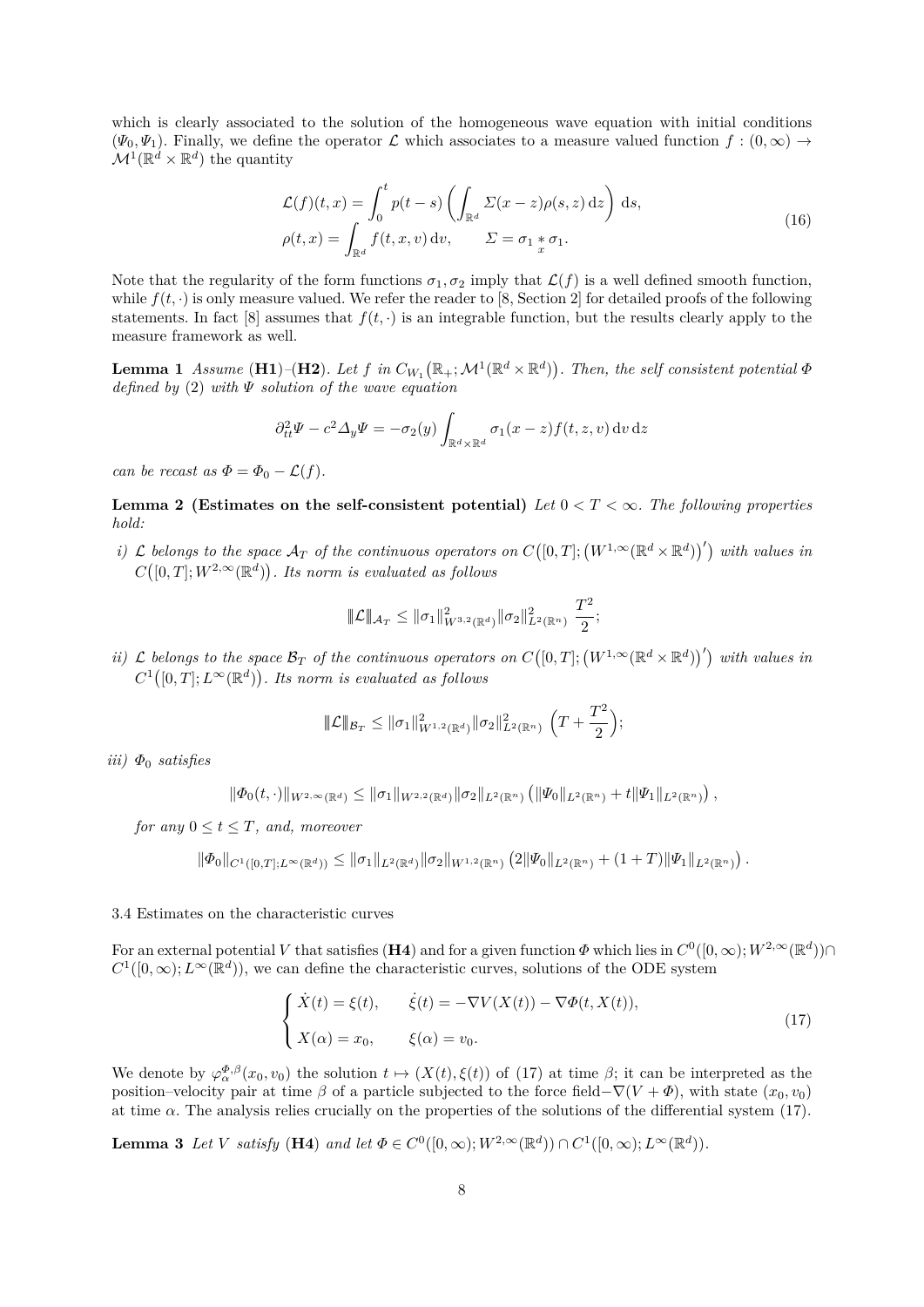which is clearly associated to the solution of the homogeneous wave equation with initial conditions $(\Psi_0, \Psi_1)$. Finally, we define the operator $\mathcal{L}$ which associates to a measure valued function $f : (0, \infty) \to \mathcal{M}^1(\mathbb{R}^d \times \mathbb{R}^d)$ the quantity

$$
\begin{aligned}
\mathcal{L}(f)(t,x) &= \int_0^t p(t-s) \left( \int_{\mathbb{R}^d} \Sigma(x-z) \rho(s,z)\, \mathrm{d}z \right) \mathrm{d}s, \\
\rho(t,x) &= \int_{\mathbb{R}^d} f(t,x,v)\, \mathrm{d}v, \qquad \Sigma = \sigma_1 \underset{x}{*} \sigma_1.
\end{aligned}
\tag{16}
$$

Note that the regularity of the form functions $\sigma_1, \sigma_2$ imply that $\mathcal{L}(f)$ is a well defined smooth function, while $f(t,\cdot)$ is only measure valued. We refer the reader to [8, Section 2] for detailed proofs of the following statements. In fact [8] assumes that $f(t,\cdot)$ is an integrable function, but the results clearly apply to the measure framework as well.

**Lemma 1** *Assume* (**H1**)–(**H2**). *Let $f$ in $C_{W_1}\big(\mathbb{R}_+; \mathcal{M}^1(\mathbb{R}^d \times \mathbb{R}^d)\big)$. Then, the self consistent potential $\Phi$ defined by* (2) *with $\Psi$ solution of the wave equation*

$$
\partial_{tt}^2 \Psi - c^2 \Delta_y \Psi = -\sigma_2(y) \int_{\mathbb{R}^d \times \mathbb{R}^d} \sigma_1(x-z) f(t,z,v)\, \mathrm{d}v\, \mathrm{d}z
$$

*can be recast as $\Phi = \Phi_0 - \mathcal{L}(f)$.*

**Lemma 2 (Estimates on the self-consistent potential)** *Let $0 < T < \infty$. The following properties hold:*

*i) $\mathcal{L}$ belongs to the space $\mathcal{A}_T$ of the continuous operators on $C\big([0,T]; \big(W^{1,\infty}(\mathbb{R}^d \times \mathbb{R}^d)\big)'\big)$ with values in $C\big([0,T]; W^{2,\infty}(\mathbb{R}^d)\big)$. Its norm is evaluated as follows*

$$
\|\mathcal{L}\|_{\mathcal{A}_T} \le \|\sigma_1\|^2_{W^{3,2}(\mathbb{R}^d)} \|\sigma_2\|^2_{L^2(\mathbb{R}^n)}\ \frac{T^2}{2};
$$

*ii) $\mathcal{L}$ belongs to the space $\mathcal{B}_T$ of the continuous operators on $C\big([0,T]; \big(W^{1,\infty}(\mathbb{R}^d \times \mathbb{R}^d)\big)'\big)$ with values in $C^1\big([0,T]; L^\infty(\mathbb{R}^d)\big)$. Its norm is evaluated as follows*

$$
\|\mathcal{L}\|_{\mathcal{B}_T} \le \|\sigma_1\|^2_{W^{1,2}(\mathbb{R}^d)} \|\sigma_2\|^2_{L^2(\mathbb{R}^n)}\ \Big(T + \frac{T^2}{2}\Big);
$$

*iii) $\Phi_0$ satisfies*

$$
\|\Phi_0(t,\cdot)\|_{W^{2,\infty}(\mathbb{R}^d)} \le \|\sigma_1\|_{W^{2,2}(\mathbb{R}^d)} \|\sigma_2\|_{L^2(\mathbb{R}^n)} \left( \|\Psi_0\|_{L^2(\mathbb{R}^n)} + t \|\Psi_1\|_{L^2(\mathbb{R}^n)} \right),
$$

*for any $0 \le t \le T$, and, moreover*

$$
\|\Phi_0\|_{C^1([0,T];L^\infty(\mathbb{R}^d))} \le \|\sigma_1\|_{L^2(\mathbb{R}^d)} \|\sigma_2\|_{W^{1,2}(\mathbb{R}^n)} \left( 2\|\Psi_0\|_{L^2(\mathbb{R}^n)} + (1+T) \|\Psi_1\|_{L^2(\mathbb{R}^n)} \right).
$$

### 3.4 Estimates on the characteristic curves

For an external potential $V$ that satisfies (**H4**) and for a given function $\Phi$ which lies in $C^0([0,\infty); W^{2,\infty}(\mathbb{R}^d)) \cap C^1([0,\infty); L^\infty(\mathbb{R}^d))$, we can define the characteristic curves, solutions of the ODE system

$$
\begin{cases}
\dot{X}(t) = \xi(t), & \dot{\xi}(t) = -\nabla V(X(t)) - \nabla \Phi(t, X(t)), \\
X(\alpha) = x_0, & \xi(\alpha) = v_0.
\end{cases}
\tag{17}
$$

We denote by $\varphi_\alpha^{\Phi,\beta}(x_0,v_0)$ the solution $t \mapsto (X(t), \xi(t))$ of (17) at time $\beta$; it can be interpreted as the position–velocity pair at time $\beta$ of a particle subjected to the force field$-\nabla(V+\Phi)$, with state $(x_0,v_0)$ at time $\alpha$. The analysis relies crucially on the properties of the solutions of the differential system (17).

**Lemma 3** *Let $V$ satisfy* (**H4**) *and let $\Phi \in C^0([0,\infty); W^{2,\infty}(\mathbb{R}^d)) \cap C^1([0,\infty); L^\infty(\mathbb{R}^d))$.*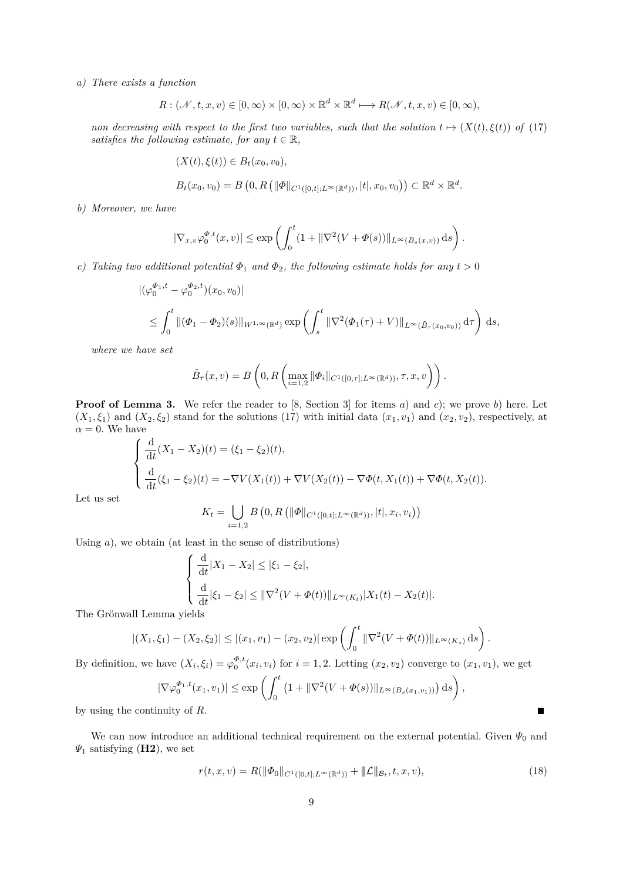*a) There exists a function*

$$R : (\mathscr{N}, t, x, v) \in [0,\infty) \times [0,\infty) \times \mathbb{R}^d \times \mathbb{R}^d \longmapsto R(\mathscr{N}, t, x, v) \in [0,\infty),$$

*non decreasing with respect to the first two variables, such that the solution $t \mapsto (X(t), \xi(t))$ of (17) satisfies the following estimate, for any $t \in \mathbb{R}$,*

$$(X(t), \xi(t)) \in B_t(x_0, v_0),$$

$$B_t(x_0, v_0) = B\left(0, R\left(\|\Phi\|_{C^1([0,t];L^\infty(\mathbb{R}^d))}, |t|, x_0, v_0\right)\right) \subset \mathbb{R}^d \times \mathbb{R}^d.$$

*b) Moreover, we have*

$$|\nabla_{x,v}\varphi_0^{\Phi,t}(x,v)| \leq \exp\left(\int_0^t (1 + \|\nabla^2(V + \Phi(s))\|_{L^\infty(B_s(x,v))}\,\mathrm{d}s\right).$$

*c) Taking two additional potential $\Phi_1$ and $\Phi_2$, the following estimate holds for any $t > 0$*

$$|(\varphi_0^{\Phi_1,t} - \varphi_0^{\Phi_2,t})(x_0, v_0)|$$

$$\leq \int_0^t \|(\Phi_1 - \Phi_2)(s)\|_{W^{1,\infty}(\mathbb{R}^d)} \exp\left(\int_s^t \|\nabla^2(\Phi_1(\tau) + V)\|_{L^\infty(\tilde{B}_\tau(x_0,v_0))}\,\mathrm{d}\tau\right)\,\mathrm{d}s,$$

*where we have set*

$$\tilde{B}_\tau(x,v) = B\left(0, R\left(\max_{i=1,2}\|\Phi_i\|_{C^1([0,\tau];L^\infty(\mathbb{R}^d))}, \tau, x, v\right)\right).$$

**Proof of Lemma 3.** We refer the reader to [8, Section 3] for items *a*) and *c*); we prove *b*) here. Let $(X_1, \xi_1)$ and $(X_2, \xi_2)$ stand for the solutions (17) with initial data $(x_1, v_1)$ and $(x_2, v_2)$, respectively, at $\alpha = 0$. We have

$$\begin{cases} \dfrac{\mathrm{d}}{\mathrm{d}t}(X_1 - X_2)(t) = (\xi_1 - \xi_2)(t), \\ \dfrac{\mathrm{d}}{\mathrm{d}t}(\xi_1 - \xi_2)(t) = -\nabla V(X_1(t)) + \nabla V(X_2(t)) - \nabla\Phi(t, X_1(t)) + \nabla\Phi(t, X_2(t)). \end{cases}$$

Let us set

$$K_t = \bigcup_{i=1,2} B\left(0, R\left(\|\Phi\|_{C^1([0,t];L^\infty(\mathbb{R}^d))}, |t|, x_i, v_i\right)\right)$$

Using *a*), we obtain (at least in the sense of distributions)

$$\begin{cases} \dfrac{\mathrm{d}}{\mathrm{d}t}|X_1 - X_2| \leq |\xi_1 - \xi_2|, \\ \dfrac{\mathrm{d}}{\mathrm{d}t}|\xi_1 - \xi_2| \leq \|\nabla^2(V + \Phi(t))\|_{L^\infty(K_t)}|X_1(t) - X_2(t)|. \end{cases}$$

The Grönwall Lemma yields

$$|(X_1, \xi_1) - (X_2, \xi_2)| \leq |(x_1, v_1) - (x_2, v_2)| \exp\left(\int_0^t \|\nabla^2(V + \Phi(t))\|_{L^\infty(K_s)}\,\mathrm{d}s\right).$$

By definition, we have $(X_i, \xi_i) = \varphi_0^{\Phi,t}(x_i, v_i)$ for $i = 1, 2$. Letting $(x_2, v_2)$ converge to $(x_1, v_1)$, we get

$$|\nabla\varphi_0^{\Phi_1,t}(x_1, v_1)| \leq \exp\left(\int_0^t \left(1 + \|\nabla^2(V + \Phi(s))\|_{L^\infty(B_s(x_1,v_1))}\right)\mathrm{d}s\right),$$

by using the continuity of $R$. ∎

We can now introduce an additional technical requirement on the external potential. Given $\Psi_0$ and $\Psi_1$ satisfying (**H2**), we set

$$r(t, x, v) = R(\|\Phi_0\|_{C^1([0,t];L^\infty(\mathbb{R}^d))} + \|\mathcal{L}\|_{\mathcal{B}_t}, t, x, v), \tag{18}$$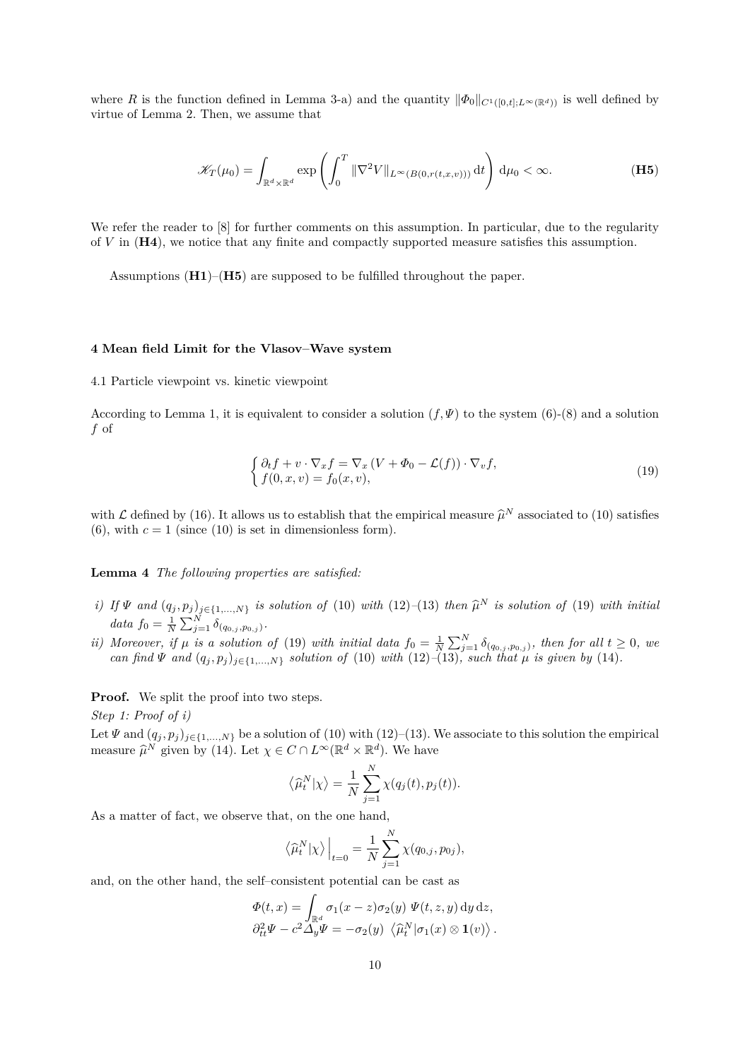where $R$ is the function defined in Lemma 3-a) and the quantity $\|\Phi_0\|_{C^1([0,t];L^\infty(\mathbb{R}^d))}$ is well defined by virtue of Lemma 2. Then, we assume that

$$
\mathscr{K}_T(\mu_0) = \int_{\mathbb{R}^d\times\mathbb{R}^d} \exp\left(\int_0^T \|\nabla^2 V\|_{L^\infty(B(0,r(t,x,v)))}\,\mathrm{d}t\right)\,\mathrm{d}\mu_0 < \infty. \qquad \textbf{(H5)}
$$

We refer the reader to [8] for further comments on this assumption. In particular, due to the regularity of $V$ in (**H4**), we notice that any finite and compactly supported measure satisfies this assumption.

Assumptions (**H1**)–(**H5**) are supposed to be fulfilled throughout the paper.

## 4 Mean field Limit for the Vlasov–Wave system

### 4.1 Particle viewpoint vs. kinetic viewpoint

According to Lemma 1, it is equivalent to consider a solution $(f,\Psi)$ to the system (6)-(8) and a solution $f$ of

$$
\begin{cases}
\partial_t f + v\cdot\nabla_x f = \nabla_x\left(V + \Phi_0 - \mathcal{L}(f)\right)\cdot\nabla_v f,\\
f(0,x,v) = f_0(x,v),
\end{cases}
\tag{19}
$$

with $\mathcal{L}$ defined by (16). It allows us to establish that the empirical measure $\widehat{\mu}^N$ associated to (10) satisfies (6), with $c=1$ (since (10) is set in dimensionless form).

**Lemma 4** *The following properties are satisfied:*

*i) If $\Psi$ and $(q_j,p_j)_{j\in\{1,\dots,N\}}$ is solution of (10) with (12)–(13) then $\widehat{\mu}^N$ is solution of (19) with initial data $f_0 = \frac{1}{N}\sum_{j=1}^N \delta_{(q_{0,j},p_{0,j})}$.*

*ii) Moreover, if $\mu$ is a solution of (19) with initial data $f_0 = \frac{1}{N}\sum_{j=1}^N \delta_{(q_{0,j},p_{0,j})}$, then for all $t\geq 0$, we can find $\Psi$ and $(q_j,p_j)_{j\in\{1,\dots,N\}}$ solution of (10) with (12)–(13), such that $\mu$ is given by (14).*

**Proof.** We split the proof into two steps.

*Step 1: Proof of i)*

Let $\Psi$ and $(q_j,p_j)_{j\in\{1,\dots,N\}}$ be a solution of (10) with (12)–(13). We associate to this solution the empirical measure $\widehat{\mu}^N$ given by (14). Let $\chi\in C\cap L^\infty(\mathbb{R}^d\times\mathbb{R}^d)$. We have

$$
\left\langle \widehat{\mu}_t^N|\chi\right\rangle = \frac{1}{N}\sum_{j=1}^N \chi(q_j(t),p_j(t)).
$$

As a matter of fact, we observe that, on the one hand,

$$
\left\langle \widehat{\mu}_t^N|\chi\right\rangle\Big|_{t=0} = \frac{1}{N}\sum_{j=1}^N \chi(q_{0,j},p_{0j}),
$$

and, on the other hand, the self–consistent potential can be cast as

$$
\begin{aligned}
&\Phi(t,x) = \int_{\mathbb{R}^d} \sigma_1(x-z)\sigma_2(y)\ \Psi(t,z,y)\,\mathrm{d}y\,\mathrm{d}z,\\
&\partial_{tt}^2\Psi - c^2\Delta_y\Psi = -\sigma_2(y)\ \left\langle \widehat{\mu}_t^N|\sigma_1(x)\otimes \mathbf{1}(v)\right\rangle.
\end{aligned}
$$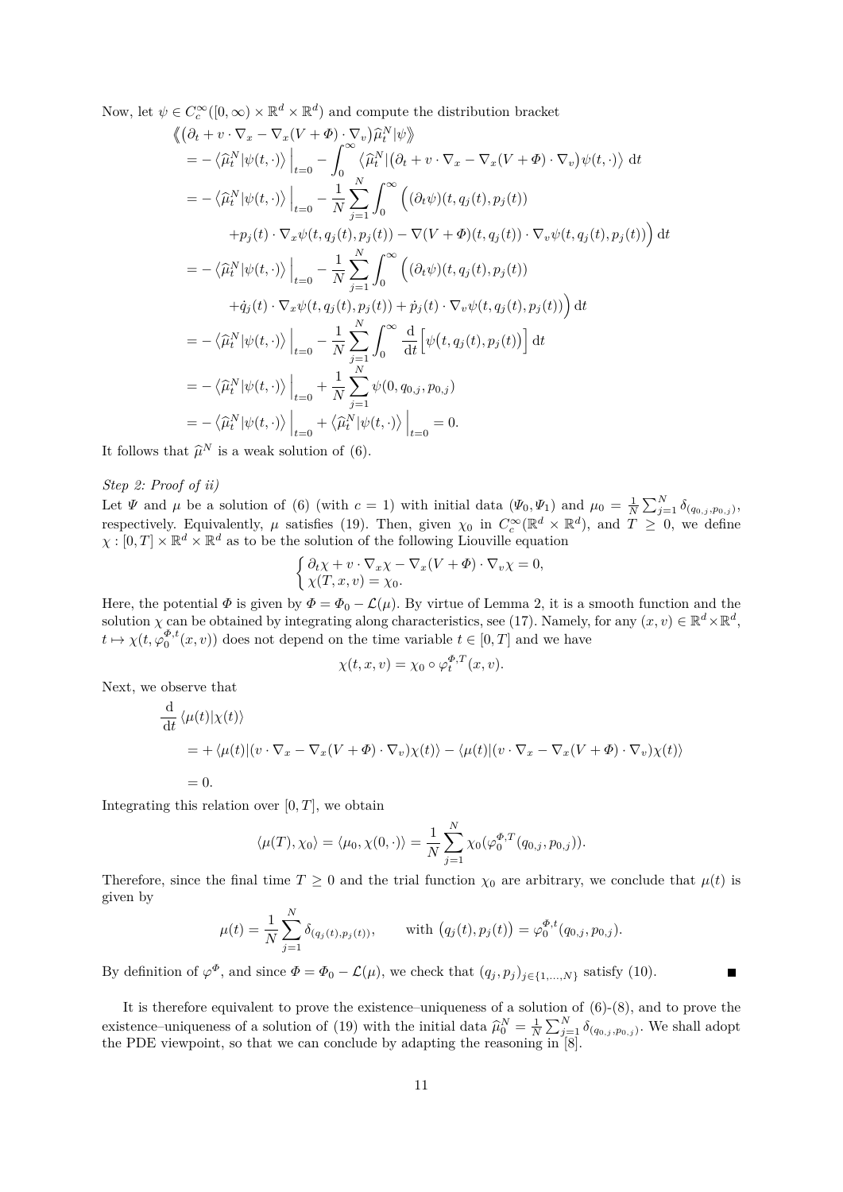Now, let $\psi \in C_c^\infty([0,\infty)\times\mathbb{R}^d\times\mathbb{R}^d)$ and compute the distribution bracket

$$
\begin{aligned}
&\langle\!\langle \big(\partial_t + v\cdot\nabla_x - \nabla_x(V+\Phi)\cdot\nabla_v\big)\widehat{\mu}_t^N | \psi \rangle\!\rangle \\
&= -\left\langle \widehat{\mu}_t^N | \psi(t,\cdot)\right\rangle \Big|_{t=0} - \int_0^\infty \left\langle \widehat{\mu}_t^N | \big(\partial_t + v\cdot\nabla_x - \nabla_x(V+\Phi)\cdot\nabla_v\big)\psi(t,\cdot)\right\rangle \,\mathrm{d}t \\
&= -\left\langle \widehat{\mu}_t^N | \psi(t,\cdot)\right\rangle \Big|_{t=0} - \frac{1}{N}\sum_{j=1}^N \int_0^\infty \Big( (\partial_t\psi)(t,q_j(t),p_j(t)) \\
&\qquad + p_j(t)\cdot\nabla_x\psi(t,q_j(t),p_j(t)) - \nabla(V+\Phi)(t,q_j(t))\cdot\nabla_v\psi(t,q_j(t),p_j(t))\Big)\,\mathrm{d}t \\
&= -\left\langle \widehat{\mu}_t^N | \psi(t,\cdot)\right\rangle \Big|_{t=0} - \frac{1}{N}\sum_{j=1}^N \int_0^\infty \Big( (\partial_t\psi)(t,q_j(t),p_j(t)) \\
&\qquad + \dot{q}_j(t)\cdot\nabla_x\psi(t,q_j(t),p_j(t)) + \dot{p}_j(t)\cdot\nabla_v\psi(t,q_j(t),p_j(t))\Big)\,\mathrm{d}t \\
&= -\left\langle \widehat{\mu}_t^N | \psi(t,\cdot)\right\rangle \Big|_{t=0} - \frac{1}{N}\sum_{j=1}^N \int_0^\infty \frac{\mathrm{d}}{\mathrm{d}t}\Big[\psi\big(t,q_j(t),p_j(t)\big)\Big]\,\mathrm{d}t \\
&= -\left\langle \widehat{\mu}_t^N | \psi(t,\cdot)\right\rangle \Big|_{t=0} + \frac{1}{N}\sum_{j=1}^N \psi(0,q_{0,j},p_{0,j}) \\
&= -\left\langle \widehat{\mu}_t^N | \psi(t,\cdot)\right\rangle \Big|_{t=0} + \left\langle \widehat{\mu}_t^N | \psi(t,\cdot)\right\rangle \Big|_{t=0} = 0.
\end{aligned}
$$

It follows that $\widehat{\mu}^N$ is a weak solution of (6).

*Step 2: Proof of ii)*

Let $\Psi$ and $\mu$ be a solution of (6) (with $c=1$) with initial data $(\Psi_0,\Psi_1)$ and $\mu_0 = \frac{1}{N}\sum_{j=1}^N \delta_{(q_{0,j},p_{0,j})}$, respectively. Equivalently, $\mu$ satisfies (19). Then, given $\chi_0$ in $C_c^\infty(\mathbb{R}^d\times\mathbb{R}^d)$, and $T\geq 0$, we define $\chi:[0,T]\times\mathbb{R}^d\times\mathbb{R}^d$ as to be the solution of the following Liouville equation

$$
\begin{cases}
\partial_t\chi + v\cdot\nabla_x\chi - \nabla_x(V+\Phi)\cdot\nabla_v\chi = 0,\\
\chi(T,x,v) = \chi_0.
\end{cases}
$$

Here, the potential $\Phi$ is given by $\Phi = \Phi_0 - \mathcal{L}(\mu)$. By virtue of Lemma 2, it is a smooth function and the solution $\chi$ can be obtained by integrating along characteristics, see (17). Namely, for any $(x,v)\in\mathbb{R}^d\times\mathbb{R}^d$, $t\mapsto \chi(t,\varphi_0^{\Phi,t}(x,v))$ does not depend on the time variable $t\in[0,T]$ and we have

$$
\chi(t,x,v) = \chi_0\circ\varphi_t^{\Phi,T}(x,v).
$$

Next, we observe that

$$
\begin{aligned}
&\frac{\mathrm{d}}{\mathrm{d}t}\left\langle \mu(t)|\chi(t)\right\rangle \\
&= +\left\langle \mu(t)|(v\cdot\nabla_x - \nabla_x(V+\Phi)\cdot\nabla_v)\chi(t)\right\rangle - \left\langle \mu(t)|(v\cdot\nabla_x - \nabla_x(V+\Phi)\cdot\nabla_v)\chi(t)\right\rangle \\
&= 0.
\end{aligned}
$$

Integrating this relation over $[0,T]$, we obtain

$$
\langle \mu(T),\chi_0\rangle = \langle \mu_0,\chi(0,\cdot)\rangle = \frac{1}{N}\sum_{j=1}^N \chi_0(\varphi_0^{\Phi,T}(q_{0,j},p_{0,j})).
$$

Therefore, since the final time $T\geq 0$ and the trial function $\chi_0$ are arbitrary, we conclude that $\mu(t)$ is given by

$$
\mu(t) = \frac{1}{N}\sum_{j=1}^N \delta_{(q_j(t),p_j(t))},\qquad \text{with } \big(q_j(t),p_j(t)\big) = \varphi_0^{\Phi,t}(q_{0,j},p_{0,j}).
$$

By definition of $\varphi^\Phi$, and since $\Phi = \Phi_0 - \mathcal{L}(\mu)$, we check that $(q_j,p_j)_{j\in\{1,\dots,N\}}$ satisfy (10). ∎

It is therefore equivalent to prove the existence–uniqueness of a solution of (6)-(8), and to prove the existence–uniqueness of a solution of (19) with the initial data $\widehat{\mu}_0^N = \frac{1}{N}\sum_{j=1}^N \delta_{(q_{0,j},p_{0,j})}$. We shall adopt the PDE viewpoint, so that we can conclude by adapting the reasoning in [8].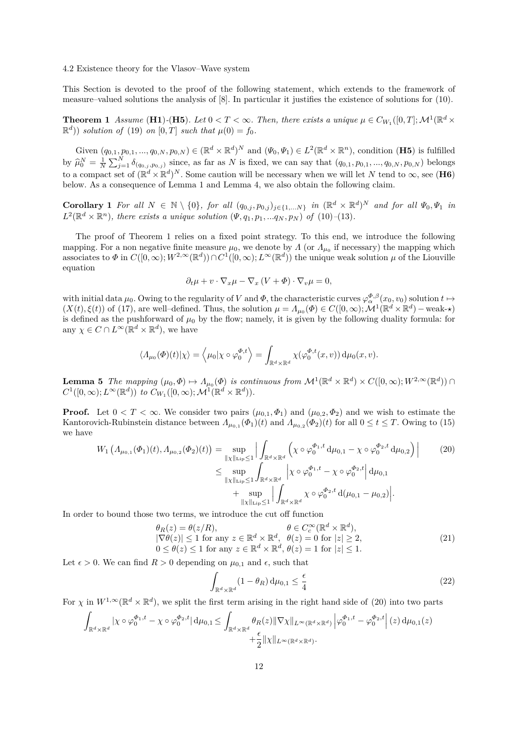4.2 Existence theory for the Vlasov–Wave system

This Section is devoted to the proof of the following statement, which extends to the framework of measure–valued solutions the analysis of [8]. In particular it justifies the existence of solutions for (10).

**Theorem 1** *Assume* (**H1**)-(**H5**). *Let $0 < T < \infty$. Then, there exists a unique $\mu \in C_{W_1}([0,T];\mathcal{M}^1(\mathbb{R}^d \times \mathbb{R}^d))$ solution of* (19) *on $[0,T]$ such that $\mu(0) = f_0$.*

Given $(q_{0,1}, p_{0,1}, ..., q_{0,N}, p_{0,N}) \in (\mathbb{R}^d \times \mathbb{R}^d)^N$ and $(\Psi_0, \Psi_1) \in L^2(\mathbb{R}^d \times \mathbb{R}^n)$, condition (**H5**) is fulfilled by $\widehat{\mu}_0^N = \frac{1}{N}\sum_{j=1}^N \delta_{(q_{0,j},p_{0,j})}$ since, as far as $N$ is fixed, we can say that $(q_{0,1}, p_{0,1}, ..., q_{0,N}, p_{0,N})$ belongs to a compact set of $(\mathbb{R}^d \times \mathbb{R}^d)^N$. Some caution will be necessary when we will let $N$ tend to $\infty$, see (**H6**) below. As a consequence of Lemma 1 and Lemma 4, we also obtain the following claim.

**Corollary 1** *For all $N \in \mathbb{N} \setminus \{0\}$, for all $(q_{0,j}, p_{0,j})_{j\in\{1,...N\}}$ in $(\mathbb{R}^d \times \mathbb{R}^d)^N$ and for all $\Psi_0, \Psi_1$ in $L^2(\mathbb{R}^d \times \mathbb{R}^n)$, there exists a unique solution $(\Psi, q_1, p_1, ...q_N, p_N)$ of* (10)–(13).

The proof of Theorem 1 relies on a fixed point strategy. To this end, we introduce the following mapping. For a non negative finite measure $\mu_0$, we denote by $\Lambda$ (or $\Lambda_{\mu_0}$ if necessary) the mapping which associates to $\Phi$ in $C([0,\infty); W^{2,\infty}(\mathbb{R}^d)) \cap C^1([0,\infty); L^\infty(\mathbb{R}^d))$ the unique weak solution $\mu$ of the Liouville equation

$$\partial_t \mu + v \cdot \nabla_x \mu - \nabla_x (V + \Phi) \cdot \nabla_v \mu = 0,$$

with initial data $\mu_0$. Owing to the regularity of $V$ and $\Phi$, the characteristic curves $\varphi_\alpha^{\Phi,\beta}(x_0, v_0)$ solution $t \mapsto (X(t), \xi(t))$ of (17), are well–defined. Thus, the solution $\mu = \Lambda_{\mu_0}(\Phi) \in C([0,\infty); \mathcal{M}^1(\mathbb{R}^d \times \mathbb{R}^d) - \text{weak-}\star)$ is defined as the pushforward of $\mu_0$ by the flow; namely, it is given by the following duality formula: for any $\chi \in C \cap L^\infty(\mathbb{R}^d \times \mathbb{R}^d)$, we have

$$\langle \Lambda_{\mu_0}(\Phi)(t)|\chi\rangle = \left\langle \mu_0 | \chi \circ \varphi_0^{\Phi,t} \right\rangle = \int_{\mathbb{R}^d \times \mathbb{R}^d} \chi(\varphi_0^{\Phi,t}(x,v))\, \mathrm{d}\mu_0(x,v).$$

**Lemma 5** *The mapping $(\mu_0, \Phi) \mapsto \Lambda_{\mu_0}(\Phi)$ is continuous from $\mathcal{M}^1(\mathbb{R}^d \times \mathbb{R}^d) \times C([0,\infty); W^{2,\infty}(\mathbb{R}^d)) \cap C^1([0,\infty); L^\infty(\mathbb{R}^d))$ to $C_{W_1}([0,\infty); \mathcal{M}^1(\mathbb{R}^d \times \mathbb{R}^d))$.*

**Proof.** Let $0 < T < \infty$. We consider two pairs $(\mu_{0,1}, \Phi_1)$ and $(\mu_{0,2}, \Phi_2)$ and we wish to estimate the Kantorovich-Rubinstein distance between $\Lambda_{\mu_{0,1}}(\Phi_1)(t)$ and $\Lambda_{\mu_{0,2}}(\Phi_2)(t)$ for all $0 \le t \le T$. Owing to (15) we have

$$\begin{aligned} W_1\left(\Lambda_{\mu_{0,1}}(\Phi_1)(t), \Lambda_{\mu_{0,2}}(\Phi_2)(t)\right) &= \sup_{\|\chi\|_{\mathrm{Lip}}\le 1} \Big| \int_{\mathbb{R}^d \times \mathbb{R}^d} \left(\chi \circ \varphi_0^{\Phi_1,t}\, \mathrm{d}\mu_{0,1} - \chi \circ \varphi_0^{\Phi_2,t}\, \mathrm{d}\mu_{0,2}\right) \Big| \\ &\le \sup_{\|\chi\|_{\mathrm{Lip}}\le 1} \int_{\mathbb{R}^d \times \mathbb{R}^d} \left|\chi \circ \varphi_0^{\Phi_1,t} - \chi \circ \varphi_0^{\Phi_2,t}\right| \mathrm{d}\mu_{0,1} \\ &\quad + \sup_{\|\chi\|_{\mathrm{Lip}}\le 1} \Big| \int_{\mathbb{R}^d \times \mathbb{R}^d} \chi \circ \varphi_0^{\Phi_2,t}\, \mathrm{d}(\mu_{0,1} - \mu_{0,2}) \Big|. \end{aligned} \tag{20}$$

In order to bound those two terms, we introduce the cut off function

$$\begin{aligned} &\theta_R(z) = \theta(z/R), && \theta \in C_c^\infty(\mathbb{R}^d \times \mathbb{R}^d), \\ &|\nabla\theta(z)| \le 1 \text{ for any } z \in \mathbb{R}^d \times \mathbb{R}^d, && \theta(z) = 0 \text{ for } |z| \ge 2, \\ &0 \le \theta(z) \le 1 \text{ for any } z \in \mathbb{R}^d \times \mathbb{R}^d, && \theta(z) = 1 \text{ for } |z| \le 1. \end{aligned} \tag{21}$$

Let $\epsilon > 0$. We can find $R > 0$ depending on $\mu_{0,1}$ and $\epsilon$, such that

$$\int_{\mathbb{R}^d \times \mathbb{R}^d} (1 - \theta_R)\, \mathrm{d}\mu_{0,1} \le \frac{\epsilon}{4} \tag{22}$$

For $\chi$ in $W^{1,\infty}(\mathbb{R}^d \times \mathbb{R}^d)$, we split the first term arising in the right hand side of (20) into two parts

$$\begin{aligned} \int_{\mathbb{R}^d \times \mathbb{R}^d} |\chi \circ \varphi_0^{\Phi_1,t} - \chi \circ \varphi_0^{\Phi_2,t}|\, \mathrm{d}\mu_{0,1} \le \int_{\mathbb{R}^d \times \mathbb{R}^d} &\theta_R(z) \|\nabla\chi\|_{L^\infty(\mathbb{R}^d \times \mathbb{R}^d)} \left|\varphi_0^{\Phi_1,t} - \varphi_0^{\Phi_2,t}\right|(z)\, \mathrm{d}\mu_{0,1}(z) \\ &+ \frac{\epsilon}{2} \|\chi\|_{L^\infty(\mathbb{R}^d \times \mathbb{R}^d)}. \end{aligned}$$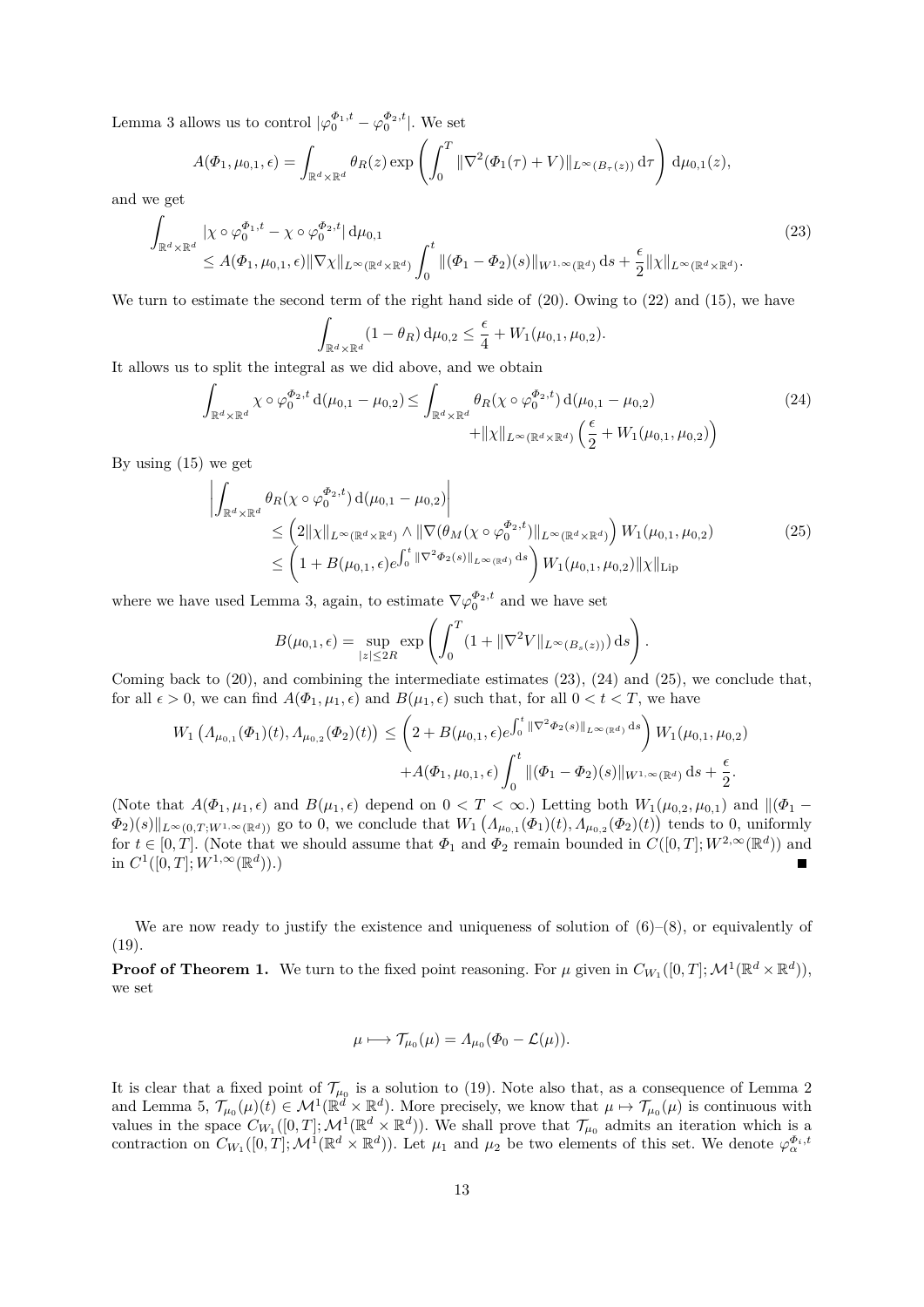Lemma 3 allows us to control $|\varphi_0^{\Phi_1,t} - \varphi_0^{\Phi_2,t}|$. We set

$$A(\Phi_1, \mu_{0,1}, \epsilon) = \int_{\mathbb{R}^d\times\mathbb{R}^d} \theta_R(z) \exp\left(\int_0^T \|\nabla^2(\Phi_1(\tau) + V)\|_{L^\infty(B_\tau(z))}\,\mathrm{d}\tau\right)\mathrm{d}\mu_{0,1}(z),$$

and we get

$$\begin{aligned}\int_{\mathbb{R}^d\times\mathbb{R}^d} &|\chi\circ\varphi_0^{\Phi_1,t} - \chi\circ\varphi_0^{\Phi_2,t}|\,\mathrm{d}\mu_{0,1} \\ &\leq A(\Phi_1,\mu_{0,1},\epsilon)\|\nabla\chi\|_{L^\infty(\mathbb{R}^d\times\mathbb{R}^d)}\int_0^t \|(\Phi_1-\Phi_2)(s)\|_{W^{1,\infty}(\mathbb{R}^d)}\,\mathrm{d}s + \frac{\epsilon}{2}\|\chi\|_{L^\infty(\mathbb{R}^d\times\mathbb{R}^d)}.\end{aligned} \tag{23}$$

We turn to estimate the second term of the right hand side of (20). Owing to (22) and (15), we have

$$\int_{\mathbb{R}^d\times\mathbb{R}^d}(1-\theta_R)\,\mathrm{d}\mu_{0,2} \leq \frac{\epsilon}{4} + W_1(\mu_{0,1},\mu_{0,2}).$$

It allows us to split the integral as we did above, and we obtain

$$\begin{aligned}\int_{\mathbb{R}^d\times\mathbb{R}^d}\chi\circ\varphi_0^{\Phi_2,t}\,\mathrm{d}(\mu_{0,1}-\mu_{0,2}) \leq& \int_{\mathbb{R}^d\times\mathbb{R}^d}\theta_R(\chi\circ\varphi_0^{\Phi_2,t})\,\mathrm{d}(\mu_{0,1}-\mu_{0,2}) \\ &+\|\chi\|_{L^\infty(\mathbb{R}^d\times\mathbb{R}^d)}\left(\frac{\epsilon}{2} + W_1(\mu_{0,1},\mu_{0,2})\right)\end{aligned} \tag{24}$$

By using (15) we get

$$\begin{aligned}&\left|\int_{\mathbb{R}^d\times\mathbb{R}^d}\theta_R(\chi\circ\varphi_0^{\Phi_2,t})\,\mathrm{d}(\mu_{0,1}-\mu_{0,2})\right| \\ &\qquad\leq \left(2\|\chi\|_{L^\infty(\mathbb{R}^d\times\mathbb{R}^d)}\wedge\|\nabla(\theta_M(\chi\circ\varphi_0^{\Phi_2,t})\|_{L^\infty(\mathbb{R}^d\times\mathbb{R}^d)}\right)W_1(\mu_{0,1},\mu_{0,2}) \\ &\qquad\leq \left(1 + B(\mu_{0,1},\epsilon)e^{\int_0^t\|\nabla^2\Phi_2(s)\|_{L^\infty(\mathbb{R}^d)}\,\mathrm{d}s}\right)W_1(\mu_{0,1},\mu_{0,2})\|\chi\|_{\mathrm{Lip}}\end{aligned} \tag{25}$$

where we have used Lemma 3, again, to estimate $\nabla\varphi_0^{\Phi_2,t}$ and we have set

$$B(\mu_{0,1},\epsilon) = \sup_{|z|\leq 2R}\exp\left(\int_0^T(1+\|\nabla^2 V\|_{L^\infty(B_s(z))})\,\mathrm{d}s\right).$$

Coming back to (20), and combining the intermediate estimates (23), (24) and (25), we conclude that, for all $\epsilon > 0$, we can find $A(\Phi_1,\mu_1,\epsilon)$ and $B(\mu_1,\epsilon)$ such that, for all $0 < t < T$, we have

$$\begin{aligned}W_1\left(\Lambda_{\mu_{0,1}}(\Phi_1)(t),\Lambda_{\mu_{0,2}}(\Phi_2)(t)\right) \leq& \left(2 + B(\mu_{0,1},\epsilon)e^{\int_0^t\|\nabla^2\Phi_2(s)\|_{L^\infty(\mathbb{R}^d)}\,\mathrm{d}s}\right)W_1(\mu_{0,1},\mu_{0,2}) \\ &+A(\Phi_1,\mu_{0,1},\epsilon)\int_0^t\|(\Phi_1-\Phi_2)(s)\|_{W^{1,\infty}(\mathbb{R}^d)}\,\mathrm{d}s + \frac{\epsilon}{2}.\end{aligned}$$

(Note that $A(\Phi_1,\mu_1,\epsilon)$ and $B(\mu_1,\epsilon)$ depend on $0 < T < \infty$.) Letting both $W_1(\mu_{0,2},\mu_{0,1})$ and $\|(\Phi_1 - \Phi_2)(s)\|_{L^\infty(0,T;W^{1,\infty}(\mathbb{R}^d))}$ go to 0, we conclude that $W_1\left(\Lambda_{\mu_{0,1}}(\Phi_1)(t),\Lambda_{\mu_{0,2}}(\Phi_2)(t)\right)$ tends to 0, uniformly for $t\in[0,T]$. (Note that we should assume that $\Phi_1$ and $\Phi_2$ remain bounded in $C([0,T];W^{2,\infty}(\mathbb{R}^d))$ and in $C^1([0,T];W^{1,\infty}(\mathbb{R}^d))$.) ∎

We are now ready to justify the existence and uniqueness of solution of (6)–(8), or equivalently of (19).

**Proof of Theorem 1.** We turn to the fixed point reasoning. For $\mu$ given in $C_{W_1}([0,T];\mathcal{M}^1(\mathbb{R}^d\times\mathbb{R}^d))$, we set

$$\mu \longmapsto \mathcal{T}_{\mu_0}(\mu) = \Lambda_{\mu_0}(\Phi_0 - \mathcal{L}(\mu)).$$

It is clear that a fixed point of $\mathcal{T}_{\mu_0}$ is a solution to (19). Note also that, as a consequence of Lemma 2 and Lemma 5, $\mathcal{T}_{\mu_0}(\mu)(t)\in\mathcal{M}^1(\mathbb{R}^d\times\mathbb{R}^d)$. More precisely, we know that $\mu\mapsto\mathcal{T}_{\mu_0}(\mu)$ is continuous with values in the space $C_{W_1}([0,T];\mathcal{M}^1(\mathbb{R}^d\times\mathbb{R}^d))$. We shall prove that $\mathcal{T}_{\mu_0}$ admits an iteration which is a contraction on $C_{W_1}([0,T];\mathcal{M}^1(\mathbb{R}^d\times\mathbb{R}^d))$. Let $\mu_1$ and $\mu_2$ be two elements of this set. We denote $\varphi_\alpha^{\Phi_i,t}$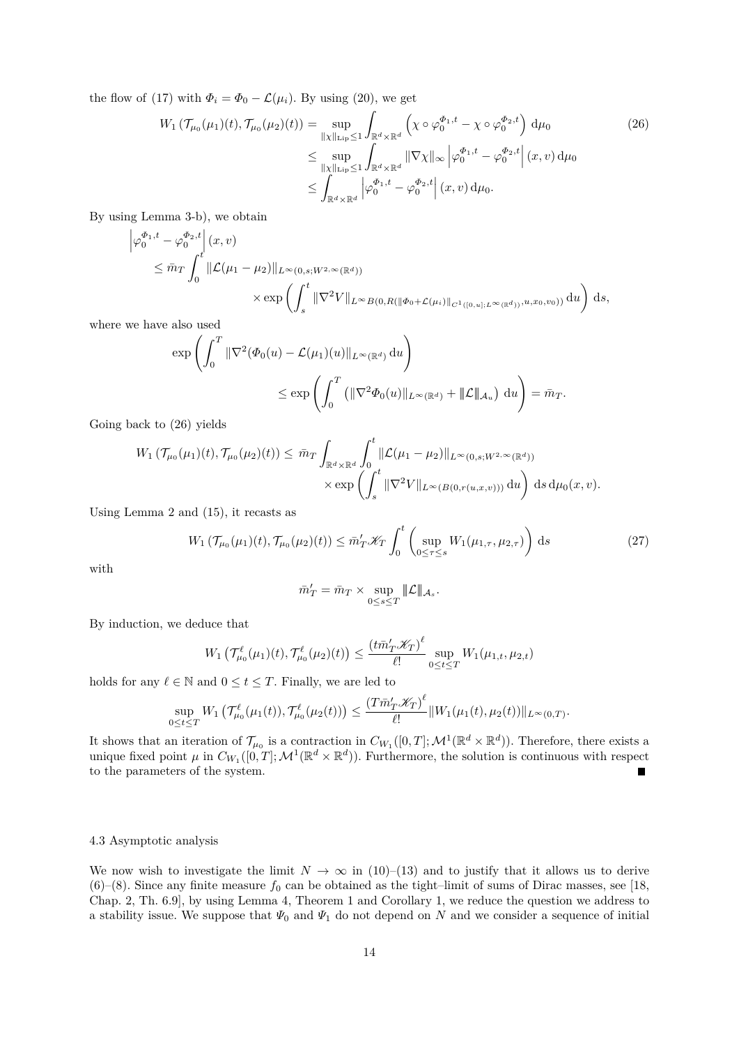the flow of (17) with $\Phi_i = \Phi_0 - \mathcal{L}(\mu_i)$. By using (20), we get

$$
\begin{aligned}
W_1\left(\mathcal{T}_{\mu_0}(\mu_1)(t), \mathcal{T}_{\mu_0}(\mu_2)(t)\right) &= \sup_{\|\chi\|_{\mathrm{Lip}}\leq 1} \int_{\mathbb{R}^d\times\mathbb{R}^d} \left(\chi\circ\varphi_0^{\Phi_1,t} - \chi\circ\varphi_0^{\Phi_2,t}\right)\,\mathrm{d}\mu_0 \\
&\leq \sup_{\|\chi\|_{\mathrm{Lip}}\leq 1} \int_{\mathbb{R}^d\times\mathbb{R}^d} \|\nabla\chi\|_\infty \left|\varphi_0^{\Phi_1,t} - \varphi_0^{\Phi_2,t}\right|(x,v)\,\mathrm{d}\mu_0 \\
&\leq \int_{\mathbb{R}^d\times\mathbb{R}^d} \left|\varphi_0^{\Phi_1,t} - \varphi_0^{\Phi_2,t}\right|(x,v)\,\mathrm{d}\mu_0.
\end{aligned}
\tag{26}
$$

By using Lemma 3-b), we obtain

$$
\begin{aligned}
&\left|\varphi_0^{\Phi_1,t} - \varphi_0^{\Phi_2,t}\right|(x,v) \\
&\quad\leq \bar{m}_T \int_0^t \|\mathcal{L}(\mu_1-\mu_2)\|_{L^\infty(0,s;W^{2,\infty}(\mathbb{R}^d))} \\
&\qquad\qquad\times \exp\left(\int_s^t \|\nabla^2 V\|_{L^\infty B(0,R(\|\Phi_0+\mathcal{L}(\mu_i)\|_{C^1([0,u];L^\infty(\mathbb{R}^d))},u,x_0,v_0))}\,\mathrm{d}u\right)\,\mathrm{d}s,
\end{aligned}
$$

where we have also used

$$
\begin{aligned}
&\exp\left(\int_0^T \|\nabla^2(\Phi_0(u) - \mathcal{L}(\mu_1)(u)\|_{L^\infty(\mathbb{R}^d)}\,\mathrm{d}u\right) \\
&\qquad\qquad \leq \exp\left(\int_0^T \left(\|\nabla^2\Phi_0(u)\|_{L^\infty(\mathbb{R}^d)} + |\!|\!|\mathcal{L}|\!|\!|_{\mathcal{A}_u}\right)\,\mathrm{d}u\right) = \bar{m}_T.
\end{aligned}
$$

Going back to (26) yields

$$
\begin{aligned}
W_1\left(\mathcal{T}_{\mu_0}(\mu_1)(t), \mathcal{T}_{\mu_0}(\mu_2)(t)\right) \leq\ &\bar{m}_T \int_{\mathbb{R}^d\times\mathbb{R}^d}\int_0^t \|\mathcal{L}(\mu_1-\mu_2)\|_{L^\infty(0,s;W^{2,\infty}(\mathbb{R}^d))} \\
&\times \exp\left(\int_s^t \|\nabla^2 V\|_{L^\infty(B(0,r(u,x,v)))}\,\mathrm{d}u\right)\,\mathrm{d}s\,\mathrm{d}\mu_0(x,v).
\end{aligned}
$$

Using Lemma 2 and (15), it recasts as

$$
W_1\left(\mathcal{T}_{\mu_0}(\mu_1)(t), \mathcal{T}_{\mu_0}(\mu_2)(t)\right) \leq \bar{m}'_T \mathscr{K}_T \int_0^t \left(\sup_{0\leq\tau\leq s} W_1(\mu_{1,\tau},\mu_{2,\tau})\right)\,\mathrm{d}s \tag{27}
$$

with

$$
\bar{m}'_T = \bar{m}_T \times \sup_{0\leq s\leq T} |\!|\!|\mathcal{L}|\!|\!|_{\mathcal{A}_s}.
$$

By induction, we deduce that

$$
W_1\left(\mathcal{T}^\ell_{\mu_0}(\mu_1)(t), \mathcal{T}^\ell_{\mu_0}(\mu_2)(t)\right) \leq \frac{\left(t\bar{m}'_T\mathscr{K}_T\right)^\ell}{\ell!} \sup_{0\leq t\leq T} W_1(\mu_{1,t},\mu_{2,t})
$$

holds for any $\ell\in\mathbb{N}$ and $0\leq t\leq T$. Finally, we are led to

$$
\sup_{0\leq t\leq T} W_1\left(\mathcal{T}^\ell_{\mu_0}(\mu_1(t)), \mathcal{T}^\ell_{\mu_0}(\mu_2(t))\right) \leq \frac{\left(T\bar{m}'_T\mathscr{K}_T\right)^\ell}{\ell!} \|W_1(\mu_1(t),\mu_2(t))\|_{L^\infty(0,T)}.
$$

It shows that an iteration of $\mathcal{T}_{\mu_0}$ is a contraction in $C_{W_1}([0,T];\mathcal{M}^1(\mathbb{R}^d\times\mathbb{R}^d))$. Therefore, there exists a unique fixed point $\mu$ in $C_{W_1}([0,T];\mathcal{M}^1(\mathbb{R}^d\times\mathbb{R}^d))$. Furthermore, the solution is continuous with respect to the parameters of the system. ■

### 4.3 Asymptotic analysis

We now wish to investigate the limit $N\to\infty$ in (10)–(13) and to justify that it allows us to derive (6)–(8). Since any finite measure $f_0$ can be obtained as the tight–limit of sums of Dirac masses, see [18, Chap. 2, Th. 6.9], by using Lemma 4, Theorem 1 and Corollary 1, we reduce the question we address to a stability issue. We suppose that $\Psi_0$ and $\Psi_1$ do not depend on $N$ and we consider a sequence of initial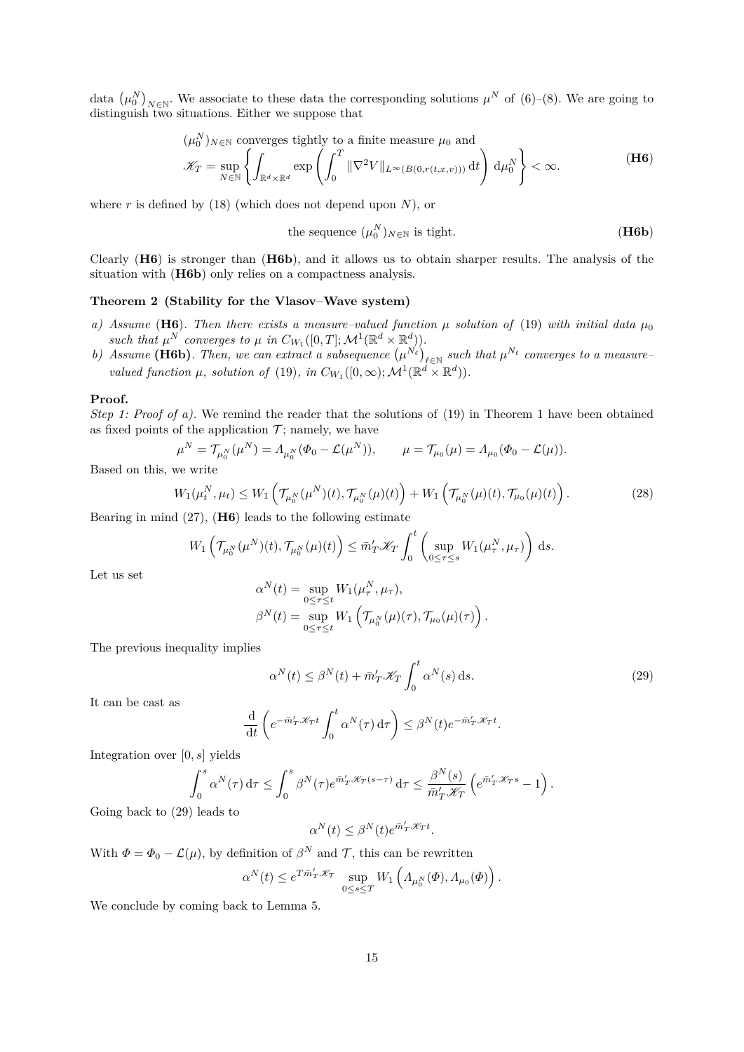data $\left(\mu_0^N\right)_{N\in\mathbb{N}}$. We associate to these data the corresponding solutions $\mu^N$ of (6)–(8). We are going to distinguish two situations. Either we suppose that

$$
\begin{aligned}
&(\mu_0^N)_{N\in\mathbb{N}} \text{ converges tightly to a finite measure } \mu_0 \text{ and} \\
&\mathscr{K}_T = \sup_{N\in\mathbb{N}} \left\{ \int_{\mathbb{R}^d\times\mathbb{R}^d} \exp\left( \int_0^T \|\nabla^2 V\|_{L^\infty(B(0,r(t,x,v)))} \,\mathrm{d}t \right) \mathrm{d}\mu_0^N \right\} < \infty.
\end{aligned}
\tag{\textbf{H6}}
$$

where $r$ is defined by (18) (which does not depend upon $N$), or

$$
\text{the sequence } (\mu_0^N)_{N\in\mathbb{N}} \text{ is tight.} \tag{\textbf{H6b}}
$$

Clearly (**H6**) is stronger than (**H6b**), and it allows us to obtain sharper results. The analysis of the situation with (**H6b**) only relies on a compactness analysis.

**Theorem 2 (Stability for the Vlasov–Wave system)**

*a) Assume* (**H6**). *Then there exists a measure–valued function $\mu$ solution of* (19) *with initial data $\mu_0$ such that $\mu^N$ converges to $\mu$ in $C_{W_1}([0,T];\mathcal{M}^1(\mathbb{R}^d\times\mathbb{R}^d))$.*

*b) Assume* (**H6b**). *Then, we can extract a subsequence $\left(\mu^{N_\ell}\right)_{\ell\in\mathbb{N}}$ such that $\mu^{N_\ell}$ converges to a measure–valued function $\mu$, solution of* (19)*, in $C_{W_1}([0,\infty);\mathcal{M}^1(\mathbb{R}^d\times\mathbb{R}^d))$.*

**Proof.**
*Step 1: Proof of a).* We remind the reader that the solutions of (19) in Theorem 1 have been obtained as fixed points of the application $\mathcal{T}$; namely, we have

$$
\mu^N = \mathcal{T}_{\mu_0^N}(\mu^N) = \Lambda_{\mu_0^N}(\Phi_0 - \mathcal{L}(\mu^N)), \qquad \mu = \mathcal{T}_{\mu_0}(\mu) = \Lambda_{\mu_0}(\Phi_0 - \mathcal{L}(\mu)).
$$

Based on this, we write

$$
W_1(\mu_t^N,\mu_t) \leq W_1\left(\mathcal{T}_{\mu_0^N}(\mu^N)(t), \mathcal{T}_{\mu_0^N}(\mu)(t)\right) + W_1\left(\mathcal{T}_{\mu_0^N}(\mu)(t), \mathcal{T}_{\mu_0}(\mu)(t)\right). \tag{28}
$$

Bearing in mind (27), (**H6**) leads to the following estimate

$$
W_1\left(\mathcal{T}_{\mu_0^N}(\mu^N)(t), \mathcal{T}_{\mu_0^N}(\mu)(t)\right) \leq \bar{m}'_T \mathscr{K}_T \int_0^t \left( \sup_{0\leq\tau\leq s} W_1(\mu_\tau^N,\mu_\tau) \right) \mathrm{d}s.
$$

Let us set

$$
\begin{aligned}
\alpha^N(t) &= \sup_{0\leq\tau\leq t} W_1(\mu_\tau^N,\mu_\tau), \\
\beta^N(t) &= \sup_{0\leq\tau\leq t} W_1\left(\mathcal{T}_{\mu_0^N}(\mu)(\tau), \mathcal{T}_{\mu_0}(\mu)(\tau)\right).
\end{aligned}
$$

The previous inequality implies

$$
\alpha^N(t) \leq \beta^N(t) + \bar{m}'_T \mathscr{K}_T \int_0^t \alpha^N(s)\,\mathrm{d}s. \tag{29}
$$

It can be cast as

$$
\frac{\mathrm{d}}{\mathrm{d}t}\left( e^{-\bar{m}'_T\mathscr{K}_T t} \int_0^t \alpha^N(\tau)\,\mathrm{d}\tau \right) \leq \beta^N(t) e^{-\bar{m}'_T\mathscr{K}_T t}.
$$

Integration over $[0,s]$ yields

$$
\int_0^s \alpha^N(\tau)\,\mathrm{d}\tau \leq \int_0^s \beta^N(\tau) e^{\bar{m}'_T\mathscr{K}_T(s-\tau)}\,\mathrm{d}\tau \leq \frac{\beta^N(s)}{\bar{m}'_T\mathscr{K}_T}\left( e^{\bar{m}'_T\mathscr{K}_T s} - 1 \right).
$$

Going back to (29) leads to

$$
\alpha^N(t) \leq \beta^N(t) e^{\bar{m}'_T\mathscr{K}_T t}.
$$

With $\Phi = \Phi_0 - \mathcal{L}(\mu)$, by definition of $\beta^N$ and $\mathcal{T}$, this can be rewritten

$$
\alpha^N(t) \leq e^{T\bar{m}'_T\mathscr{K}_T} \sup_{0\leq s\leq T} W_1\left(\Lambda_{\mu_0^N}(\Phi), \Lambda_{\mu_0}(\Phi)\right).
$$

We conclude by coming back to Lemma 5.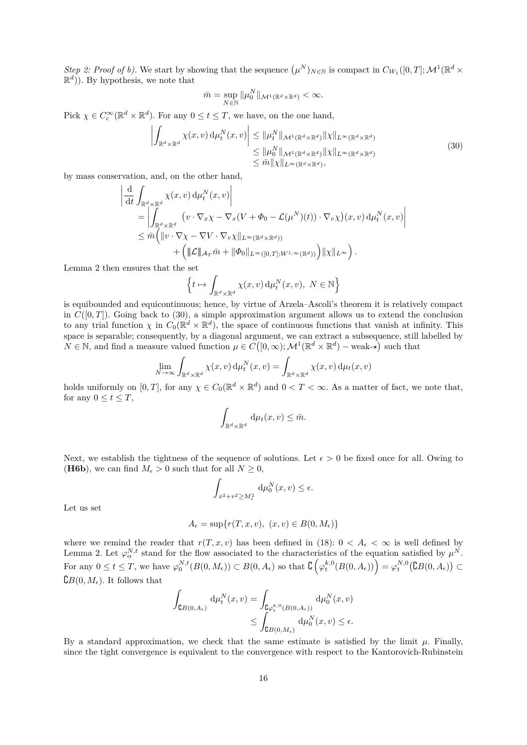*Step 2: Proof of b).* We start by showing that the sequence $(\mu^N)_{N\in\mathbb{N}}$ is compact in $C_{W_1}([0,T];\mathcal{M}^1(\mathbb{R}^d\times\mathbb{R}^d))$. By hypothesis, we note that

$$\bar{m} = \sup_{N\in\mathbb{N}} \|\mu_0^N\|_{\mathcal{M}^1(\mathbb{R}^d\times\mathbb{R}^d)} < \infty.$$

Pick $\chi \in C_c^\infty(\mathbb{R}^d\times\mathbb{R}^d)$. For any $0\le t\le T$, we have, on the one hand,

$$\left|\int_{\mathbb{R}^d\times\mathbb{R}^d} \chi(x,v)\,\mathrm{d}\mu_t^N(x,v)\right| \le \|\mu_t^N\|_{\mathcal{M}^1(\mathbb{R}^d\times\mathbb{R}^d)}\|\chi\|_{L^\infty(\mathbb{R}^d\times\mathbb{R}^d)} \le \|\mu_0^N\|_{\mathcal{M}^1(\mathbb{R}^d\times\mathbb{R}^d)}\|\chi\|_{L^\infty(\mathbb{R}^d\times\mathbb{R}^d)} \le \bar{m}\|\chi\|_{L^\infty(\mathbb{R}^d\times\mathbb{R}^d)}, \tag{30}$$

by mass conservation, and, on the other hand,

$$\begin{aligned}
\left|\frac{\mathrm{d}}{\mathrm{d}t}\int_{\mathbb{R}^d\times\mathbb{R}^d} \chi(x,v)\,\mathrm{d}\mu_t^N(x,v)\right| &= \left|\int_{\mathbb{R}^d\times\mathbb{R}^d} \big(v\cdot\nabla_x\chi - \nabla_x(V+\Phi_0-\mathcal{L}(\mu^N)(t))\cdot\nabla_v\chi\big)(x,v)\,\mathrm{d}\mu_t^N(x,v)\right| \\
&\le \bar{m}\Big(\|v\cdot\nabla\chi - \nabla V\cdot\nabla_v\chi\|_{L^\infty(\mathbb{R}^d\times\mathbb{R}^d)}\Big) \\
&\qquad + \Big(\|\!|\mathcal{L}|\!\|_{\mathcal{A}_T}\bar{m} + \|\Phi_0\|_{L^\infty([0,T];W^{1,\infty}(\mathbb{R}^d))}\Big)\|\chi\|_{L^\infty}\Big).
\end{aligned}$$

Lemma 2 then ensures that the set

$$\Big\{t\mapsto \int_{\mathbb{R}^d\times\mathbb{R}^d}\chi(x,v)\,\mathrm{d}\mu_t^N(x,v),\ N\in\mathbb{N}\Big\}$$

is equibounded and equicontinuous; hence, by virtue of Arzela–Ascoli's theorem it is relatively compact in $C([0,T])$. Going back to (30), a simple approximation argument allows us to extend the conclusion to any trial function $\chi$ in $C_0(\mathbb{R}^d\times\mathbb{R}^d)$, the space of continuous functions that vanish at infinity. This space is separable; consequently, by a diagonal argument, we can extract a subsequence, still labelled by $N\in\mathbb{N}$, and find a measure valued function $\mu\in C\big([0,\infty);\mathcal{M}^1(\mathbb{R}^d\times\mathbb{R}^d)-\text{weak-}\star\big)$ such that

$$\lim_{N\to\infty}\int_{\mathbb{R}^d\times\mathbb{R}^d}\chi(x,v)\,\mathrm{d}\mu_t^N(x,v) = \int_{\mathbb{R}^d\times\mathbb{R}^d}\chi(x,v)\,\mathrm{d}\mu_t(x,v)$$

holds uniformly on $[0,T]$, for any $\chi\in C_0(\mathbb{R}^d\times\mathbb{R}^d)$ and $0<T<\infty$. As a matter of fact, we note that, for any $0\le t\le T$,

$$\int_{\mathbb{R}^d\times\mathbb{R}^d}\mathrm{d}\mu_t(x,v)\le\bar{m}.$$

Next, we establish the tightness of the sequence of solutions. Let $\epsilon>0$ be fixed once for all. Owing to (**H6b**), we can find $M_\epsilon>0$ such that for all $N\ge 0$,

$$\int_{x^2+v^2\ge M_\epsilon^2}\mathrm{d}\mu_0^N(x,v)\le\epsilon.$$

Let us set

$$A_\epsilon = \sup\{r(T,x,v),\ (x,v)\in B(0,M_\epsilon)\}$$

where we remind the reader that $r(T,x,v)$ has been defined in (18): $0<A_\epsilon<\infty$ is well defined by Lemma 2. Let $\varphi_\alpha^{N,t}$ stand for the flow associated to the characteristics of the equation satisfied by $\mu^N$. For any $0\le t\le T$, we have $\varphi_0^{N,t}(B(0,M_\epsilon))\subset B(0,A_\epsilon)$ so that $\complement\left(\varphi_t^{k,0}(B(0,A_\epsilon))\right) = \varphi_t^{N,0}\big(\complement B(0,A_\epsilon)\big)\subset \complement B(0,M_\epsilon)$. It follows that

$$\int_{\complement B(0,A_\epsilon)}\mathrm{d}\mu_t^N(x,v) = \int_{\complement\varphi_t^{k,0}(B(0,A_\epsilon))}\mathrm{d}\mu_0^N(x,v) \le \int_{\complement B(0,M_\epsilon)}\mathrm{d}\mu_0^N(x,v)\le\epsilon.$$

By a standard approximation, we check that the same estimate is satisfied by the limit $\mu$. Finally, since the tight convergence is equivalent to the convergence with respect to the Kantorovich-Rubinstein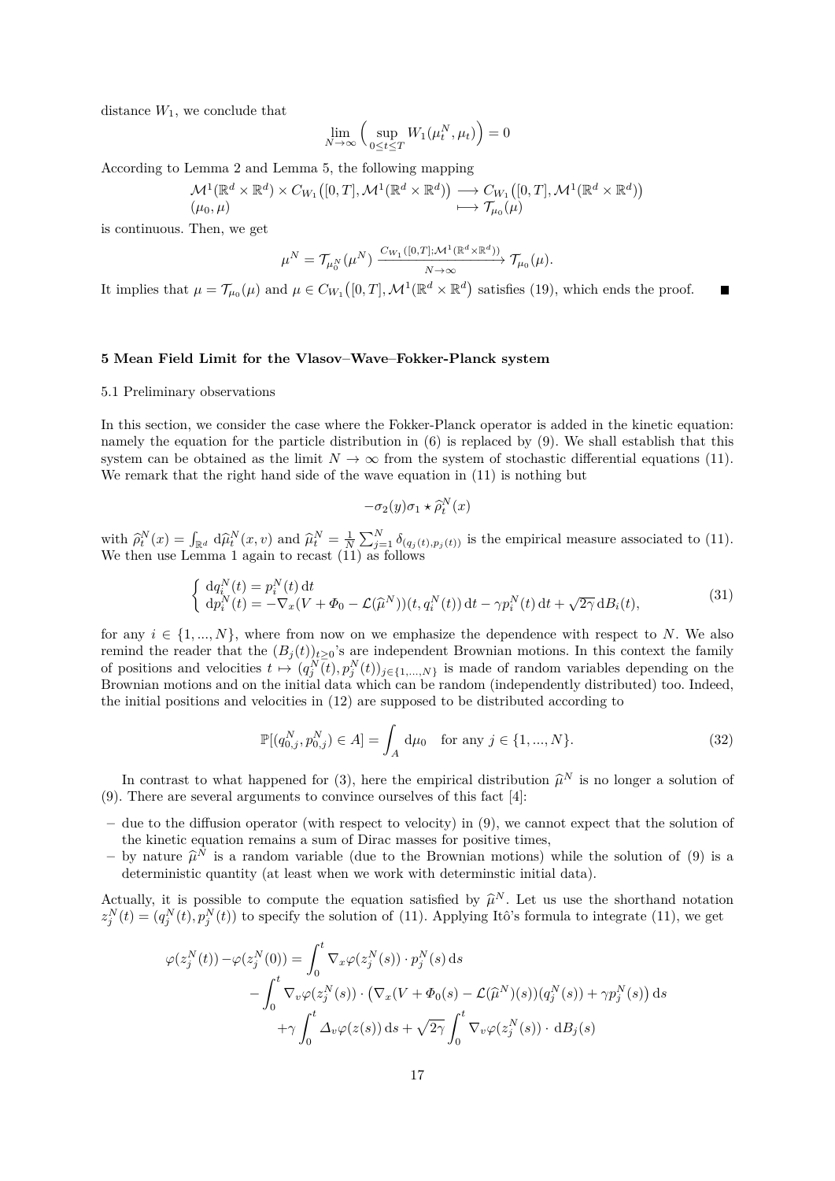distance $W_1$, we conclude that

$$\lim_{N\to\infty}\Big(\sup_{0\le t\le T} W_1(\mu_t^N,\mu_t)\Big)=0$$

According to Lemma 2 and Lemma 5, the following mapping

$$\begin{array}{ll}\mathcal{M}^1(\mathbb{R}^d\times\mathbb{R}^d)\times C_{W_1}\big([0,T],\mathcal{M}^1(\mathbb{R}^d\times\mathbb{R}^d)\big) & \longrightarrow C_{W_1}\big([0,T],\mathcal{M}^1(\mathbb{R}^d\times\mathbb{R}^d)\big)\\ (\mu_0,\mu) & \longmapsto \mathcal{T}_{\mu_0}(\mu)\end{array}$$

is continuous. Then, we get

$$\mu^N=\mathcal{T}_{\mu_0^N}(\mu^N)\xrightarrow[N\to\infty]{C_{W_1}([0,T];\mathcal{M}^1(\mathbb{R}^d\times\mathbb{R}^d))}\mathcal{T}_{\mu_0}(\mu).$$

It implies that $\mu=\mathcal{T}_{\mu_0}(\mu)$ and $\mu\in C_{W_1}\big([0,T],\mathcal{M}^1(\mathbb{R}^d\times\mathbb{R}^d)\big)$ satisfies (19), which ends the proof. ■

## 5 Mean Field Limit for the Vlasov–Wave–Fokker-Planck system

### 5.1 Preliminary observations

In this section, we consider the case where the Fokker-Planck operator is added in the kinetic equation: namely the equation for the particle distribution in (6) is replaced by (9). We shall establish that this system can be obtained as the limit $N\to\infty$ from the system of stochastic differential equations (11). We remark that the right hand side of the wave equation in (11) is nothing but

$$-\sigma_2(y)\sigma_1\star\widehat{\rho}_t^N(x)$$

with $\widehat{\rho}_t^N(x)=\int_{\mathbb{R}^d}\mathrm{d}\widehat{\mu}_t^N(x,v)$ and $\widehat{\mu}_t^N=\frac{1}{N}\sum_{j=1}^N\delta_{(q_j(t),p_j(t))}$ is the empirical measure associated to (11). We then use Lemma 1 again to recast (11) as follows

$$\left\{\begin{array}{l}\mathrm{d}q_i^N(t)=p_i^N(t)\,\mathrm{d}t\\ \mathrm{d}p_i^N(t)=-\nabla_x(V+\Phi_0-\mathcal{L}(\widehat{\mu}^N))(t,q_i^N(t))\,\mathrm{d}t-\gamma p_i^N(t)\,\mathrm{d}t+\sqrt{2\gamma}\,\mathrm{d}B_i(t),\end{array}\right.\tag{31}$$

for any $i\in\{1,...,N\}$, where from now on we emphasize the dependence with respect to $N$. We also remind the reader that the $(B_j(t))_{t\ge0}$'s are independent Brownian motions. In this context the family of positions and velocities $t\mapsto(q_j^N(t),p_j^N(t))_{j\in\{1,...,N\}}$ is made of random variables depending on the Brownian motions and on the initial data which can be random (independently distributed) too. Indeed, the initial positions and velocities in (12) are supposed to be distributed according to

$$\mathbb{P}[(q_{0,j}^N,p_{0,j}^N)\in A]=\int_A\mathrm{d}\mu_0\quad\text{for any } j\in\{1,...,N\}.\tag{32}$$

In contrast to what happened for (3), here the empirical distribution $\widehat{\mu}^N$ is no longer a solution of (9). There are several arguments to convince ourselves of this fact [4]:

- due to the diffusion operator (with respect to velocity) in (9), we cannot expect that the solution of the kinetic equation remains a sum of Dirac masses for positive times,
- by nature $\widehat{\mu}^N$ is a random variable (due to the Brownian motions) while the solution of (9) is a deterministic quantity (at least when we work with determinstic initial data).

Actually, it is possible to compute the equation satisfied by $\widehat{\mu}^N$. Let us use the shorthand notation $z_j^N(t)=(q_j^N(t),p_j^N(t))$ to specify the solution of (11). Applying Itô's formula to integrate (11), we get

$$\begin{aligned}\varphi(z_j^N(t))-\varphi(z_j^N(0))=&\int_0^t\nabla_x\varphi(z_j^N(s))\cdot p_j^N(s)\,\mathrm{d}s\\ &-\int_0^t\nabla_v\varphi(z_j^N(s))\cdot\big(\nabla_x(V+\Phi_0(s)-\mathcal{L}(\widehat{\mu}^N)(s))(q_j^N(s))+\gamma p_j^N(s)\big)\,\mathrm{d}s\\ &+\gamma\int_0^t\Delta_v\varphi(z(s))\,\mathrm{d}s+\sqrt{2\gamma}\int_0^t\nabla_v\varphi(z_j^N(s))\cdot\,\mathrm{d}B_j(s)\end{aligned}$$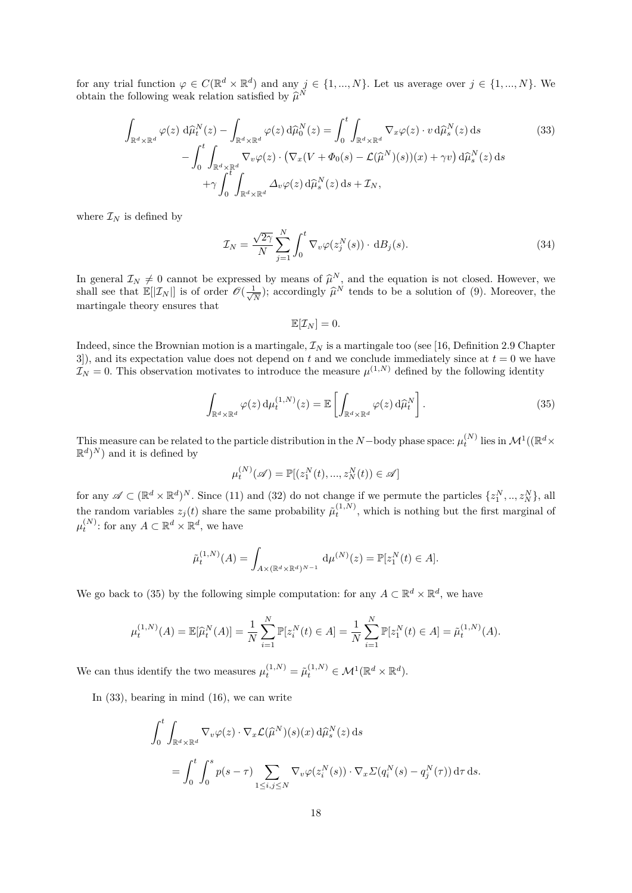for any trial function $\varphi \in C(\mathbb{R}^d \times \mathbb{R}^d)$ and any $j \in \{1, ..., N\}$. Let us average over $j \in \{1, ..., N\}$. We obtain the following weak relation satisfied by $\widehat{\mu}^N$

$$
\begin{aligned}
\int_{\mathbb{R}^d\times\mathbb{R}^d} \varphi(z)\, \mathrm{d}\widehat{\mu}_t^N(z) - \int_{\mathbb{R}^d\times\mathbb{R}^d} \varphi(z)\, \mathrm{d}\widehat{\mu}_0^N(z) &= \int_0^t \int_{\mathbb{R}^d\times\mathbb{R}^d} \nabla_x\varphi(z)\cdot v\, \mathrm{d}\widehat{\mu}_s^N(z)\, \mathrm{d}s \\
&- \int_0^t \int_{\mathbb{R}^d\times\mathbb{R}^d} \nabla_v\varphi(z)\cdot \big(\nabla_x(V + \Phi_0(s) - \mathcal{L}(\widehat{\mu}^N)(s))(x) + \gamma v\big)\, \mathrm{d}\widehat{\mu}_s^N(z)\, \mathrm{d}s \\
&+ \gamma \int_0^t \int_{\mathbb{R}^d\times\mathbb{R}^d} \Delta_v\varphi(z)\, \mathrm{d}\widehat{\mu}_s^N(z)\, \mathrm{d}s + \mathcal{I}_N,
\end{aligned}
\tag{33}
$$

where $\mathcal{I}_N$ is defined by

$$
\mathcal{I}_N = \frac{\sqrt{2\gamma}}{N} \sum_{j=1}^N \int_0^t \nabla_v\varphi(z_j^N(s)) \cdot \,\mathrm{d}B_j(s). \tag{34}
$$

In general $\mathcal{I}_N \neq 0$ cannot be expressed by means of $\widehat{\mu}^N$, and the equation is not closed. However, we shall see that $\mathbb{E}[|\mathcal{I}_N|]$ is of order $\mathscr{O}(\frac{1}{\sqrt{N}})$; accordingly $\widehat{\mu}^N$ tends to be a solution of (9). Moreover, the martingale theory ensures that

$$
\mathbb{E}[\mathcal{I}_N] = 0.
$$

Indeed, since the Brownian motion is a martingale, $\mathcal{I}_N$ is a martingale too (see [16, Definition 2.9 Chapter 3]), and its expectation value does not depend on $t$ and we conclude immediately since at $t = 0$ we have $\mathcal{I}_N = 0$. This observation motivates to introduce the measure $\mu^{(1,N)}$ defined by the following identity

$$
\int_{\mathbb{R}^d\times\mathbb{R}^d} \varphi(z)\, \mathrm{d}\mu_t^{(1,N)}(z) = \mathbb{E}\left[\int_{\mathbb{R}^d\times\mathbb{R}^d} \varphi(z)\, \mathrm{d}\widehat{\mu}_t^N\right]. \tag{35}
$$

This measure can be related to the particle distribution in the $N-$body phase space: $\mu_t^{(N)}$ lies in $\mathcal{M}^1((\mathbb{R}^d\times\mathbb{R}^d)^N)$ and it is defined by

$$
\mu_t^{(N)}(\mathscr{A}) = \mathbb{P}[(z_1^N(t), ..., z_N^N(t)) \in \mathscr{A}]
$$

for any $\mathscr{A} \subset (\mathbb{R}^d\times\mathbb{R}^d)^N$. Since (11) and (32) do not change if we permute the particles $\{z_1^N, .., z_N^N\}$, all the random variables $z_j(t)$ share the same probability $\tilde{\mu}_t^{(1,N)}$, which is nothing but the first marginal of $\mu_t^{(N)}$: for any $A \subset \mathbb{R}^d\times\mathbb{R}^d$, we have

$$
\tilde{\mu}_t^{(1,N)}(A) = \int_{A\times(\mathbb{R}^d\times\mathbb{R}^d)^{N-1}} \mathrm{d}\mu^{(N)}(z) = \mathbb{P}[z_1^N(t) \in A].
$$

We go back to (35) by the following simple computation: for any $A \subset \mathbb{R}^d\times\mathbb{R}^d$, we have

$$
\mu_t^{(1,N)}(A) = \mathbb{E}[\widehat{\mu}_t^N(A)] = \frac{1}{N}\sum_{i=1}^N \mathbb{P}[z_i^N(t) \in A] = \frac{1}{N}\sum_{i=1}^N \mathbb{P}[z_1^N(t) \in A] = \tilde{\mu}_t^{(1,N)}(A).
$$

We can thus identify the two measures $\mu_t^{(1,N)} = \tilde{\mu}_t^{(1,N)} \in \mathcal{M}^1(\mathbb{R}^d\times\mathbb{R}^d)$.

In (33), bearing in mind (16), we can write

$$
\begin{aligned}
&\int_0^t \int_{\mathbb{R}^d\times\mathbb{R}^d} \nabla_v\varphi(z)\cdot\nabla_x\mathcal{L}(\widehat{\mu}^N)(s)(x)\, \mathrm{d}\widehat{\mu}_s^N(z)\, \mathrm{d}s \\
&= \int_0^t \int_0^s p(s-\tau) \sum_{1\le i,j\le N} \nabla_v\varphi(z_i^N(s))\cdot\nabla_x\Sigma(q_i^N(s) - q_j^N(\tau))\, \mathrm{d}\tau\, \mathrm{d}s.
\end{aligned}
$$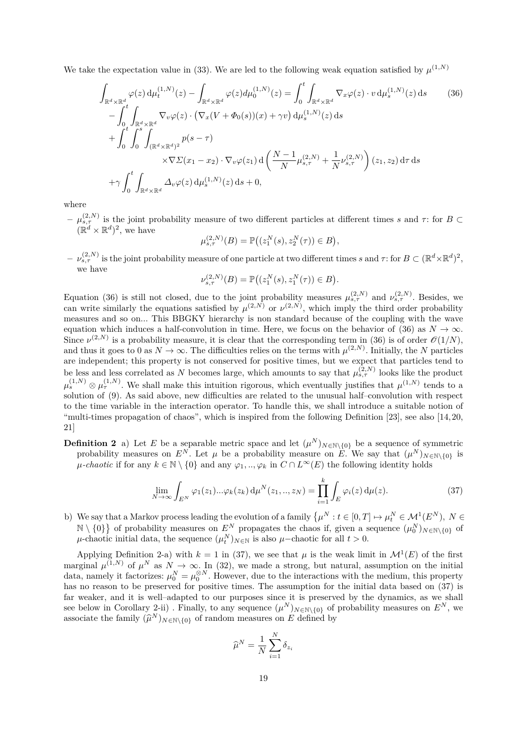We take the expectation value in (33). We are led to the following weak equation satisfied by $\mu^{(1,N)}$

$$
\begin{aligned}
\int_{\mathbb{R}^d\times\mathbb{R}^d} \varphi(z)\,\mathrm{d}\mu_t^{(1,N)}(z) - \int_{\mathbb{R}^d\times\mathbb{R}^d} \varphi(z)d\mu_0^{(1,N)}(z) &= \int_0^t \int_{\mathbb{R}^d\times\mathbb{R}^d} \nabla_x\varphi(z)\cdot v\,\mathrm{d}\mu_s^{(1,N)}(z)\,\mathrm{d}s \\
&- \int_0^t \int_{\mathbb{R}^d\times\mathbb{R}^d} \nabla_v\varphi(z)\cdot\big(\nabla_x(V+\Phi_0(s))(x)+\gamma v\big)\,\mathrm{d}\mu_s^{(1,N)}(z)\,\mathrm{d}s \\
&+ \int_0^t\int_0^s\int_{(\mathbb{R}^d\times\mathbb{R}^d)^2} p(s-\tau) \\
&\qquad\times\nabla\Sigma(x_1-x_2)\cdot\nabla_v\varphi(z_1)\,\mathrm{d}\left(\frac{N-1}{N}\mu_{s,\tau}^{(2,N)}+\frac{1}{N}\nu_{s,\tau}^{(2,N)}\right)(z_1,z_2)\,\mathrm{d}\tau\,\mathrm{d}s \\
&+\gamma\int_0^t\int_{\mathbb{R}^d\times\mathbb{R}^d} \Delta_v\varphi(z)\,\mathrm{d}\mu_s^{(1,N)}(z)\,\mathrm{d}s + 0,
\end{aligned}
\tag{36}
$$

where

- $\mu_{s,\tau}^{(2,N)}$ is the joint probability measure of two different particles at different times $s$ and $\tau$: for $B\subset(\mathbb{R}^d\times\mathbb{R}^d)^2$, we have
$$\mu_{s,\tau}^{(2,N)}(B)=\mathbb{P}\big((z_1^N(s),z_2^N(\tau))\in B\big),$$
- $\nu_{s,\tau}^{(2,N)}$ is the joint probability measure of one particle at two different times $s$ and $\tau$: for $B\subset(\mathbb{R}^d\times\mathbb{R}^d)^2$, we have
$$\nu_{s,\tau}^{(2,N)}(B)=\mathbb{P}\big((z_1^N(s),z_1^N(\tau))\in B\big).$$

Equation (36) is still not closed, due to the joint probability measures $\mu_{s,\tau}^{(2,N)}$ and $\nu_{s,\tau}^{(2,N)}$. Besides, we can write similarly the equations satisfied by $\mu^{(2,N)}$ or $\nu^{(2,N)}$, which imply the third order probability measures and so on... This BBGKY hierarchy is non standard because of the coupling with the wave equation which induces a half-convolution in time. Here, we focus on the behavior of (36) as $N\to\infty$. Since $\nu^{(2,N)}$ is a probability measure, it is clear that the corresponding term in (36) is of order $\mathscr{O}(1/N)$, and thus it goes to 0 as $N\to\infty$. The difficulties relies on the terms with $\mu^{(2,N)}$. Initially, the $N$ particles are independent; this property is not conserved for positive times, but we expect that particles tend to be less and less correlated as $N$ becomes large, which amounts to say that $\mu_{s,\tau}^{(2,N)}$ looks like the product $\mu_s^{(1,N)}\otimes\mu_\tau^{(1,N)}$. We shall make this intuition rigorous, which eventually justifies that $\mu^{(1,N)}$ tends to a solution of (9). As said above, new difficulties are related to the unusual half–convolution with respect to the time variable in the interaction operator. To handle this, we shall introduce a suitable notion of "multi-times propagation of chaos", which is inspired from the following Definition [23], see also [14, 20, 21]

**Definition 2** a) Let $E$ be a separable metric space and let $(\mu^N)_{N\in\mathbb{N}\setminus\{0\}}$ be a sequence of symmetric probability measures on $E^N$. Let $\mu$ be a probability measure on $E$. We say that $(\mu^N)_{N\in\mathbb{N}\setminus\{0\}}$ is *$\mu$-chaotic* if for any $k\in\mathbb{N}\setminus\{0\}$ and any $\varphi_1,..,\varphi_k$ in $C\cap L^\infty(E)$ the following identity holds

$$\lim_{N\to\infty}\int_{E^N}\varphi_1(z_1)...\varphi_k(z_k)\,\mathrm{d}\mu^N(z_1,..,z_N)=\prod_{i=1}^k\int_E\varphi_i(z)\,\mathrm{d}\mu(z). \tag{37}$$

b) We say that a Markov process leading the evolution of a family $\{\mu^N : t\in[0,T]\mapsto\mu_t^N\in\mathcal{M}^1(E^N),\ N\in\mathbb{N}\setminus\{0\}\}$ of probability measures on $E^N$ propagates the chaos if, given a sequence $(\mu_0^N)_{N\in\mathbb{N}\setminus\{0\}}$ of $\mu$-chaotic initial data, the sequence $(\mu_t^N)_{N\in\mathbb{N}}$ is also $\mu$−chaotic for all $t>0$.

Applying Definition 2-a) with $k=1$ in (37), we see that $\mu$ is the weak limit in $\mathcal{M}^1(E)$ of the first marginal $\mu^{(1,N)}$ of $\mu^N$ as $N\to\infty$. In (32), we made a strong, but natural, assumption on the initial data, namely it factorizes: $\mu_0^N=\mu_0^{\otimes N}$. However, due to the interactions with the medium, this property has no reason to be preserved for positive times. The assumption for the initial data based on (37) is far weaker, and it is well–adapted to our purposes since it is preserved by the dynamics, as we shall see below in Corollary 2-ii) . Finally, to any sequence $(\mu^N)_{N\in\mathbb{N}\setminus\{0\}}$ of probability measures on $E^N$, we associate the family $(\widehat{\mu}^N)_{N\in\mathbb{N}\setminus\{0\}}$ of random measures on $E$ defined by

$$\widehat{\mu}^N=\frac{1}{N}\sum_{i=1}^N\delta_{z_i}$$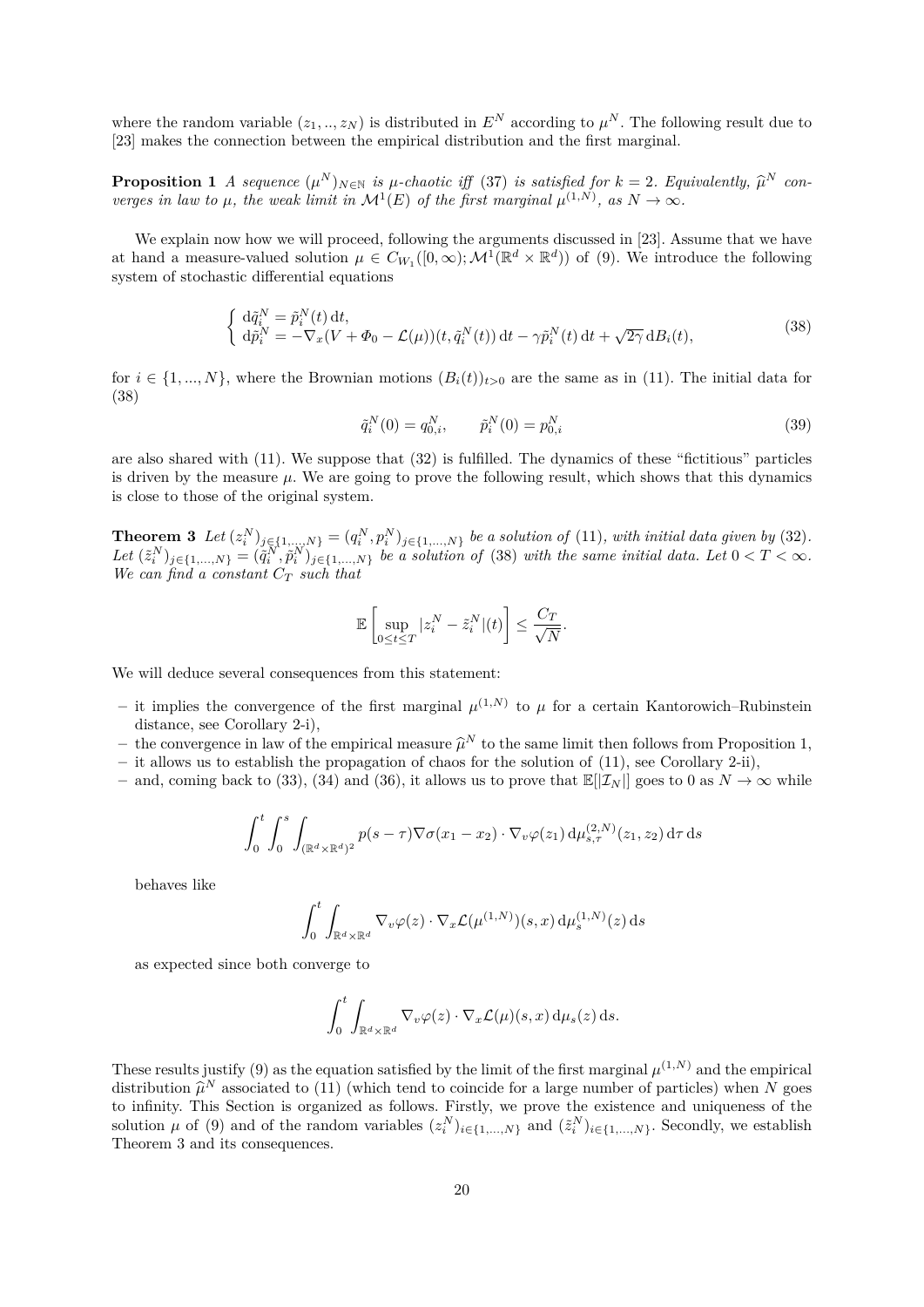where the random variable $(z_1, .., z_N)$ is distributed in $E^N$ according to $\mu^N$. The following result due to [23] makes the connection between the empirical distribution and the first marginal.

**Proposition 1** *A sequence $(\mu^N)_{N\in\mathbb{N}}$ is $\mu$-chaotic iff (37) is satisfied for $k = 2$. Equivalently, $\widehat{\mu}^N$ converges in law to $\mu$, the weak limit in $\mathcal{M}^1(E)$ of the first marginal $\mu^{(1,N)}$, as $N \to \infty$.*

We explain now how we will proceed, following the arguments discussed in [23]. Assume that we have at hand a measure-valued solution $\mu \in C_{W_1}([0,\infty); \mathcal{M}^1(\mathbb{R}^d \times \mathbb{R}^d))$ of (9). We introduce the following system of stochastic differential equations

$$
\begin{cases} \mathrm{d}\tilde{q}_i^N = \tilde{p}_i^N(t)\,\mathrm{d}t, \\ \mathrm{d}\tilde{p}_i^N = -\nabla_x(V + \Phi_0 - \mathcal{L}(\mu))(t, \tilde{q}_i^N(t))\,\mathrm{d}t - \gamma \tilde{p}_i^N(t)\,\mathrm{d}t + \sqrt{2\gamma}\,\mathrm{d}B_i(t), \end{cases} \tag{38}
$$

for $i \in \{1, ..., N\}$, where the Brownian motions $(B_i(t))_{t>0}$ are the same as in (11). The initial data for (38)

$$
\tilde{q}_i^N(0) = q_{0,i}^N, \qquad \tilde{p}_i^N(0) = p_{0,i}^N \tag{39}
$$

are also shared with (11). We suppose that (32) is fulfilled. The dynamics of these "fictitious" particles is driven by the measure $\mu$. We are going to prove the following result, which shows that this dynamics is close to those of the original system.

**Theorem 3** *Let $(z_i^N)_{j\in\{1,...,N\}} = (q_i^N, p_i^N)_{j\in\{1,...,N\}}$ be a solution of (11), with initial data given by (32). Let $(\tilde{z}_i^N)_{j\in\{1,...,N\}} = (\tilde{q}_i^N, \tilde{p}_i^N)_{j\in\{1,...,N\}}$ be a solution of (38) with the same initial data. Let $0 < T < \infty$. We can find a constant $C_T$ such that*

$$
\mathbb{E}\left[\sup_{0\le t\le T} |z_i^N - \tilde{z}_i^N|(t)\right] \le \frac{C_T}{\sqrt{N}}.
$$

We will deduce several consequences from this statement:

- it implies the convergence of the first marginal $\mu^{(1,N)}$ to $\mu$ for a certain Kantorowich–Rubinstein distance, see Corollary 2-i),
- the convergence in law of the empirical measure $\widehat{\mu}^N$ to the same limit then follows from Proposition 1,
- it allows us to establish the propagation of chaos for the solution of (11), see Corollary 2-ii),
- and, coming back to (33), (34) and (36), it allows us to prove that $\mathbb{E}[|\mathcal{I}_N|]$ goes to 0 as $N \to \infty$ while

  $$
  \int_0^t \int_0^s \int_{(\mathbb{R}^d\times\mathbb{R}^d)^2} p(s-\tau)\nabla\sigma(x_1 - x_2)\cdot\nabla_v\varphi(z_1)\,\mathrm{d}\mu_{s,\tau}^{(2,N)}(z_1, z_2)\,\mathrm{d}\tau\,\mathrm{d}s
  $$

  behaves like

  $$
  \int_0^t \int_{\mathbb{R}^d\times\mathbb{R}^d} \nabla_v\varphi(z)\cdot\nabla_x\mathcal{L}(\mu^{(1,N)})(s,x)\,\mathrm{d}\mu_s^{(1,N)}(z)\,\mathrm{d}s
  $$

  as expected since both converge to

  $$
  \int_0^t \int_{\mathbb{R}^d\times\mathbb{R}^d} \nabla_v\varphi(z)\cdot\nabla_x\mathcal{L}(\mu)(s,x)\,\mathrm{d}\mu_s(z)\,\mathrm{d}s.
  $$

These results justify (9) as the equation satisfied by the limit of the first marginal $\mu^{(1,N)}$ and the empirical distribution $\widehat{\mu}^N$ associated to (11) (which tend to coincide for a large number of particles) when $N$ goes to infinity. This Section is organized as follows. Firstly, we prove the existence and uniqueness of the solution $\mu$ of (9) and of the random variables $(z_i^N)_{i\in\{1,...,N\}}$ and $(\tilde{z}_i^N)_{i\in\{1,...,N\}}$. Secondly, we establish Theorem 3 and its consequences.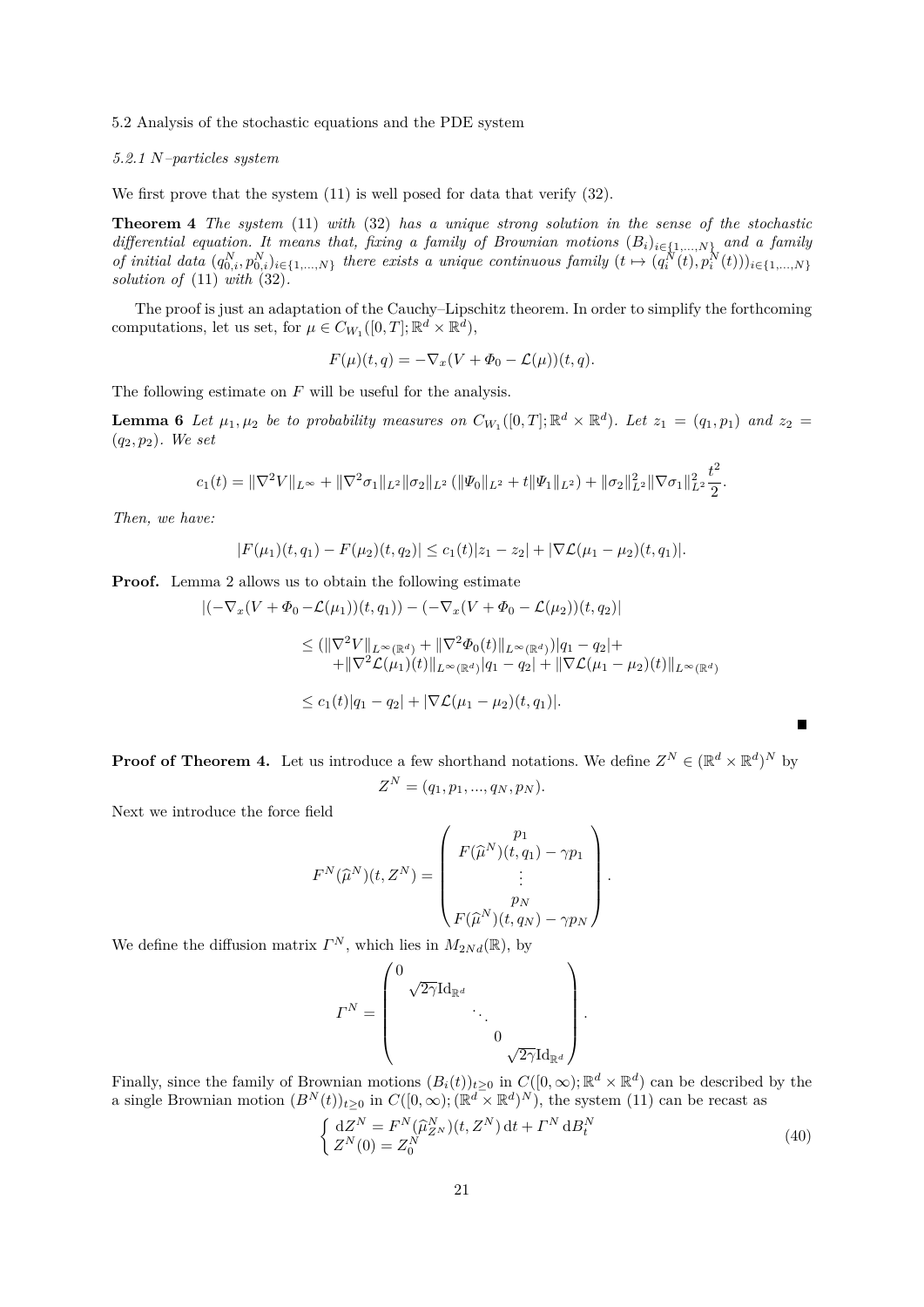5.2 Analysis of the stochastic equations and the PDE system

*5.2.1 N–particles system*

We first prove that the system (11) is well posed for data that verify (32).

**Theorem 4** *The system* (11) *with* (32) *has a unique strong solution in the sense of the stochastic differential equation. It means that, fixing a family of Brownian motions* $(B_i)_{i\in\{1,\ldots,N\}}$ *and a family of initial data* $(q_{0,i}^N, p_{0,i}^N)_{i\in\{1,\ldots,N\}}$ *there exists a unique continuous family* $(t \mapsto (q_i^N(t), p_i^N(t)))_{i\in\{1,\ldots,N\}}$ *solution of* (11) *with* (32).

The proof is just an adaptation of the Cauchy–Lipschitz theorem. In order to simplify the forthcoming computations, let us set, for $\mu \in C_{W_1}([0,T];\mathbb{R}^d \times \mathbb{R}^d)$,

$$F(\mu)(t,q) = -\nabla_x (V + \Phi_0 - \mathcal{L}(\mu))(t,q).$$

The following estimate on $F$ will be useful for the analysis.

**Lemma 6** *Let* $\mu_1, \mu_2$ *be to probability measures on* $C_{W_1}([0,T];\mathbb{R}^d \times \mathbb{R}^d)$. *Let* $z_1 = (q_1, p_1)$ *and* $z_2 = (q_2, p_2)$. *We set*

$$c_1(t) = \|\nabla^2 V\|_{L^\infty} + \|\nabla^2 \sigma_1\|_{L^2} \|\sigma_2\|_{L^2} \left(\|\Psi_0\|_{L^2} + t\|\Psi_1\|_{L^2}\right) + \|\sigma_2\|_{L^2}^2 \|\nabla \sigma_1\|_{L^2}^2 \frac{t^2}{2}.$$

*Then, we have:*

$$|F(\mu_1)(t,q_1) - F(\mu_2)(t,q_2)| \le c_1(t)|z_1 - z_2| + |\nabla \mathcal{L}(\mu_1 - \mu_2)(t,q_1)|.$$

**Proof.** Lemma 2 allows us to obtain the following estimate

$$\begin{aligned}
|(-\nabla_x (V + \Phi_0 - \mathcal{L}(\mu_1))(t,q_1)) &- (-\nabla_x (V + \Phi_0 - \mathcal{L}(\mu_2))(t,q_2)| \\
&\le (\|\nabla^2 V\|_{L^\infty(\mathbb{R}^d)} + \|\nabla^2 \Phi_0(t)\|_{L^\infty(\mathbb{R}^d)})|q_1 - q_2| + \\
&\quad + \|\nabla^2 \mathcal{L}(\mu_1)(t)\|_{L^\infty(\mathbb{R}^d)}|q_1 - q_2| + \|\nabla \mathcal{L}(\mu_1 - \mu_2)(t)\|_{L^\infty(\mathbb{R}^d)} \\
&\le c_1(t)|q_1 - q_2| + |\nabla \mathcal{L}(\mu_1 - \mu_2)(t,q_1)|.
\end{aligned}$$

■

**Proof of Theorem 4.** Let us introduce a few shorthand notations. We define $Z^N \in (\mathbb{R}^d \times \mathbb{R}^d)^N$ by

$$Z^N = (q_1, p_1, \ldots, q_N, p_N).$$

Next we introduce the force field

$$F^N(\widehat{\mu}^N)(t, Z^N) = \begin{pmatrix} p_1 \\ F(\widehat{\mu}^N)(t,q_1) - \gamma p_1 \\ \vdots \\ p_N \\ F(\widehat{\mu}^N)(t,q_N) - \gamma p_N \end{pmatrix}.$$

We define the diffusion matrix $\Gamma^N$, which lies in $M_{2Nd}(\mathbb{R})$, by

$$\Gamma^N = \begin{pmatrix} 0 & & & \\ & \sqrt{2\gamma}\mathrm{Id}_{\mathbb{R}^d} & & \\ & & \ddots & & \\ & & & 0 & \\ & & & & \sqrt{2\gamma}\mathrm{Id}_{\mathbb{R}^d} \end{pmatrix}.$$

Finally, since the family of Brownian motions $(B_i(t))_{t\ge 0}$ in $C([0,\infty);\mathbb{R}^d \times \mathbb{R}^d)$ can be described by the a single Brownian motion $(B^N(t))_{t\ge 0}$ in $C([0,\infty);(\mathbb{R}^d \times \mathbb{R}^d)^N)$, the system (11) can be recast as

$$\begin{cases} \mathrm{d}Z^N = F^N(\widehat{\mu}_{Z^N}^N)(t, Z^N)\,\mathrm{d}t + \Gamma^N\,\mathrm{d}B_t^N \\ Z^N(0) = Z_0^N \end{cases} \tag{40}$$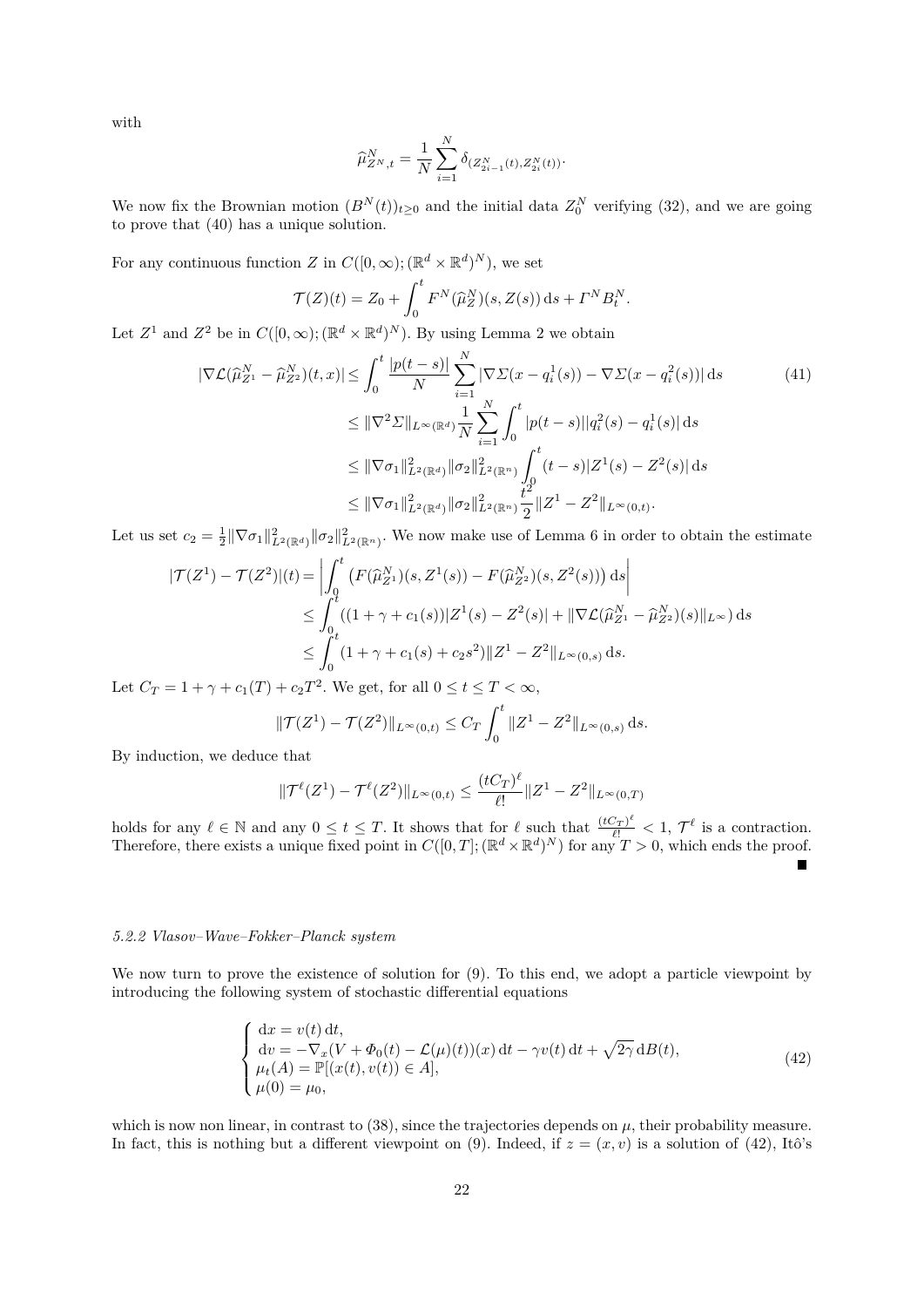with

$$\widehat{\mu}^N_{Z^N,t} = \frac{1}{N}\sum_{i=1}^N \delta_{(Z^N_{2i-1}(t), Z^N_{2i}(t))}.$$

We now fix the Brownian motion $(B^N(t))_{t\geq 0}$ and the initial data $Z^N_0$ verifying (32), and we are going to prove that (40) has a unique solution.

For any continuous function $Z$ in $C([0,\infty);(\mathbb{R}^d\times\mathbb{R}^d)^N)$, we set

$$\mathcal{T}(Z)(t) = Z_0 + \int_0^t F^N(\widehat{\mu}^N_Z)(s, Z(s))\,\mathrm{d}s + \Gamma^N B^N_t.$$

Let $Z^1$ and $Z^2$ be in $C([0,\infty);(\mathbb{R}^d\times\mathbb{R}^d)^N)$. By using Lemma 2 we obtain

$$\begin{aligned}
|\nabla\mathcal{L}(\widehat{\mu}^N_{Z^1} - \widehat{\mu}^N_{Z^2})(t,x)| &\leq \int_0^t \frac{|p(t-s)|}{N}\sum_{i=1}^N |\nabla\Sigma(x-q^1_i(s)) - \nabla\Sigma(x-q^2_i(s))|\,\mathrm{d}s \\
&\leq \|\nabla^2\Sigma\|_{L^\infty(\mathbb{R}^d)}\frac{1}{N}\sum_{i=1}^N\int_0^t |p(t-s)||q^2_i(s)-q^1_i(s)|\,\mathrm{d}s \\
&\leq \|\nabla\sigma_1\|^2_{L^2(\mathbb{R}^d)}\|\sigma_2\|^2_{L^2(\mathbb{R}^n)}\int_0^t (t-s)|Z^1(s)-Z^2(s)|\,\mathrm{d}s \\
&\leq \|\nabla\sigma_1\|^2_{L^2(\mathbb{R}^d)}\|\sigma_2\|^2_{L^2(\mathbb{R}^n)}\frac{t^2}{2}\|Z^1-Z^2\|_{L^\infty(0,t)}.
\end{aligned}\tag{41}$$

Let us set $c_2 = \frac{1}{2}\|\nabla\sigma_1\|^2_{L^2(\mathbb{R}^d)}\|\sigma_2\|^2_{L^2(\mathbb{R}^n)}$. We now make use of Lemma 6 in order to obtain the estimate

$$\begin{aligned}
|\mathcal{T}(Z^1) - \mathcal{T}(Z^2)|(t) &= \left|\int_0^t \left(F(\widehat{\mu}^N_{Z^1})(s,Z^1(s)) - F(\widehat{\mu}^N_{Z^2})(s,Z^2(s))\right)\mathrm{d}s\right| \\
&\leq \int_0^t ((1+\gamma+c_1(s))|Z^1(s)-Z^2(s)| + \|\nabla\mathcal{L}(\widehat{\mu}^N_{Z^1} - \widehat{\mu}^N_{Z^2})(s)\|_{L^\infty})\,\mathrm{d}s \\
&\leq \int_0^t (1+\gamma+c_1(s)+c_2s^2)\|Z^1-Z^2\|_{L^\infty(0,s)}\,\mathrm{d}s.
\end{aligned}$$

Let $C_T = 1+\gamma+c_1(T)+c_2T^2$. We get, for all $0\leq t\leq T<\infty$,

$$\|\mathcal{T}(Z^1)-\mathcal{T}(Z^2)\|_{L^\infty(0,t)} \leq C_T\int_0^t \|Z^1-Z^2\|_{L^\infty(0,s)}\,\mathrm{d}s.$$

By induction, we deduce that

$$\|\mathcal{T}^\ell(Z^1)-\mathcal{T}^\ell(Z^2)\|_{L^\infty(0,t)} \leq \frac{(tC_T)^\ell}{\ell!}\|Z^1-Z^2\|_{L^\infty(0,T)}$$

holds for any $\ell\in\mathbb{N}$ and any $0\leq t\leq T$. It shows that for $\ell$ such that $\frac{(tC_T)^\ell}{\ell!}<1$, $\mathcal{T}^\ell$ is a contraction. Therefore, there exists a unique fixed point in $C([0,T];(\mathbb{R}^d\times\mathbb{R}^d)^N)$ for any $T>0$, which ends the proof. ■

#### *5.2.2 Vlasov–Wave–Fokker–Planck system*

We now turn to prove the existence of solution for (9). To this end, we adopt a particle viewpoint by introducing the following system of stochastic differential equations

$$\begin{cases}
\mathrm{d}x = v(t)\,\mathrm{d}t, \\
\mathrm{d}v = -\nabla_x(V+\Phi_0(t)-\mathcal{L}(\mu)(t))(x)\,\mathrm{d}t - \gamma v(t)\,\mathrm{d}t + \sqrt{2\gamma}\,\mathrm{d}B(t), \\
\mu_t(A) = \mathbb{P}[(x(t),v(t))\in A], \\
\mu(0) = \mu_0,
\end{cases}\tag{42}$$

which is now non linear, in contrast to (38), since the trajectories depends on $\mu$, their probability measure. In fact, this is nothing but a different viewpoint on (9). Indeed, if $z=(x,v)$ is a solution of (42), Itô's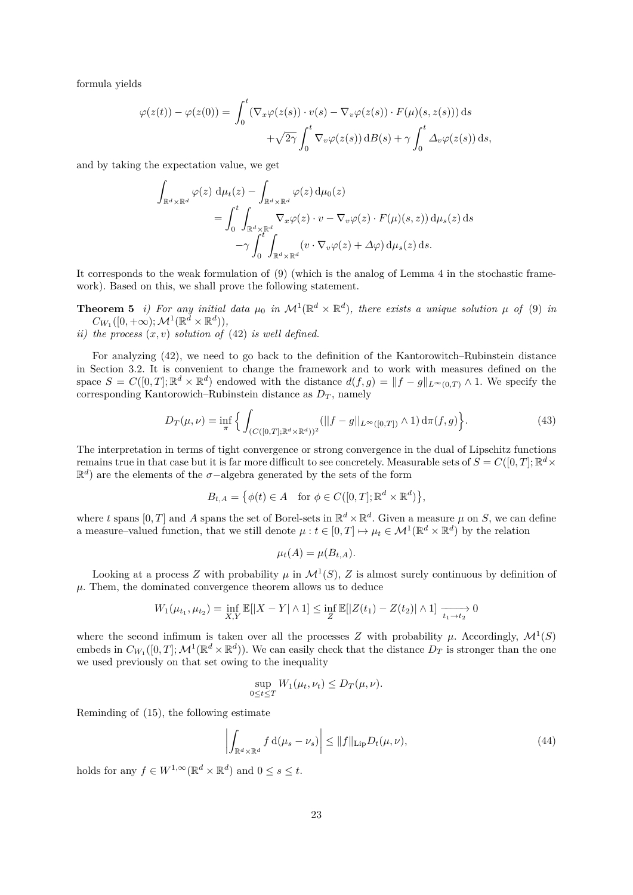formula yields

$$\varphi(z(t)) - \varphi(z(0)) = \int_0^t \left(\nabla_x \varphi(z(s)) \cdot v(s) - \nabla_v \varphi(z(s)) \cdot F(\mu)(s, z(s))\right) \mathrm{d}s$$
$$+\sqrt{2\gamma} \int_0^t \nabla_v \varphi(z(s)) \,\mathrm{d}B(s) + \gamma \int_0^t \Delta_v \varphi(z(s)) \,\mathrm{d}s,$$

and by taking the expectation value, we get

$$\int_{\mathbb{R}^d \times \mathbb{R}^d} \varphi(z) \;\mathrm{d}\mu_t(z) - \int_{\mathbb{R}^d \times \mathbb{R}^d} \varphi(z) \,\mathrm{d}\mu_0(z)$$
$$= \int_0^t \int_{\mathbb{R}^d \times \mathbb{R}^d} \nabla_x \varphi(z) \cdot v - \nabla_v \varphi(z) \cdot F(\mu)(s, z)) \,\mathrm{d}\mu_s(z) \,\mathrm{d}s$$
$$-\gamma \int_0^t \int_{\mathbb{R}^d \times \mathbb{R}^d} (v \cdot \nabla_v \varphi(z) + \Delta \varphi) \,\mathrm{d}\mu_s(z) \,\mathrm{d}s.$$

It corresponds to the weak formulation of (9) (which is the analog of Lemma 4 in the stochastic framework). Based on this, we shall prove the following statement.

**Theorem 5** *i) For any initial data $\mu_0$ in $\mathcal{M}^1(\mathbb{R}^d \times \mathbb{R}^d)$, there exists a unique solution $\mu$ of* (9) *in $C_{W_1}([0, +\infty); \mathcal{M}^1(\mathbb{R}^d \times \mathbb{R}^d))$,*
*ii) the process $(x, v)$ solution of* (42) *is well defined.*

For analyzing (42), we need to go back to the definition of the Kantorowitch–Rubinstein distance in Section 3.2. It is convenient to change the framework and to work with measures defined on the space $S = C([0,T]; \mathbb{R}^d \times \mathbb{R}^d)$ endowed with the distance $d(f,g) = \|f - g\|_{L^\infty(0,T)} \wedge 1$. We specify the corresponding Kantorowitch–Rubinstein distance as $D_T$, namely

$$D_T(\mu, \nu) = \inf_\pi \Big\{ \int_{(C([0,T];\mathbb{R}^d \times \mathbb{R}^d))^2} (\|f - g\|_{L^\infty([0,T])} \wedge 1) \,\mathrm{d}\pi(f, g) \Big\}. \tag{43}$$

The interpretation in terms of tight convergence or strong convergence in the dual of Lipschitz functions remains true in that case but it is far more difficult to see concretely. Measurable sets of $S = C([0,T]; \mathbb{R}^d \times \mathbb{R}^d)$ are the elements of the $\sigma-$algebra generated by the sets of the form

$$B_{t,A} = \big\{ \phi(t) \in A \quad \text{for } \phi \in C([0,T]; \mathbb{R}^d \times \mathbb{R}^d) \big\},$$

where $t$ spans $[0,T]$ and $A$ spans the set of Borel-sets in $\mathbb{R}^d \times \mathbb{R}^d$. Given a measure $\mu$ on $S$, we can define a measure–valued function, that we still denote $\mu : t \in [0,T] \mapsto \mu_t \in \mathcal{M}^1(\mathbb{R}^d \times \mathbb{R}^d)$ by the relation

$$\mu_t(A) = \mu(B_{t,A}).$$

Looking at a process $Z$ with probability $\mu$ in $\mathcal{M}^1(S)$, $Z$ is almost surely continuous by definition of $\mu$. Them, the dominated convergence theorem allows us to deduce

$$W_1(\mu_{t_1}, \mu_{t_2}) = \inf_{X,Y} \mathbb{E}[|X - Y| \wedge 1] \le \inf_Z \mathbb{E}[|Z(t_1) - Z(t_2)| \wedge 1] \xrightarrow[t_1 \to t_2]{} 0$$

where the second infimum is taken over all the processes $Z$ with probability $\mu$. Accordingly, $\mathcal{M}^1(S)$ embeds in $C_{W_1}([0,T]; \mathcal{M}^1(\mathbb{R}^d \times \mathbb{R}^d))$. We can easily check that the distance $D_T$ is stronger than the one we used previously on that set owing to the inequality

$$\sup_{0 \le t \le T} W_1(\mu_t, \nu_t) \le D_T(\mu, \nu).$$

Reminding of (15), the following estimate

$$\left| \int_{\mathbb{R}^d \times \mathbb{R}^d} f \,\mathrm{d}(\mu_s - \nu_s) \right| \le \|f\|_{\mathrm{Lip}} D_t(\mu, \nu), \tag{44}$$

holds for any $f \in W^{1,\infty}(\mathbb{R}^d \times \mathbb{R}^d)$ and $0 \le s \le t$.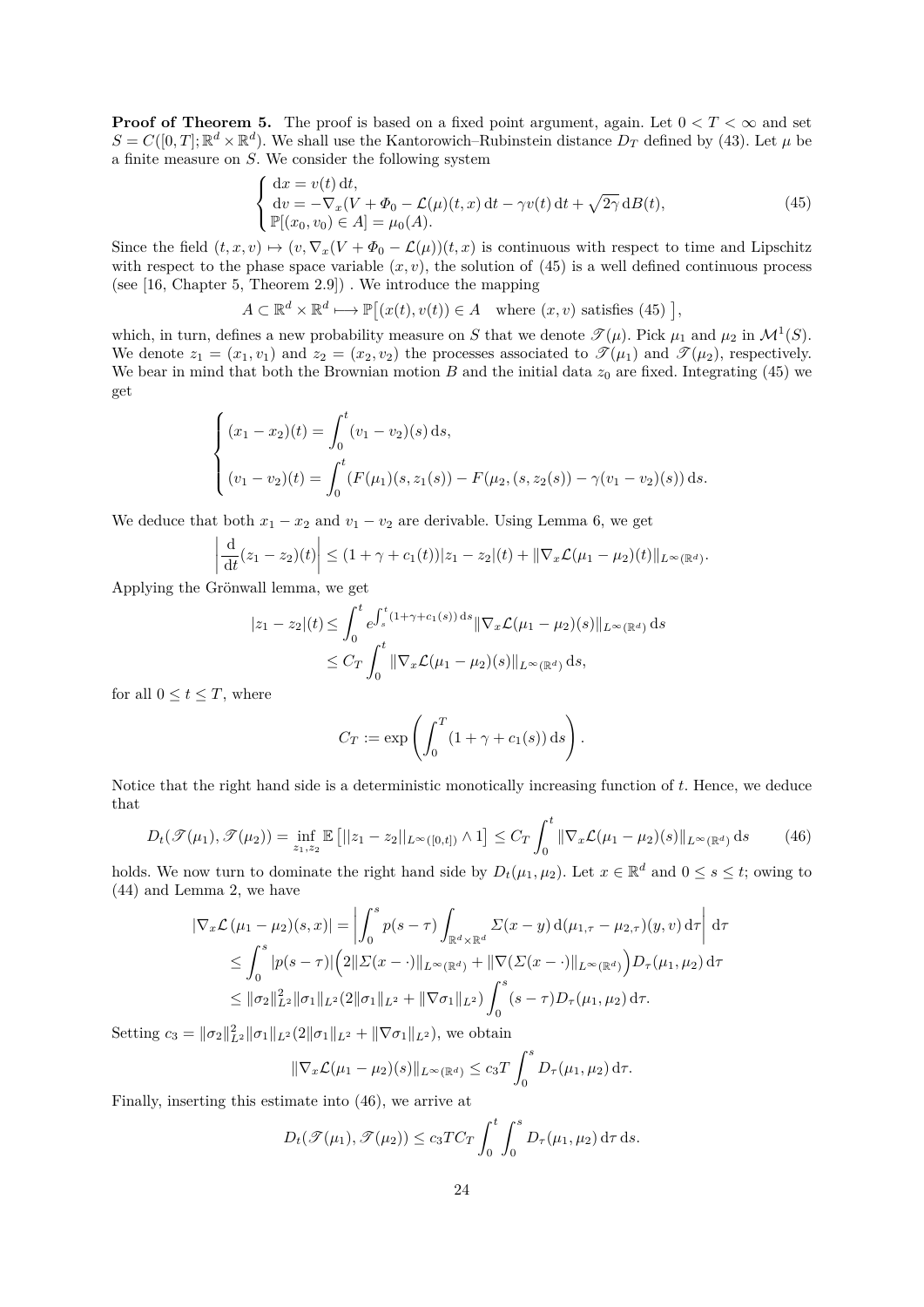**Proof of Theorem 5.** The proof is based on a fixed point argument, again. Let $0 < T < \infty$ and set $S = C([0,T];\mathbb{R}^d \times \mathbb{R}^d)$. We shall use the Kantorowich–Rubinstein distance $D_T$ defined by (43). Let $\mu$ be a finite measure on $S$. We consider the following system

$$
\begin{cases}
\mathrm{d}x = v(t)\,\mathrm{d}t, \\
\mathrm{d}v = -\nabla_x(V + \Phi_0 - \mathcal{L}(\mu)(t,x)\,\mathrm{d}t - \gamma v(t)\,\mathrm{d}t + \sqrt{2\gamma}\,\mathrm{d}B(t), \\
\mathbb{P}[(x_0,v_0) \in A] = \mu_0(A).
\end{cases}
\tag{45}
$$

Since the field $(t,x,v) \mapsto (v, \nabla_x(V + \Phi_0 - \mathcal{L}(\mu))(t,x)$ is continuous with respect to time and Lipschitz with respect to the phase space variable $(x,v)$, the solution of (45) is a well defined continuous process (see [16, Chapter 5, Theorem 2.9]) . We introduce the mapping

$$
A \subset \mathbb{R}^d \times \mathbb{R}^d \longmapsto \mathbb{P}\big[(x(t),v(t)) \in A \quad \text{where } (x,v) \text{ satisfies (45) }\big],
$$

which, in turn, defines a new probability measure on $S$ that we denote $\mathscr{T}(\mu)$. Pick $\mu_1$ and $\mu_2$ in $\mathcal{M}^1(S)$. We denote $z_1 = (x_1,v_1)$ and $z_2 = (x_2,v_2)$ the processes associated to $\mathscr{T}(\mu_1)$ and $\mathscr{T}(\mu_2)$, respectively. We bear in mind that both the Brownian motion $B$ and the initial data $z_0$ are fixed. Integrating (45) we get

$$
\begin{cases}
(x_1 - x_2)(t) = \displaystyle\int_0^t (v_1 - v_2)(s)\,\mathrm{d}s, \\[2ex]
(v_1 - v_2)(t) = \displaystyle\int_0^t (F(\mu_1)(s,z_1(s)) - F(\mu_2,(s,z_2(s)) - \gamma(v_1 - v_2)(s))\,\mathrm{d}s.
\end{cases}
$$

We deduce that both $x_1 - x_2$ and $v_1 - v_2$ are derivable. Using Lemma 6, we get

$$
\left|\frac{\mathrm{d}}{\mathrm{d}t}(z_1 - z_2)(t)\right| \le (1 + \gamma + c_1(t))|z_1 - z_2|(t) + \|\nabla_x \mathcal{L}(\mu_1 - \mu_2)(t)\|_{L^\infty(\mathbb{R}^d)}.
$$

Applying the Grönwall lemma, we get

$$
\begin{aligned}
|z_1 - z_2|(t) &\le \int_0^t e^{\int_s^t (1+\gamma+c_1(s))\,\mathrm{d}s} \|\nabla_x \mathcal{L}(\mu_1 - \mu_2)(s)\|_{L^\infty(\mathbb{R}^d)}\,\mathrm{d}s \\
&\le C_T \int_0^t \|\nabla_x \mathcal{L}(\mu_1 - \mu_2)(s)\|_{L^\infty(\mathbb{R}^d)}\,\mathrm{d}s,
\end{aligned}
$$

for all $0 \le t \le T$, where

$$
C_T := \exp\left(\int_0^T (1 + \gamma + c_1(s))\,\mathrm{d}s\right).
$$

Notice that the right hand side is a deterministic monotically increasing function of $t$. Hence, we deduce that

$$
D_t(\mathscr{T}(\mu_1), \mathscr{T}(\mu_2)) = \inf_{z_1,z_2} \mathbb{E}\left[||z_1 - z_2||_{L^\infty([0,t])} \wedge 1\right] \le C_T \int_0^t \|\nabla_x \mathcal{L}(\mu_1 - \mu_2)(s)\|_{L^\infty(\mathbb{R}^d)}\,\mathrm{d}s
\tag{46}
$$

holds. We now turn to dominate the right hand side by $D_t(\mu_1,\mu_2)$. Let $x \in \mathbb{R}^d$ and $0 \le s \le t$; owing to (44) and Lemma 2, we have

$$
\begin{aligned}
|\nabla_x \mathcal{L}(\mu_1 - \mu_2)(s,x)| &= \left|\int_0^s p(s-\tau) \int_{\mathbb{R}^d \times \mathbb{R}^d} \Sigma(x-y)\,\mathrm{d}(\mu_{1,\tau} - \mu_{2,\tau})(y,v)\,\mathrm{d}\tau\right|\,\mathrm{d}\tau \\
&\le \int_0^s |p(s-\tau)| \Big(2\|\Sigma(x-\cdot)\|_{L^\infty(\mathbb{R}^d)} + \|\nabla(\Sigma(x-\cdot)\|_{L^\infty(\mathbb{R}^d)}\Big) D_\tau(\mu_1,\mu_2)\,\mathrm{d}\tau \\
&\le \|\sigma_2\|_{L^2}^2 \|\sigma_1\|_{L^2} (2\|\sigma_1\|_{L^2} + \|\nabla\sigma_1\|_{L^2}) \int_0^s (s-\tau) D_\tau(\mu_1,\mu_2)\,\mathrm{d}\tau.
\end{aligned}
$$

Setting $c_3 = \|\sigma_2\|_{L^2}^2 \|\sigma_1\|_{L^2}(2\|\sigma_1\|_{L^2} + \|\nabla\sigma_1\|_{L^2})$, we obtain

$$
\|\nabla_x \mathcal{L}(\mu_1 - \mu_2)(s)\|_{L^\infty(\mathbb{R}^d)} \le c_3 T \int_0^s D_\tau(\mu_1,\mu_2)\,\mathrm{d}\tau.
$$

Finally, inserting this estimate into (46), we arrive at

$$
D_t(\mathscr{T}(\mu_1), \mathscr{T}(\mu_2)) \le c_3 T C_T \int_0^t \int_0^s D_\tau(\mu_1,\mu_2)\,\mathrm{d}\tau\,\mathrm{d}s.
$$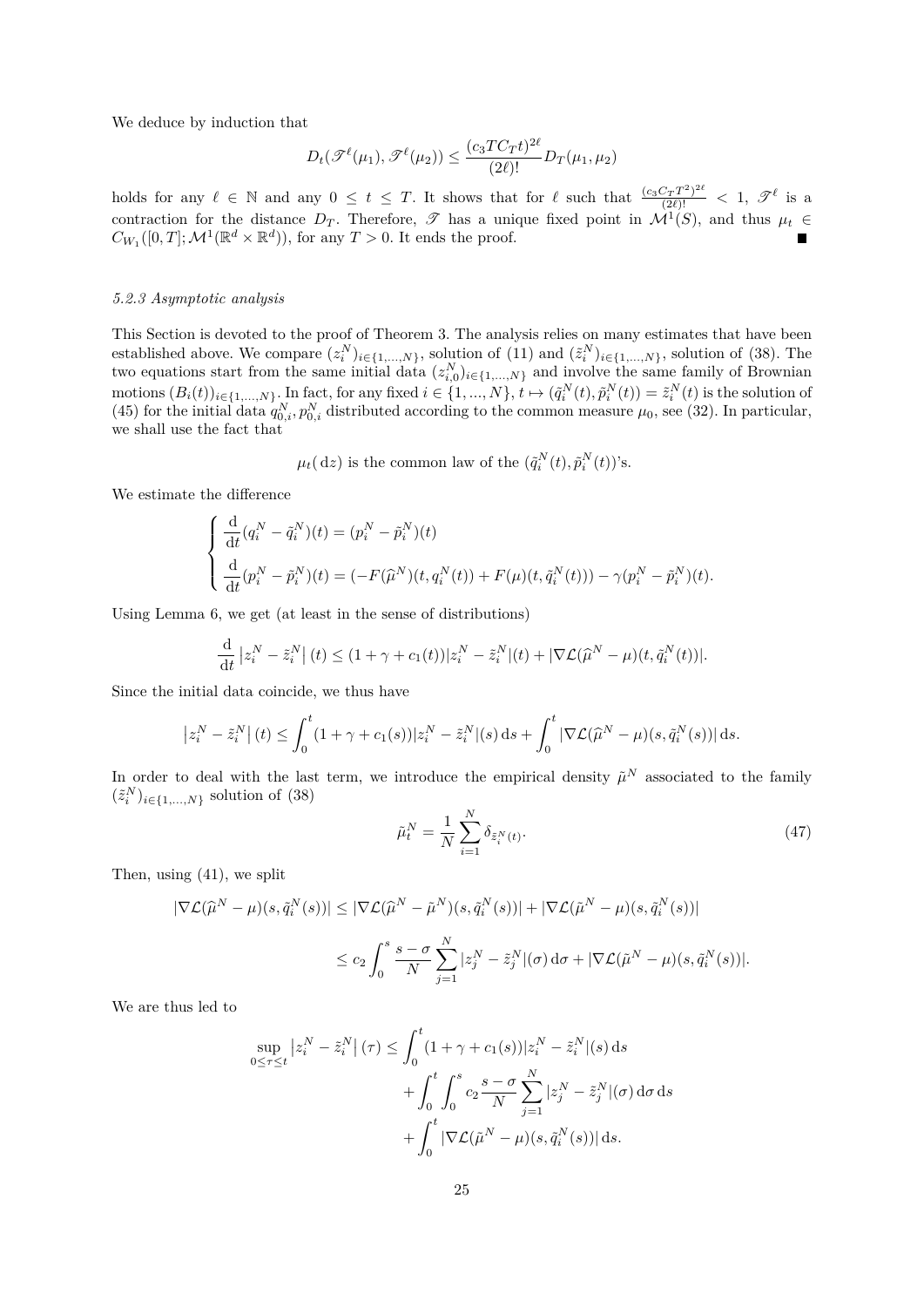We deduce by induction that

$$D_t(\mathscr{T}^\ell(\mu_1), \mathscr{T}^\ell(\mu_2)) \le \frac{(c_3 T C_T t)^{2\ell}}{(2\ell)!} D_T(\mu_1, \mu_2)$$

holds for any $\ell \in \mathbb{N}$ and any $0 \le t \le T$. It shows that for $\ell$ such that $\frac{(c_3 C_T T^2)^{2\ell}}{(2\ell)!} < 1$, $\mathscr{T}^\ell$ is a contraction for the distance $D_T$. Therefore, $\mathscr{T}$ has a unique fixed point in $\mathcal{M}^1(S)$, and thus $\mu_t \in C_{W_1}([0,T]; \mathcal{M}^1(\mathbb{R}^d \times \mathbb{R}^d))$, for any $T > 0$. It ends the proof. ■

### *5.2.3 Asymptotic analysis*

This Section is devoted to the proof of Theorem 3. The analysis relies on many estimates that have been established above. We compare $(z_i^N)_{i\in\{1,...,N\}}$, solution of (11) and $(\tilde{z}_i^N)_{i\in\{1,...,N\}}$, solution of (38). The two equations start from the same initial data $(z_{i,0}^N)_{i\in\{1,...,N\}}$ and involve the same family of Brownian motions $(B_i(t))_{i\in\{1,...,N\}}$. In fact, for any fixed $i \in \{1, ..., N\}$, $t \mapsto (\tilde{q}_i^N(t), \tilde{p}_i^N(t)) = \tilde{z}_i^N(t)$ is the solution of (45) for the initial data $q_{0,i}^N, p_{0,i}^N$ distributed according to the common measure $\mu_0$, see (32). In particular, we shall use the fact that

$$\mu_t(\,\mathrm{d}z) \text{ is the common law of the } (\tilde{q}_i^N(t), \tilde{p}_i^N(t))\text{'s.}$$

We estimate the difference

$$\begin{cases} \dfrac{\mathrm{d}}{\mathrm{d}t}(q_i^N - \tilde{q}_i^N)(t) = (p_i^N - \tilde{p}_i^N)(t) \\[2mm] \dfrac{\mathrm{d}}{\mathrm{d}t}(p_i^N - \tilde{p}_i^N)(t) = (-F(\widehat{\mu}^N)(t, q_i^N(t)) + F(\mu)(t, \tilde{q}_i^N(t))) - \gamma(p_i^N - \tilde{p}_i^N)(t). \end{cases}$$

Using Lemma 6, we get (at least in the sense of distributions)

$$\frac{\mathrm{d}}{\mathrm{d}t} \left| z_i^N - \tilde{z}_i^N \right| (t) \le (1 + \gamma + c_1(t)) |z_i^N - \tilde{z}_i^N|(t) + |\nabla \mathcal{L}(\widehat{\mu}^N - \mu)(t, \tilde{q}_i^N(t))|.$$

Since the initial data coincide, we thus have

$$\left| z_i^N - \tilde{z}_i^N \right| (t) \le \int_0^t (1 + \gamma + c_1(s)) |z_i^N - \tilde{z}_i^N|(s) \,\mathrm{d}s + \int_0^t |\nabla \mathcal{L}(\widehat{\mu}^N - \mu)(s, \tilde{q}_i^N(s))| \,\mathrm{d}s.$$

In order to deal with the last term, we introduce the empirical density $\tilde{\mu}^N$ associated to the family $(\tilde{z}_i^N)_{i\in\{1,...,N\}}$ solution of (38)

$$\tilde{\mu}_t^N = \frac{1}{N} \sum_{i=1}^N \delta_{\tilde{z}_i^N(t)}. \tag{47}$$

Then, using (41), we split

$$\begin{aligned} |\nabla \mathcal{L}(\widehat{\mu}^N - \mu)(s, \tilde{q}_i^N(s))| &\le |\nabla \mathcal{L}(\widehat{\mu}^N - \tilde{\mu}^N)(s, \tilde{q}_i^N(s))| + |\nabla \mathcal{L}(\tilde{\mu}^N - \mu)(s, \tilde{q}_i^N(s))| \\ &\le c_2 \int_0^s \frac{s - \sigma}{N} \sum_{j=1}^N |z_j^N - \tilde{z}_j^N|(\sigma) \,\mathrm{d}\sigma + |\nabla \mathcal{L}(\tilde{\mu}^N - \mu)(s, \tilde{q}_i^N(s))|. \end{aligned}$$

We are thus led to

$$\begin{aligned} \sup_{0\le\tau\le t} \left| z_i^N - \tilde{z}_i^N \right| (\tau) \le &\int_0^t (1 + \gamma + c_1(s)) |z_i^N - \tilde{z}_i^N|(s) \,\mathrm{d}s \\ &+ \int_0^t \int_0^s c_2 \frac{s - \sigma}{N} \sum_{j=1}^N |z_j^N - \tilde{z}_j^N|(\sigma) \,\mathrm{d}\sigma \,\mathrm{d}s \\ &+ \int_0^t |\nabla \mathcal{L}(\tilde{\mu}^N - \mu)(s, \tilde{q}_i^N(s))| \,\mathrm{d}s. \end{aligned}$$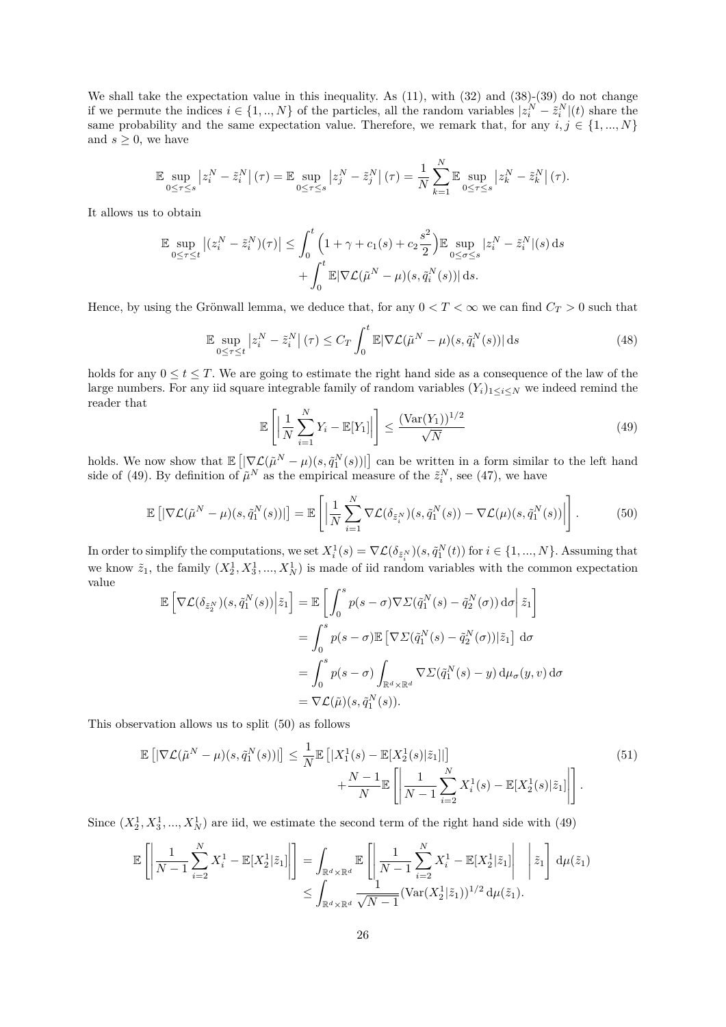We shall take the expectation value in this inequality. As (11), with (32) and (38)-(39) do not change if we permute the indices $i \in \{1,..,N\}$ of the particles, all the random variables $|z_i^N - \tilde{z}_i^N|(t)$ share the same probability and the same expectation value. Therefore, we remark that, for any $i, j \in \{1, ..., N\}$ and $s \geq 0$, we have

$$\mathbb{E} \sup_{0 \leq \tau \leq s} \left| z_i^N - \tilde{z}_i^N \right|(\tau) = \mathbb{E} \sup_{0 \leq \tau \leq s} \left| z_j^N - \tilde{z}_j^N \right|(\tau) = \frac{1}{N} \sum_{k=1}^{N} \mathbb{E} \sup_{0 \leq \tau \leq s} \left| z_k^N - \tilde{z}_k^N \right|(\tau).$$

It allows us to obtain

$$\begin{aligned}
\mathbb{E} \sup_{0 \leq \tau \leq t} \left| (z_i^N - \tilde{z}_i^N)(\tau) \right| \leq \int_0^t \Big( 1 + \gamma + c_1(s) + c_2 \frac{s^2}{2} \Big) \mathbb{E} \sup_{0 \leq \sigma \leq s} |z_i^N - \tilde{z}_i^N|(s) \, \mathrm{d}s \\
+ \int_0^t \mathbb{E} |\nabla \mathcal{L}(\tilde{\mu}^N - \mu)(s, \tilde{q}_i^N(s))| \, \mathrm{d}s.
\end{aligned}$$

Hence, by using the Grönwall lemma, we deduce that, for any $0 < T < \infty$ we can find $C_T > 0$ such that

$$\mathbb{E} \sup_{0 \leq \tau \leq t} \left| z_i^N - \tilde{z}_i^N \right|(\tau) \leq C_T \int_0^t \mathbb{E} |\nabla \mathcal{L}(\tilde{\mu}^N - \mu)(s, \tilde{q}_i^N(s))| \, \mathrm{d}s \tag{48}$$

holds for any $0 \leq t \leq T$. We are going to estimate the right hand side as a consequence of the law of the large numbers. For any iid square integrable family of random variables $(Y_i)_{1 \leq i \leq N}$ we indeed remind the reader that

$$\mathbb{E} \left[ \Big| \frac{1}{N} \sum_{i=1}^{N} Y_i - \mathbb{E}[Y_1] \Big| \right] \leq \frac{(\mathrm{Var}(Y_1))^{1/2}}{\sqrt{N}} \tag{49}$$

holds. We now show that $\mathbb{E} \left[ |\nabla \mathcal{L}(\tilde{\mu}^N - \mu)(s, \tilde{q}_1^N(s))| \right]$ can be written in a form similar to the left hand side of (49). By definition of $\tilde{\mu}^N$ as the empirical measure of the $\tilde{z}_i^N$, see (47), we have

$$\mathbb{E} \left[ |\nabla \mathcal{L}(\tilde{\mu}^N - \mu)(s, \tilde{q}_1^N(s))| \right] = \mathbb{E} \left[ \Big| \frac{1}{N} \sum_{i=1}^{N} \nabla \mathcal{L}(\delta_{\tilde{z}_i^N})(s, \tilde{q}_1^N(s)) - \nabla \mathcal{L}(\mu)(s, \tilde{q}_1^N(s)) \Big| \right]. \tag{50}$$

In order to simplify the computations, we set $X_i^1(s) = \nabla \mathcal{L}(\delta_{\tilde{z}_i^N})(s, \tilde{q}_1^N(t))$ for $i \in \{1, ..., N\}$. Assuming that we know $\tilde{z}_1$, the family $(X_2^1, X_3^1, ..., X_N^1)$ is made of iid random variables with the common expectation value

$$\begin{aligned}
\mathbb{E} \Big[ \nabla \mathcal{L}(\delta_{\tilde{z}_2^N})(s, \tilde{q}_1^N(s)) \Big| \tilde{z}_1 \Big] &= \mathbb{E} \left[ \int_0^s p(s - \sigma) \nabla \Sigma(\tilde{q}_1^N(s) - \tilde{q}_2^N(\sigma)) \, \mathrm{d}\sigma \middle| \, \tilde{z}_1 \right] \\
&= \int_0^s p(s - \sigma) \mathbb{E} \left[ \nabla \Sigma(\tilde{q}_1^N(s) - \tilde{q}_2^N(\sigma)) | \tilde{z}_1 \right] \, \mathrm{d}\sigma \\
&= \int_0^s p(s - \sigma) \int_{\mathbb{R}^d \times \mathbb{R}^d} \nabla \Sigma(\tilde{q}_1^N(s) - y) \, \mathrm{d}\mu_\sigma(y, v) \, \mathrm{d}\sigma \\
&= \nabla \mathcal{L}(\tilde{\mu})(s, \tilde{q}_1^N(s)).
\end{aligned}$$

This observation allows us to split (50) as follows

$$\begin{aligned}
\mathbb{E} \left[ |\nabla \mathcal{L}(\tilde{\mu}^N - \mu)(s, \tilde{q}_1^N(s))| \right] \leq \frac{1}{N} \mathbb{E} \left[ |X_1^1(s) - \mathbb{E}[X_2^1(s) | \tilde{z}_1]| \right] \\
+ \frac{N-1}{N} \mathbb{E} \left[ \left| \frac{1}{N-1} \sum_{i=2}^{N} X_i^1(s) - \mathbb{E}[X_2^1(s) | \tilde{z}_1] \right| \right].
\end{aligned} \tag{51}$$

Since $(X_2^1, X_3^1, ..., X_N^1)$ are iid, we estimate the second term of the right hand side with (49)

$$\begin{aligned}
\mathbb{E} \left[ \left| \frac{1}{N-1} \sum_{i=2}^{N} X_i^1 - \mathbb{E}[X_2^1 | \tilde{z}_1] \right| \right] &= \int_{\mathbb{R}^d \times \mathbb{R}^d} \mathbb{E} \left[ \left| \frac{1}{N-1} \sum_{i=2}^{N} X_i^1 - \mathbb{E}[X_2^1 | \tilde{z}_1] \right| \; \middle| \, \tilde{z}_1 \right] \, \mathrm{d}\mu(\tilde{z}_1) \\
&\leq \int_{\mathbb{R}^d \times \mathbb{R}^d} \frac{1}{\sqrt{N-1}} (\mathrm{Var}(X_2^1 | \tilde{z}_1))^{1/2} \, \mathrm{d}\mu(\tilde{z}_1).
\end{aligned}$$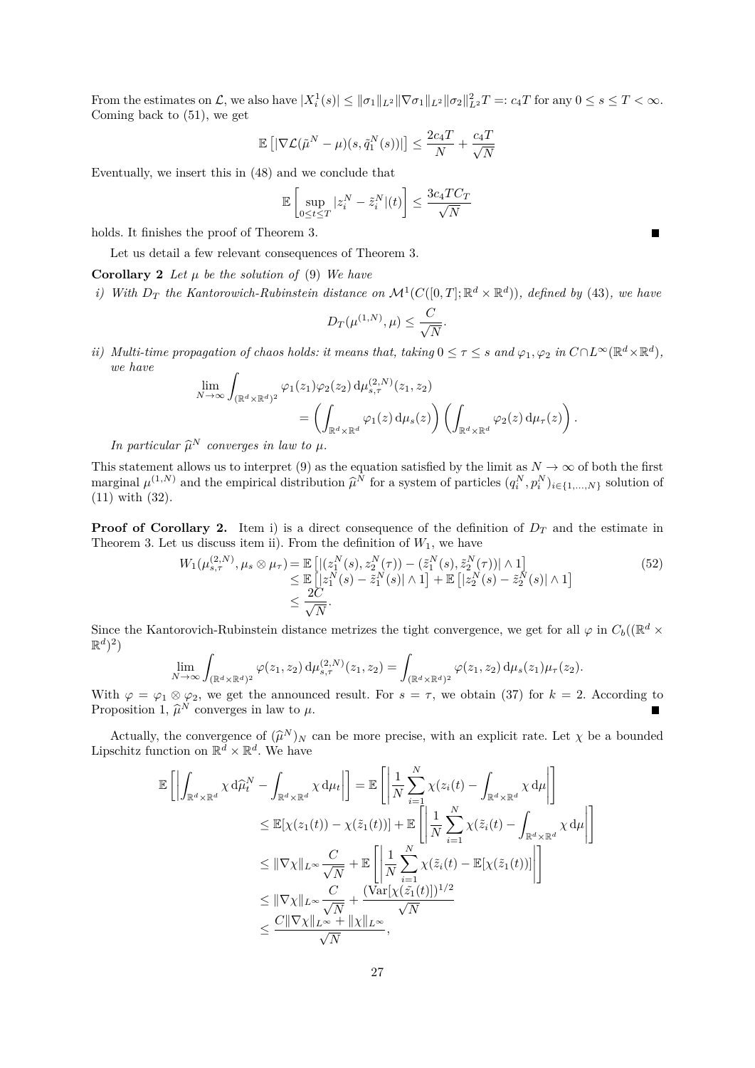From the estimates on $\mathcal{L}$, we also have $|X_i^1(s)| \le \|\sigma_1\|_{L^2}\|\nabla\sigma_1\|_{L^2}\|\sigma_2\|_{L^2}^2 T =: c_4 T$ for any $0 \le s \le T < \infty$. Coming back to (51), we get

$$\mathbb{E}\left[|\nabla\mathcal{L}(\tilde{\mu}^N - \mu)(s, \tilde{q}_1^N(s))|\right] \le \frac{2c_4T}{N} + \frac{c_4 T}{\sqrt{N}}$$

Eventually, we insert this in (48) and we conclude that

$$\mathbb{E}\left[\sup_{0\le t\le T}|z_i^N - \tilde{z}_i^N|(t)\right] \le \frac{3c_4TC_T}{\sqrt{N}}$$

holds. It finishes the proof of Theorem 3. ∎

Let us detail a few relevant consequences of Theorem 3.

**Corollary 2** *Let $\mu$ be the solution of* (9) *We have*

*i) With $D_T$ the Kantorovich-Rubinstein distance on $\mathcal{M}^1(C([0,T];\mathbb{R}^d\times\mathbb{R}^d))$, defined by* (43), *we have*

$$D_T(\mu^{(1,N)}, \mu) \le \frac{C}{\sqrt{N}}.$$

*ii) Multi-time propagation of chaos holds: it means that, taking $0 \le \tau \le s$ and $\varphi_1, \varphi_2$ in $C\cap L^\infty(\mathbb{R}^d\times\mathbb{R}^d)$, we have*

$$\lim_{N\to\infty}\int_{(\mathbb{R}^d\times\mathbb{R}^d)^2}\varphi_1(z_1)\varphi_2(z_2)\,\mathrm{d}\mu_{s,\tau}^{(2,N)}(z_1,z_2) = \left(\int_{\mathbb{R}^d\times\mathbb{R}^d}\varphi_1(z)\,\mathrm{d}\mu_s(z)\right)\left(\int_{\mathbb{R}^d\times\mathbb{R}^d}\varphi_2(z)\,\mathrm{d}\mu_\tau(z)\right).$$

*In particular $\widehat{\mu}^N$ converges in law to $\mu$.*

This statement allows us to interpret (9) as the equation satisfied by the limit as $N\to\infty$ of both the first marginal $\mu^{(1,N)}$ and the empirical distribution $\widehat{\mu}^N$ for a system of particles $(q_i^N, p_i^N)_{i\in\{1,\dots,N\}}$ solution of (11) with (32).

**Proof of Corollary 2.** Item i) is a direct consequence of the definition of $D_T$ and the estimate in Theorem 3. Let us discuss item ii). From the definition of $W_1$, we have

$$\begin{aligned} W_1(\mu_{s,\tau}^{(2,N)}, \mu_s\otimes\mu_\tau) &= \mathbb{E}\left[|(z_1^N(s), z_2^N(\tau)) - (\tilde{z}_1^N(s), \tilde{z}_2^N(\tau))| \wedge 1\right] \\ &\le \mathbb{E}\left[|z_1^N(s) - \tilde{z}_1^N(s)|\wedge 1\right] + \mathbb{E}\left[|z_2^N(s) - \tilde{z}_2^N(s)|\wedge 1\right] \\ &\le \frac{2C}{\sqrt{N}}. \end{aligned} \tag{52}$$

Since the Kantorovich-Rubinstein distance metrizes the tight convergence, we get for all $\varphi$ in $C_b((\mathbb{R}^d\times\mathbb{R}^d)^2)$

$$\lim_{N\to\infty}\int_{(\mathbb{R}^d\times\mathbb{R}^d)^2}\varphi(z_1,z_2)\,\mathrm{d}\mu_{s,\tau}^{(2,N)}(z_1,z_2) = \int_{(\mathbb{R}^d\times\mathbb{R}^d)^2}\varphi(z_1,z_2)\,\mathrm{d}\mu_s(z_1)\mu_\tau(z_2).$$

With $\varphi = \varphi_1\otimes\varphi_2$, we get the announced result. For $s=\tau$, we obtain (37) for $k=2$. According to Proposition 1, $\widehat{\mu}^N$ converges in law to $\mu$. ∎

Actually, the convergence of $(\widehat{\mu}^N)_N$ can be more precise, with an explicit rate. Let $\chi$ be a bounded Lipschitz function on $\mathbb{R}^d\times\mathbb{R}^d$. We have

$$\begin{aligned} \mathbb{E}\left[\left|\int_{\mathbb{R}^d\times\mathbb{R}^d}\chi\,\mathrm{d}\widehat{\mu}_t^N - \int_{\mathbb{R}^d\times\mathbb{R}^d}\chi\,\mathrm{d}\mu_t\right|\right] &= \mathbb{E}\left[\left|\frac{1}{N}\sum_{i=1}^N\chi(z_i(t) - \int_{\mathbb{R}^d\times\mathbb{R}^d}\chi\,\mathrm{d}\mu\right|\right] \\ &\le \mathbb{E}[\chi(z_1(t)) - \chi(\tilde{z}_1(t))] + \mathbb{E}\left[\left|\frac{1}{N}\sum_{i=1}^N\chi(\tilde{z}_i(t) - \int_{\mathbb{R}^d\times\mathbb{R}^d}\chi\,\mathrm{d}\mu\right|\right] \\ &\le \|\nabla\chi\|_{L^\infty}\frac{C}{\sqrt{N}} + \mathbb{E}\left[\left|\frac{1}{N}\sum_{i=1}^N\chi(\tilde{z}_i(t) - \mathbb{E}[\chi(\tilde{z}_1(t))]\right|\right] \\ &\le \|\nabla\chi\|_{L^\infty}\frac{C}{\sqrt{N}} + \frac{(\mathrm{Var}[\chi(\tilde{z}_1(t)])^{1/2}}{\sqrt{N}} \\ &\le \frac{C\|\nabla\chi\|_{L^\infty} + \|\chi\|_{L^\infty}}{\sqrt{N}}, \end{aligned}$$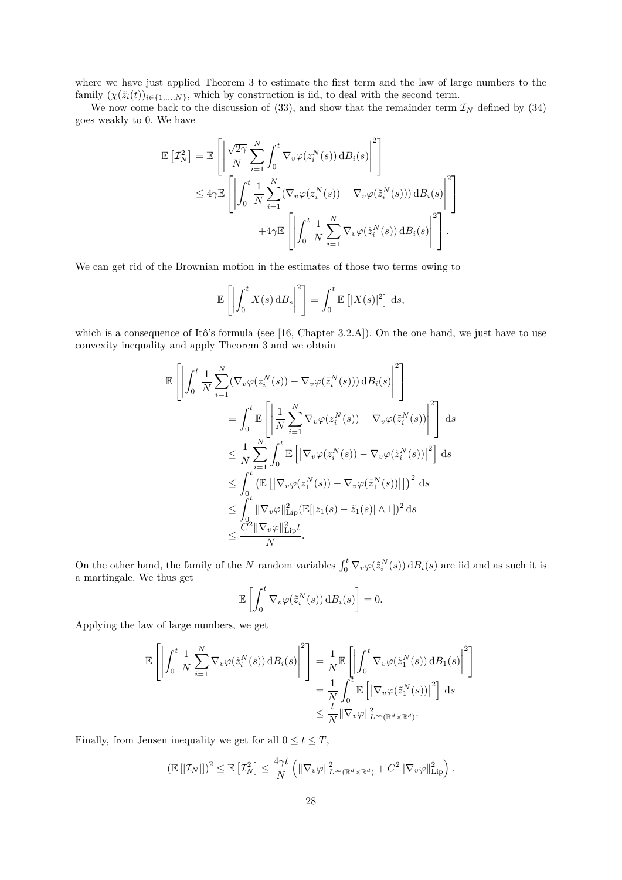where we have just applied Theorem 3 to estimate the first term and the law of large numbers to the family $(\chi(\tilde{z}_i(t))_{i\in\{1,\ldots,N\}}$, which by construction is iid, to deal with the second term.

We now come back to the discussion of (33), and show that the remainder term $\mathcal{I}_N$ defined by (34) goes weakly to 0. We have

$$
\begin{aligned}
\mathbb{E}\left[\mathcal{I}_N^2\right] &= \mathbb{E}\left[\left|\frac{\sqrt{2\gamma}}{N}\sum_{i=1}^N \int_0^t \nabla_v\varphi(z_i^N(s))\,\mathrm{d}B_i(s)\right|^2\right] \\
&\leq 4\gamma\mathbb{E}\left[\left|\int_0^t \frac{1}{N}\sum_{i=1}^N (\nabla_v\varphi(z_i^N(s)) - \nabla_v\varphi(\tilde{z}_i^N(s)))\,\mathrm{d}B_i(s)\right|^2\right] \\
&\qquad + 4\gamma\mathbb{E}\left[\left|\int_0^t \frac{1}{N}\sum_{i=1}^N \nabla_v\varphi(\tilde{z}_i^N(s))\,\mathrm{d}B_i(s)\right|^2\right].
\end{aligned}
$$

We can get rid of the Brownian motion in the estimates of those two terms owing to

$$
\mathbb{E}\left[\left|\int_0^t X(s)\,\mathrm{d}B_s\right|^2\right] = \int_0^t \mathbb{E}\left[|X(s)|^2\right]\,\mathrm{d}s,
$$

which is a consequence of Itô's formula (see [16, Chapter 3.2.A]). On the one hand, we just have to use convexity inequality and apply Theorem 3 and we obtain

$$
\begin{aligned}
\mathbb{E}&\left[\left|\int_0^t \frac{1}{N}\sum_{i=1}^N (\nabla_v\varphi(z_i^N(s)) - \nabla_v\varphi(\tilde{z}_i^N(s)))\,\mathrm{d}B_i(s)\right|^2\right] \\
&= \int_0^t \mathbb{E}\left[\left|\frac{1}{N}\sum_{i=1}^N \nabla_v\varphi(z_i^N(s)) - \nabla_v\varphi(\tilde{z}_i^N(s))\right|^2\right]\,\mathrm{d}s \\
&\leq \frac{1}{N}\sum_{i=1}^N \int_0^t \mathbb{E}\left[\left|\nabla_v\varphi(z_i^N(s)) - \nabla_v\varphi(\tilde{z}_i^N(s))\right|^2\right]\,\mathrm{d}s \\
&\leq \int_0^t \left(\mathbb{E}\left[\left|\nabla_v\varphi(z_1^N(s)) - \nabla_v\varphi(\tilde{z}_1^N(s))\right|\right]\right)^2\,\mathrm{d}s \\
&\leq \int_0^t \|\nabla_v\varphi\|_{\mathrm{Lip}}^2(\mathbb{E}[|z_1(s)-\tilde{z}_1(s)|\wedge 1])^2\,\mathrm{d}s \\
&\leq \frac{C^2\|\nabla_v\varphi\|_{\mathrm{Lip}}^2 t}{N}.
\end{aligned}
$$

On the other hand, the family of the $N$ random variables $\int_0^t \nabla_v\varphi(\tilde{z}_i^N(s))\,\mathrm{d}B_i(s)$ are iid and as such it is a martingale. We thus get

$$
\mathbb{E}\left[\int_0^t \nabla_v\varphi(\tilde{z}_i^N(s))\,\mathrm{d}B_i(s)\right] = 0.
$$

Applying the law of large numbers, we get

$$
\begin{aligned}
\mathbb{E}\left[\left|\int_0^t \frac{1}{N}\sum_{i=1}^N \nabla_v\varphi(\tilde{z}_i^N(s))\,\mathrm{d}B_i(s)\right|^2\right] &= \frac{1}{N}\mathbb{E}\left[\left|\int_0^t \nabla_v\varphi(\tilde{z}_1^N(s))\,\mathrm{d}B_1(s)\right|^2\right] \\
&= \frac{1}{N}\int_0^t \mathbb{E}\left[\left|\nabla_v\varphi(\tilde{z}_1^N(s))\right|^2\right]\,\mathrm{d}s \\
&\leq \frac{t}{N}\|\nabla_v\varphi\|_{L^\infty(\mathbb{R}^d\times\mathbb{R}^d)}^2.
\end{aligned}
$$

Finally, from Jensen inequality we get for all $0 \leq t \leq T$,

$$
\left(\mathbb{E}\left[|\mathcal{I}_N|\right]\right)^2 \leq \mathbb{E}\left[\mathcal{I}_N^2\right] \leq \frac{4\gamma t}{N}\left(\|\nabla_v\varphi\|_{L^\infty(\mathbb{R}^d\times\mathbb{R}^d)}^2 + C^2\|\nabla_v\varphi\|_{\mathrm{Lip}}^2\right).
$$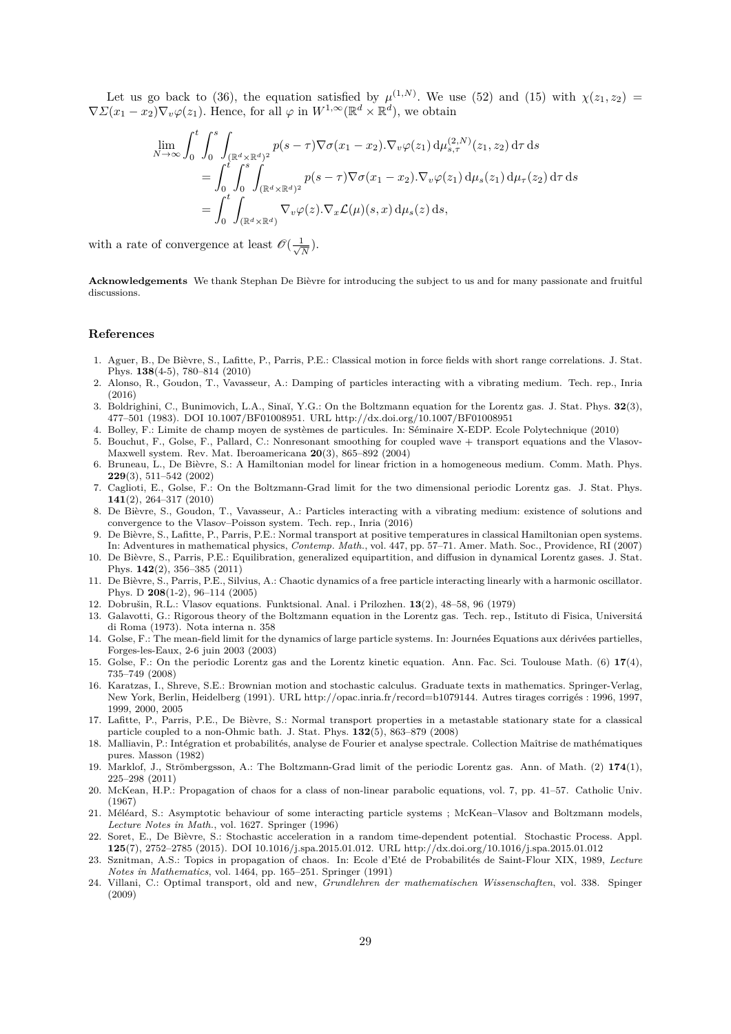Let us go back to (36), the equation satisfied by $\mu^{(1,N)}$. We use (52) and (15) with $\chi(z_1, z_2) = \nabla\Sigma(x_1 - x_2)\nabla_v\varphi(z_1)$. Hence, for all $\varphi$ in $W^{1,\infty}(\mathbb{R}^d \times \mathbb{R}^d)$, we obtain

$$
\begin{aligned}
\lim_{N\to\infty} \int_0^t \int_0^s \int_{(\mathbb{R}^d\times\mathbb{R}^d)^2} & p(s-\tau)\nabla\sigma(x_1 - x_2).\nabla_v\varphi(z_1)\,\mathrm{d}\mu_{s,\tau}^{(2,N)}(z_1,z_2)\,\mathrm{d}\tau\,\mathrm{d}s \\
&= \int_0^t \int_0^s \int_{(\mathbb{R}^d\times\mathbb{R}^d)^2} p(s-\tau)\nabla\sigma(x_1 - x_2).\nabla_v\varphi(z_1)\,\mathrm{d}\mu_s(z_1)\,\mathrm{d}\mu_\tau(z_2)\,\mathrm{d}\tau\,\mathrm{d}s \\
&= \int_0^t \int_{(\mathbb{R}^d\times\mathbb{R}^d)} \nabla_v\varphi(z).\nabla_x\mathcal{L}(\mu)(s,x)\,\mathrm{d}\mu_s(z)\,\mathrm{d}s,
\end{aligned}
$$

with a rate of convergence at least $\mathscr{O}(\frac{1}{\sqrt{N}})$.

**Acknowledgements** We thank Stephan De Bièvre for introducing the subject to us and for many passionate and fruitful discussions.

## References

1. Aguer, B., De Bièvre, S., Lafitte, P., Parris, P.E.: Classical motion in force fields with short range correlations. J. Stat. Phys. **138**(4-5), 780–814 (2010)
2. Alonso, R., Goudon, T., Vavasseur, A.: Damping of particles interacting with a vibrating medium. Tech. rep., Inria (2016)
3. Boldrighini, C., Bunimovich, L.A., Sinaĭ, Y.G.: On the Boltzmann equation for the Lorentz gas. J. Stat. Phys. **32**(3), 477–501 (1983). DOI 10.1007/BF01008951. URL http://dx.doi.org/10.1007/BF01008951
4. Bolley, F.: Limite de champ moyen de systèmes de particules. In: Séminaire X-EDP. Ecole Polytechnique (2010)
5. Bouchut, F., Golse, F., Pallard, C.: Nonresonant smoothing for coupled wave + transport equations and the Vlasov-Maxwell system. Rev. Mat. Iberoamericana **20**(3), 865–892 (2004)
6. Bruneau, L., De Bièvre, S.: A Hamiltonian model for linear friction in a homogeneous medium. Comm. Math. Phys. **229**(3), 511–542 (2002)
7. Caglioti, E., Golse, F.: On the Boltzmann-Grad limit for the two dimensional periodic Lorentz gas. J. Stat. Phys. **141**(2), 264–317 (2010)
8. De Bièvre, S., Goudon, T., Vavasseur, A.: Particles interacting with a vibrating medium: existence of solutions and convergence to the Vlasov–Poisson system. Tech. rep., Inria (2016)
9. De Bièvre, S., Lafitte, P., Parris, P.E.: Normal transport at positive temperatures in classical Hamiltonian open systems. In: Adventures in mathematical physics, *Contemp. Math.*, vol. 447, pp. 57–71. Amer. Math. Soc., Providence, RI (2007)
10. De Bièvre, S., Parris, P.E.: Equilibration, generalized equipartition, and diffusion in dynamical Lorentz gases. J. Stat. Phys. **142**(2), 356–385 (2011)
11. De Bièvre, S., Parris, P.E., Silvius, A.: Chaotic dynamics of a free particle interacting linearly with a harmonic oscillator. Phys. D **208**(1-2), 96–114 (2005)
12. Dobrušin, R.L.: Vlasov equations. Funktsional. Anal. i Prilozhen. **13**(2), 48–58, 96 (1979)
13. Galavotti, G.: Rigorous theory of the Boltzmann equation in the Lorentz gas. Tech. rep., Istituto di Fisica, Universitá di Roma (1973). Nota interna n. 358
14. Golse, F.: The mean-field limit for the dynamics of large particle systems. In: Journées Equations aux dérivées partielles, Forges-les-Eaux, 2-6 juin 2003 (2003)
15. Golse, F.: On the periodic Lorentz gas and the Lorentz kinetic equation. Ann. Fac. Sci. Toulouse Math. (6) **17**(4), 735–749 (2008)
16. Karatzas, I., Shreve, S.E.: Brownian motion and stochastic calculus. Graduate texts in mathematics. Springer-Verlag, New York, Berlin, Heidelberg (1991). URL http://opac.inria.fr/record=b1079144. Autres tirages corrigés : 1996, 1997, 1999, 2000, 2005
17. Lafitte, P., Parris, P.E., De Bièvre, S.: Normal transport properties in a metastable stationary state for a classical particle coupled to a non-Ohmic bath. J. Stat. Phys. **132**(5), 863–879 (2008)
18. Malliavin, P.: Intégration et probabilités, analyse de Fourier et analyse spectrale. Collection Maîtrise de mathématiques pures. Masson (1982)
19. Marklof, J., Strömbergsson, A.: The Boltzmann-Grad limit of the periodic Lorentz gas. Ann. of Math. (2) **174**(1), 225–298 (2011)
20. McKean, H.P.: Propagation of chaos for a class of non-linear parabolic equations, vol. 7, pp. 41–57. Catholic Univ. (1967)
21. Méléard, S.: Asymptotic behaviour of some interacting particle systems ; McKean–Vlasov and Boltzmann models, *Lecture Notes in Math.*, vol. 1627. Springer (1996)
22. Soret, E., De Bièvre, S.: Stochastic acceleration in a random time-dependent potential. Stochastic Process. Appl. **125**(7), 2752–2785 (2015). DOI 10.1016/j.spa.2015.01.012. URL http://dx.doi.org/10.1016/j.spa.2015.01.012
23. Sznitman, A.S.: Topics in propagation of chaos. In: Ecole d'Eté de Probabilités de Saint-Flour XIX, 1989, *Lecture Notes in Mathematics*, vol. 1464, pp. 165–251. Springer (1991)
24. Villani, C.: Optimal transport, old and new, *Grundlehren der mathematischen Wissenschaften*, vol. 338. Spinger (2009)